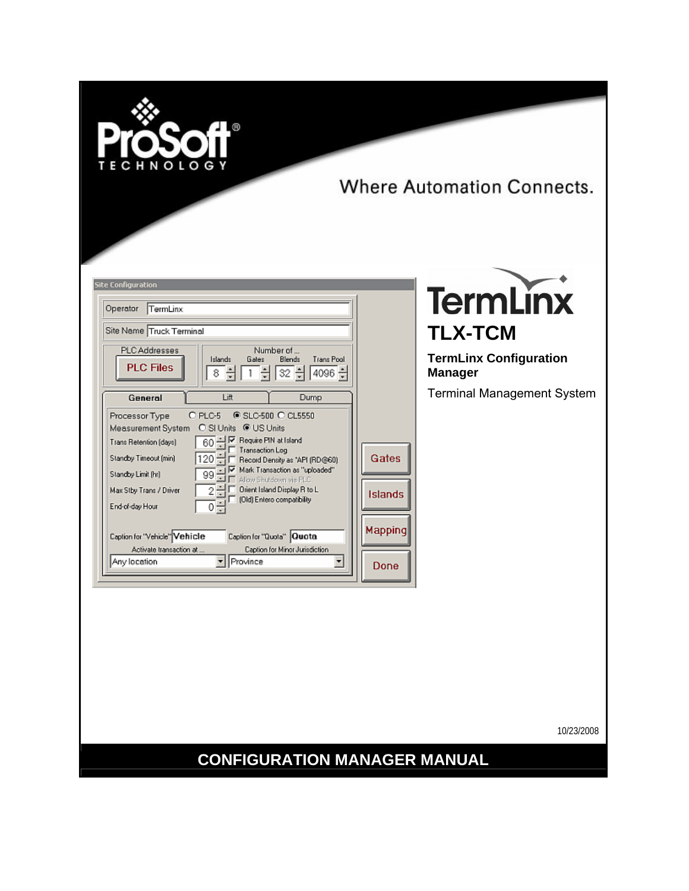ProSoft® TECHNOLOGY

Where Automation Connects.

TermLinx

# TLX-TCM

**TermLinx Configuration Manager**

Terminal Management System

10/23/2008

# CONFIGURATION MANAGER MANUAL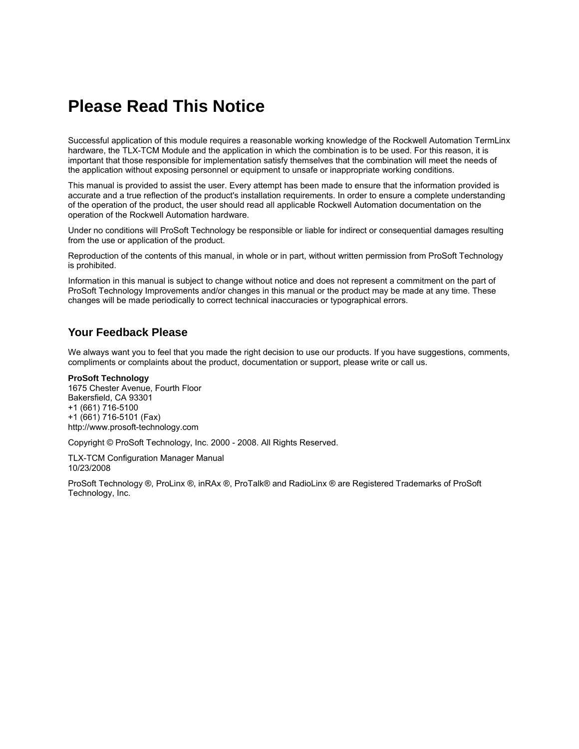# Please Read This Notice

Successful application of this module requires a reasonable working knowledge of the Rockwell Automation TermLinx hardware, the TLX-TCM Module and the application in which the combination is to be used. For this reason, it is important that those responsible for implementation satisfy themselves that the combination will meet the needs of the application without exposing personnel or equipment to unsafe or inappropriate working conditions.

This manual is provided to assist the user. Every attempt has been made to ensure that the information provided is accurate and a true reflection of the product's installation requirements. In order to ensure a complete understanding of the operation of the product, the user should read all applicable Rockwell Automation documentation on the operation of the Rockwell Automation hardware.

Under no conditions will ProSoft Technology be responsible or liable for indirect or consequential damages resulting from the use or application of the product.

Reproduction of the contents of this manual, in whole or in part, without written permission from ProSoft Technology is prohibited.

Information in this manual is subject to change without notice and does not represent a commitment on the part of ProSoft Technology Improvements and/or changes in this manual or the product may be made at any time. These changes will be made periodically to correct technical inaccuracies or typographical errors.

## Your Feedback Please

We always want you to feel that you made the right decision to use our products. If you have suggestions, comments, compliments or complaints about the product, documentation or support, please write or call us.

**ProSoft Technology**
1675 Chester Avenue, Fourth Floor
Bakersfield, CA 93301
+1 (661) 716-5100
+1 (661) 716-5101 (Fax)
http://www.prosoft-technology.com

Copyright © ProSoft Technology, Inc. 2000 - 2008. All Rights Reserved.

TLX-TCM Configuration Manager Manual
10/23/2008

ProSoft Technology ®, ProLinx ®, inRAx ®, ProTalk® and RadioLinx ® are Registered Trademarks of ProSoft Technology, Inc.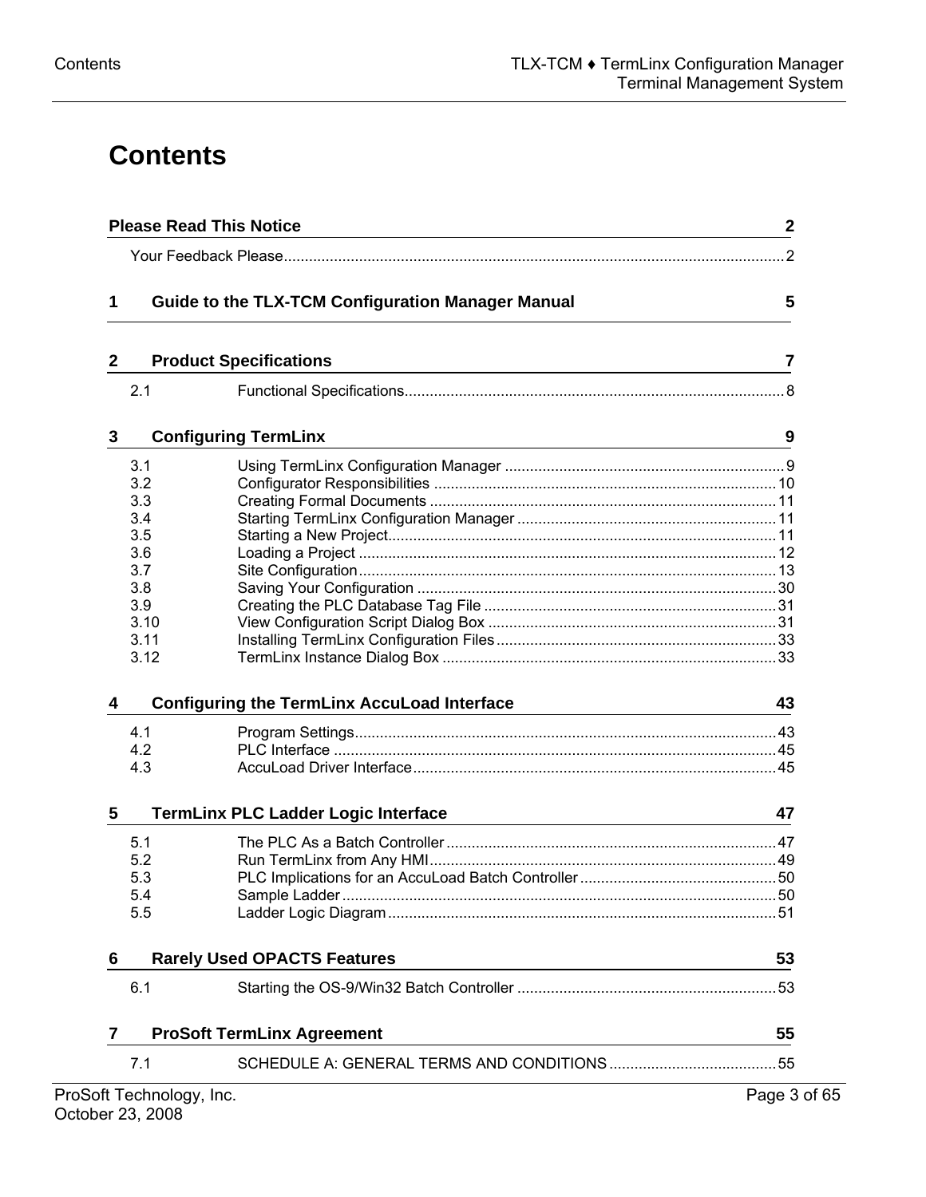# Contents

**Please Read This Notice** 2

Your Feedback Please...2

**1 Guide to the TLX-TCM Configuration Manager Manual** 5

**2 Product Specifications** 7

2.1 Functional Specifications...8

**3 Configuring TermLinx** 9

3.1 Using TermLinx Configuration Manager...9
3.2 Configurator Responsibilities...10
3.3 Creating Formal Documents...11
3.4 Starting TermLinx Configuration Manager...11
3.5 Starting a New Project...11
3.6 Loading a Project...12
3.7 Site Configuration...13
3.8 Saving Your Configuration...30
3.9 Creating the PLC Database Tag File...31
3.10 View Configuration Script Dialog Box...31
3.11 Installing TermLinx Configuration Files...33
3.12 TermLinx Instance Dialog Box...33

**4 Configuring the TermLinx AccuLoad Interface** 43

4.1 Program Settings...43
4.2 PLC Interface...45
4.3 AccuLoad Driver Interface...45

**5 TermLinx PLC Ladder Logic Interface** 47

5.1 The PLC As a Batch Controller...47
5.2 Run TermLinx from Any HMI...49
5.3 PLC Implications for an AccuLoad Batch Controller...50
5.4 Sample Ladder...50
5.5 Ladder Logic Diagram...51

**6 Rarely Used OPACTS Features** 53

6.1 Starting the OS-9/Win32 Batch Controller...53

**7 ProSoft TermLinx Agreement** 55

7.1 SCHEDULE A: GENERAL TERMS AND CONDITIONS...55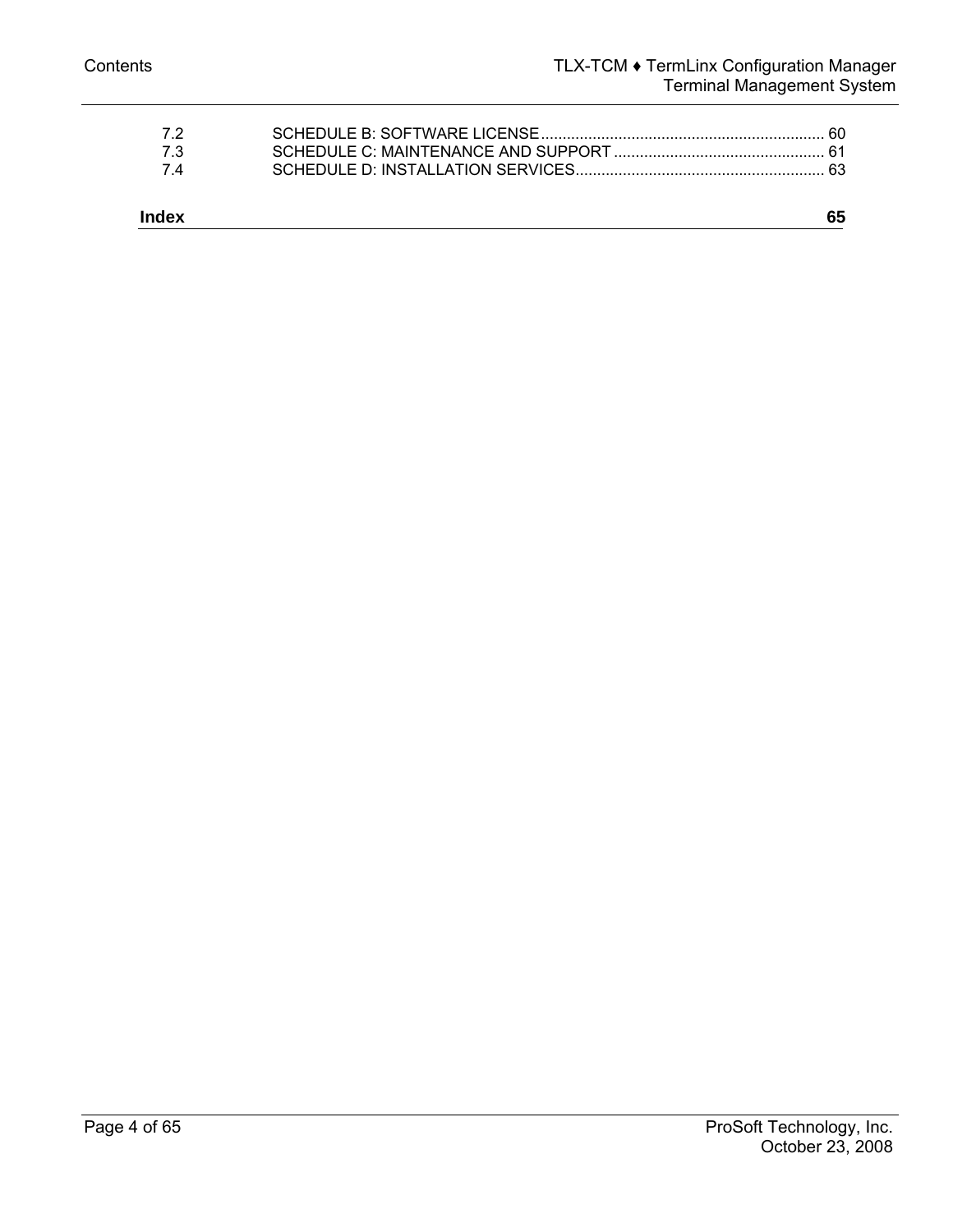7.2 SCHEDULE B: SOFTWARE LICENSE ........................................................... 60
7.3 SCHEDULE C: MAINTENANCE AND SUPPORT ........................................... 61
7.4 SCHEDULE D: INSTALLATION SERVICES.................................................... 63

**Index** **65**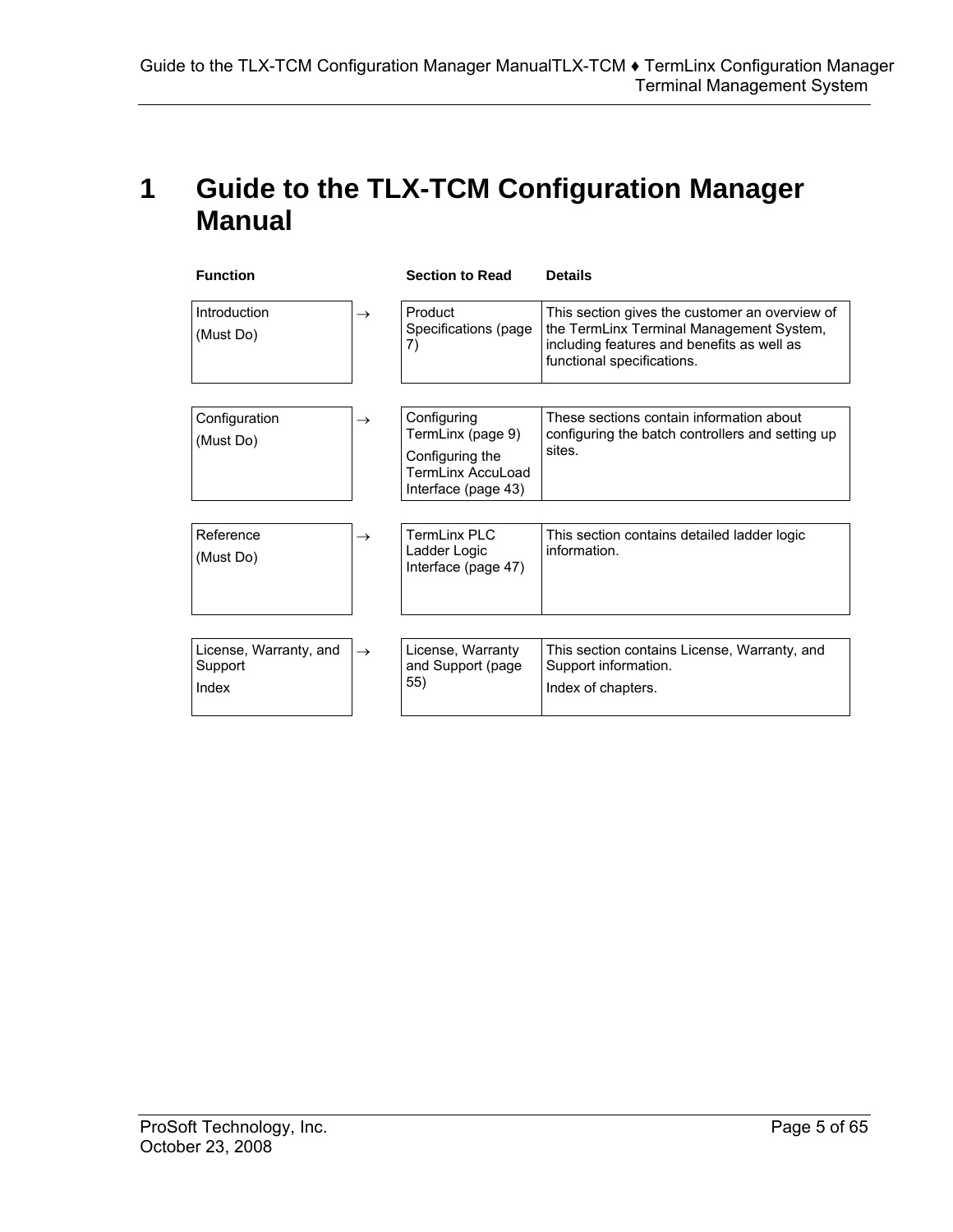# 1 Guide to the TLX-TCM Configuration Manager Manual

| Function | | Section to Read | Details |
|---|---|---|---|
| Introduction (Must Do) | → | Product Specifications (page 7) | This section gives the customer an overview of the TermLinx Terminal Management System, including features and benefits as well as functional specifications. |
| Configuration (Must Do) | → | Configuring TermLinx (page 9) Configuring the TermLinx AccuLoad Interface (page 43) | These sections contain information about configuring the batch controllers and setting up sites. |
| Reference (Must Do) | → | TermLinx PLC Ladder Logic Interface (page 47) | This section contains detailed ladder logic information. |
| License, Warranty, and Support Index | → | License, Warranty and Support (page 55) | This section contains License, Warranty, and Support information. Index of chapters. |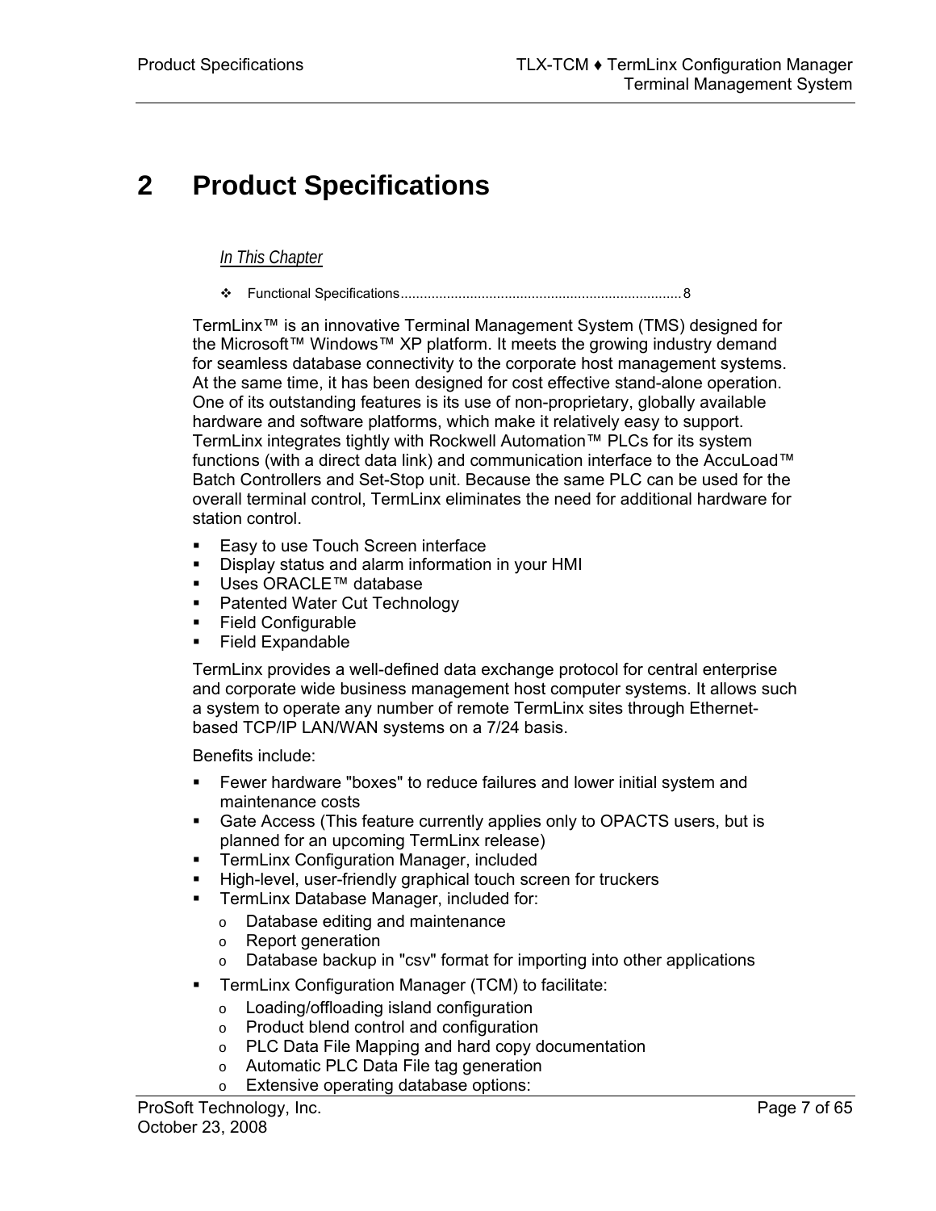# 2 Product Specifications

*In This Chapter*

- Functional Specifications ........................................................................ 8

TermLinx™ is an innovative Terminal Management System (TMS) designed for the Microsoft™ Windows™ XP platform. It meets the growing industry demand for seamless database connectivity to the corporate host management systems. At the same time, it has been designed for cost effective stand-alone operation. One of its outstanding features is its use of non-proprietary, globally available hardware and software platforms, which make it relatively easy to support. TermLinx integrates tightly with Rockwell Automation™ PLCs for its system functions (with a direct data link) and communication interface to the AccuLoad™ Batch Controllers and Set-Stop unit. Because the same PLC can be used for the overall terminal control, TermLinx eliminates the need for additional hardware for station control.

- Easy to use Touch Screen interface
- Display status and alarm information in your HMI
- Uses ORACLE™ database
- Patented Water Cut Technology
- Field Configurable
- Field Expandable

TermLinx provides a well-defined data exchange protocol for central enterprise and corporate wide business management host computer systems. It allows such a system to operate any number of remote TermLinx sites through Ethernet-based TCP/IP LAN/WAN systems on a 7/24 basis.

Benefits include:

- Fewer hardware "boxes" to reduce failures and lower initial system and maintenance costs
- Gate Access (This feature currently applies only to OPACTS users, but is planned for an upcoming TermLinx release)
- TermLinx Configuration Manager, included
- High-level, user-friendly graphical touch screen for truckers
- TermLinx Database Manager, included for:
  - Database editing and maintenance
  - Report generation
  - Database backup in "csv" format for importing into other applications
- TermLinx Configuration Manager (TCM) to facilitate:
  - Loading/offloading island configuration
  - Product blend control and configuration
  - PLC Data File Mapping and hard copy documentation
  - Automatic PLC Data File tag generation
  - Extensive operating database options: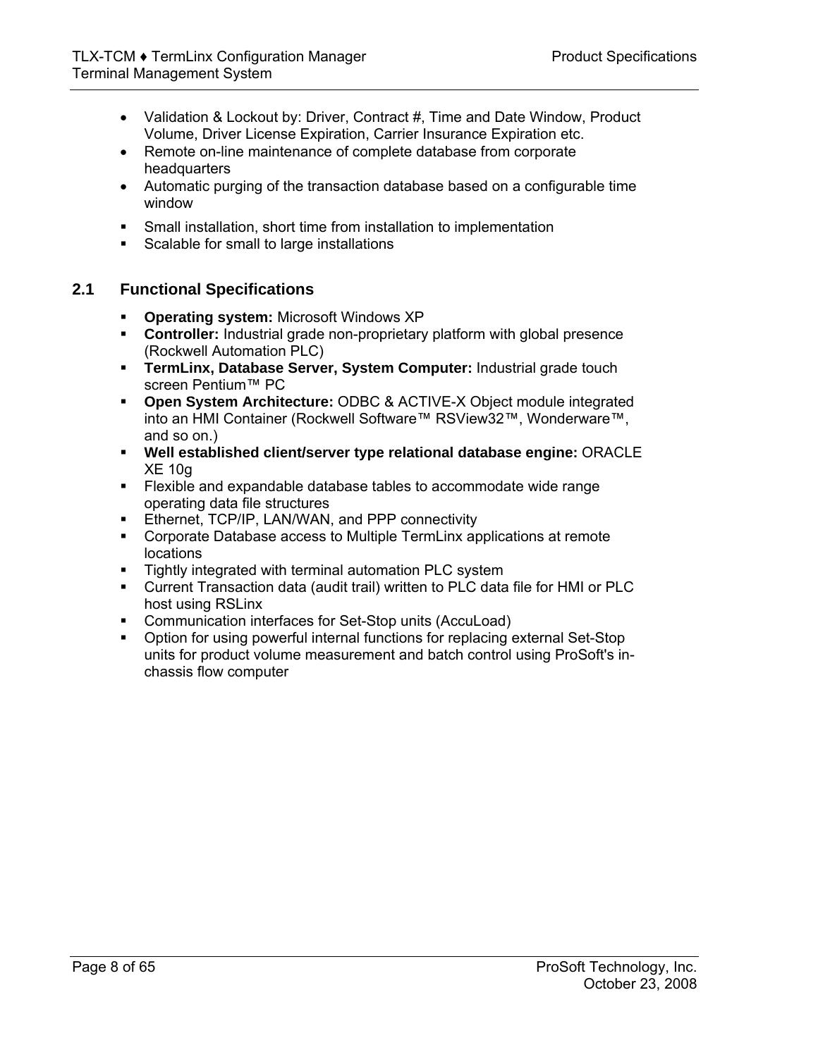- Validation & Lockout by: Driver, Contract #, Time and Date Window, Product Volume, Driver License Expiration, Carrier Insurance Expiration etc.
- Remote on-line maintenance of complete database from corporate headquarters
- Automatic purging of the transaction database based on a configurable time window

- Small installation, short time from installation to implementation
- Scalable for small to large installations

## 2.1 Functional Specifications

- **Operating system:** Microsoft Windows XP
- **Controller:** Industrial grade non-proprietary platform with global presence (Rockwell Automation PLC)
- **TermLinx, Database Server, System Computer:** Industrial grade touch screen Pentium™ PC
- **Open System Architecture:** ODBC & ACTIVE-X Object module integrated into an HMI Container (Rockwell Software™ RSView32™, Wonderware™, and so on.)
- **Well established client/server type relational database engine:** ORACLE XE 10g
- Flexible and expandable database tables to accommodate wide range operating data file structures
- Ethernet, TCP/IP, LAN/WAN, and PPP connectivity
- Corporate Database access to Multiple TermLinx applications at remote locations
- Tightly integrated with terminal automation PLC system
- Current Transaction data (audit trail) written to PLC data file for HMI or PLC host using RSLinx
- Communication interfaces for Set-Stop units (AccuLoad)
- Option for using powerful internal functions for replacing external Set-Stop units for product volume measurement and batch control using ProSoft's in-chassis flow computer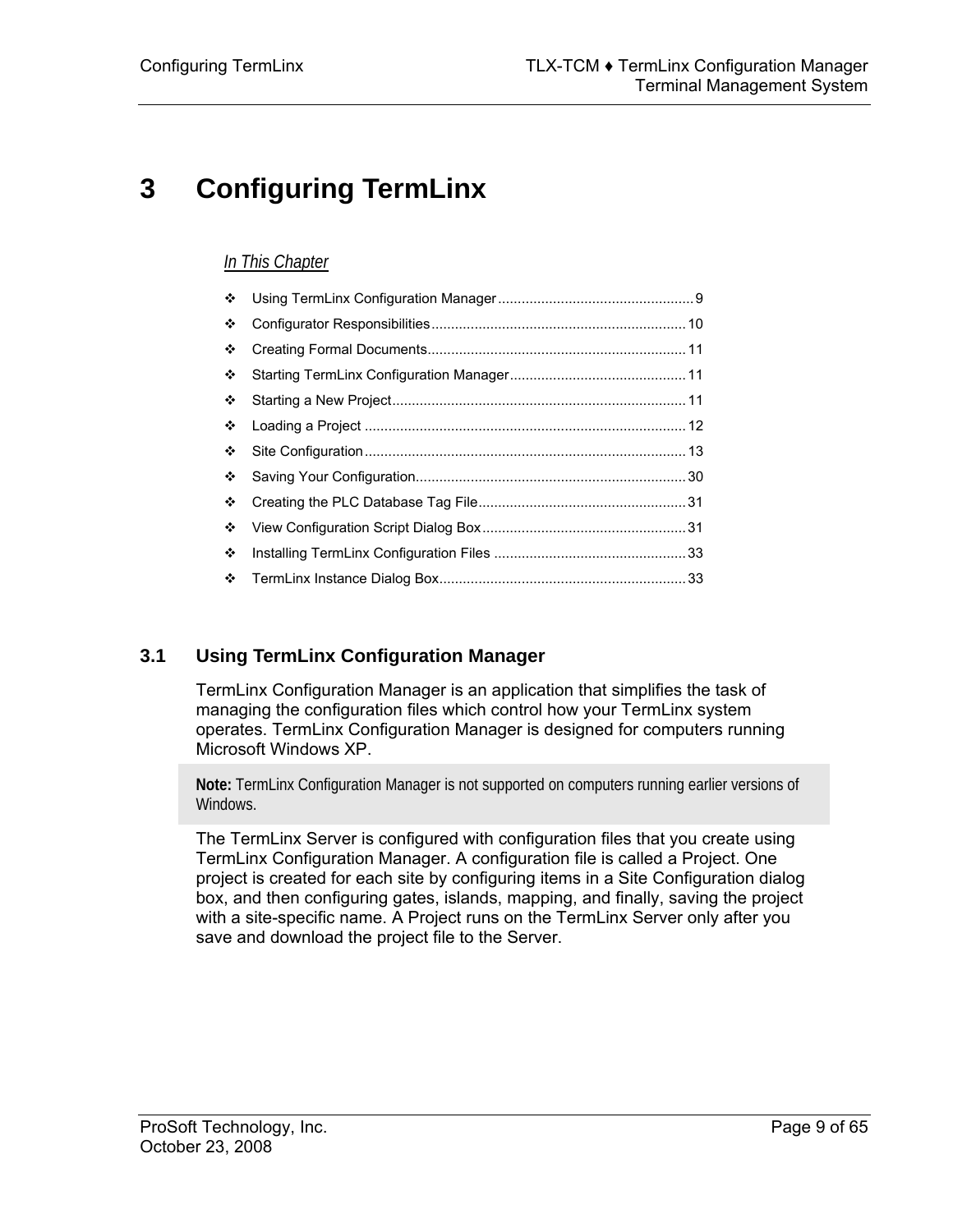# 3 Configuring TermLinx

*In This Chapter*

- Using TermLinx Configuration Manager ........................................ 9
- Configurator Responsibilities ........................................ 10
- Creating Formal Documents ........................................ 11
- Starting TermLinx Configuration Manager ........................................ 11
- Starting a New Project ........................................ 11
- Loading a Project ........................................ 12
- Site Configuration ........................................ 13
- Saving Your Configuration ........................................ 30
- Creating the PLC Database Tag File ........................................ 31
- View Configuration Script Dialog Box ........................................ 31
- Installing TermLinx Configuration Files ........................................ 33
- TermLinx Instance Dialog Box ........................................ 33

## 3.1 Using TermLinx Configuration Manager

TermLinx Configuration Manager is an application that simplifies the task of managing the configuration files which control how your TermLinx system operates. TermLinx Configuration Manager is designed for computers running Microsoft Windows XP.

> **Note:** TermLinx Configuration Manager is not supported on computers running earlier versions of Windows.

The TermLinx Server is configured with configuration files that you create using TermLinx Configuration Manager. A configuration file is called a Project. One project is created for each site by configuring items in a Site Configuration dialog box, and then configuring gates, islands, mapping, and finally, saving the project with a site-specific name. A Project runs on the TermLinx Server only after you save and download the project file to the Server.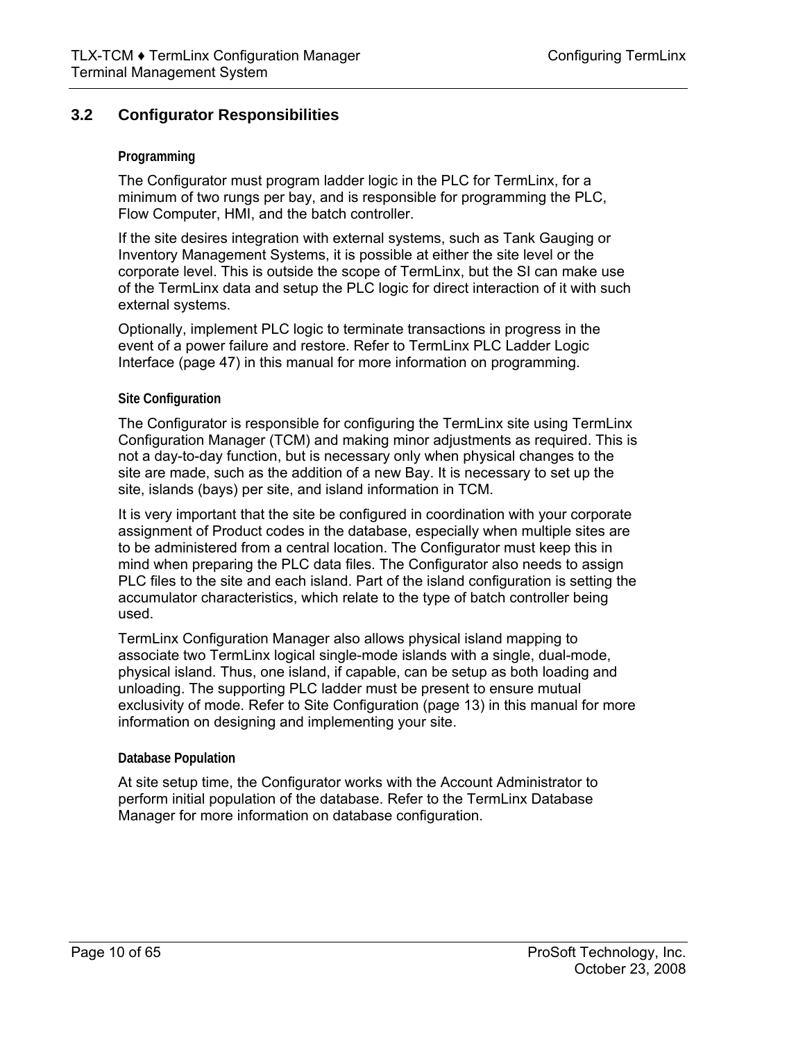## 3.2 Configurator Responsibilities

#### Programming

The Configurator must program ladder logic in the PLC for TermLinx, for a minimum of two rungs per bay, and is responsible for programming the PLC, Flow Computer, HMI, and the batch controller.

If the site desires integration with external systems, such as Tank Gauging or Inventory Management Systems, it is possible at either the site level or the corporate level. This is outside the scope of TermLinx, but the SI can make use of the TermLinx data and setup the PLC logic for direct interaction of it with such external systems.

Optionally, implement PLC logic to terminate transactions in progress in the event of a power failure and restore. Refer to TermLinx PLC Ladder Logic Interface (page 47) in this manual for more information on programming.

#### Site Configuration

The Configurator is responsible for configuring the TermLinx site using TermLinx Configuration Manager (TCM) and making minor adjustments as required. This is not a day-to-day function, but is necessary only when physical changes to the site are made, such as the addition of a new Bay. It is necessary to set up the site, islands (bays) per site, and island information in TCM.

It is very important that the site be configured in coordination with your corporate assignment of Product codes in the database, especially when multiple sites are to be administered from a central location. The Configurator must keep this in mind when preparing the PLC data files. The Configurator also needs to assign PLC files to the site and each island. Part of the island configuration is setting the accumulator characteristics, which relate to the type of batch controller being used.

TermLinx Configuration Manager also allows physical island mapping to associate two TermLinx logical single-mode islands with a single, dual-mode, physical island. Thus, one island, if capable, can be setup as both loading and unloading. The supporting PLC ladder must be present to ensure mutual exclusivity of mode. Refer to Site Configuration (page 13) in this manual for more information on designing and implementing your site.

#### Database Population

At site setup time, the Configurator works with the Account Administrator to perform initial population of the database. Refer to the TermLinx Database Manager for more information on database configuration.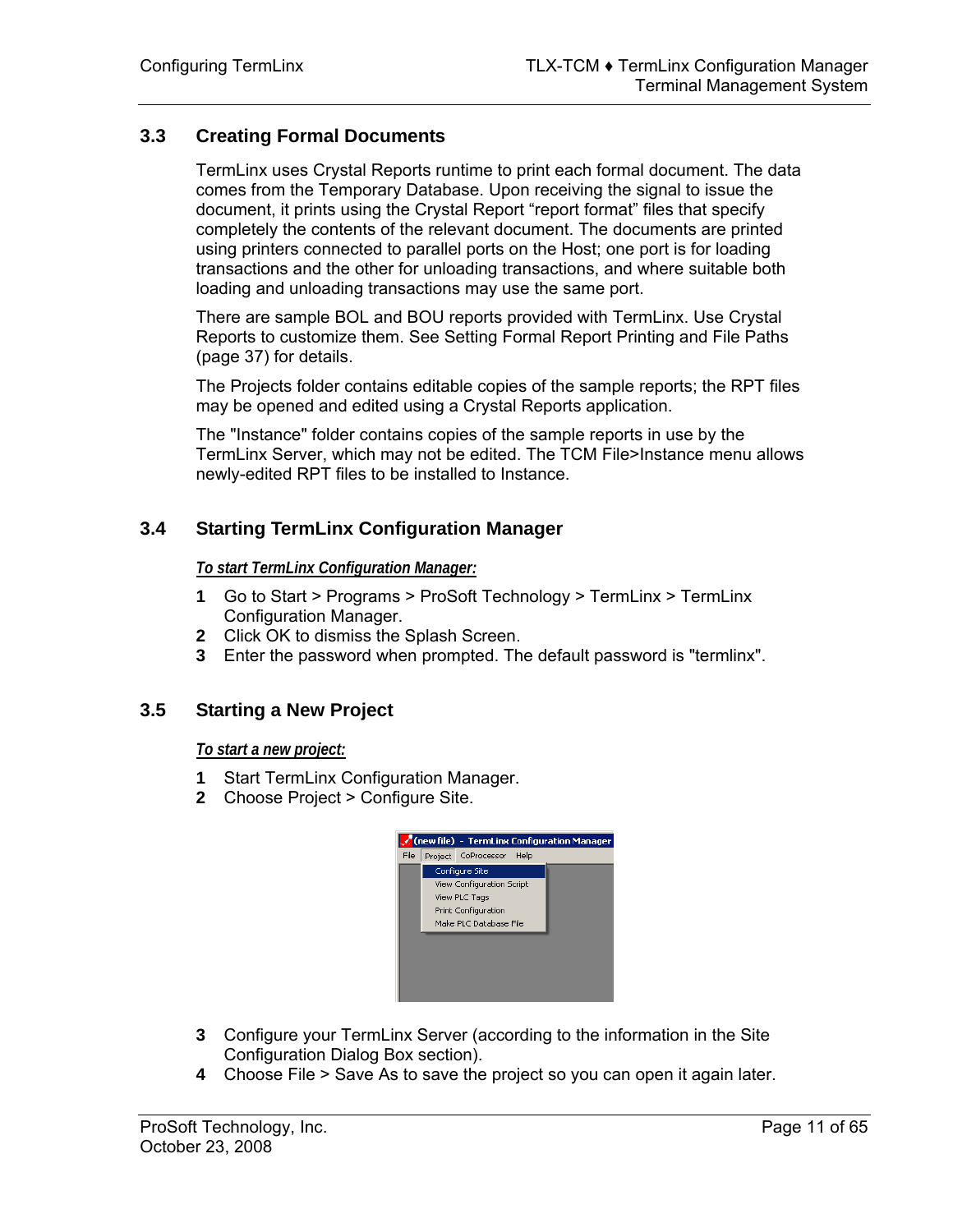## 3.3 Creating Formal Documents

TermLinx uses Crystal Reports runtime to print each formal document. The data comes from the Temporary Database. Upon receiving the signal to issue the document, it prints using the Crystal Report “report format” files that specify completely the contents of the relevant document. The documents are printed using printers connected to parallel ports on the Host; one port is for loading transactions and the other for unloading transactions, and where suitable both loading and unloading transactions may use the same port.

There are sample BOL and BOU reports provided with TermLinx. Use Crystal Reports to customize them. See Setting Formal Report Printing and File Paths (page 37) for details.

The Projects folder contains editable copies of the sample reports; the RPT files may be opened and edited using a Crystal Reports application.

The "Instance" folder contains copies of the sample reports in use by the TermLinx Server, which may not be edited. The TCM File>Instance menu allows newly-edited RPT files to be installed to Instance.

## 3.4 Starting TermLinx Configuration Manager

***To start TermLinx Configuration Manager:***

1. Go to Start > Programs > ProSoft Technology > TermLinx > TermLinx Configuration Manager.
2. Click OK to dismiss the Splash Screen.
3. Enter the password when prompted. The default password is "termlinx".

## 3.5 Starting a New Project

***To start a new project:***

1. Start TermLinx Configuration Manager.
2. Choose Project > Configure Site.
3. Configure your TermLinx Server (according to the information in the Site Configuration Dialog Box section).
4. Choose File > Save As to save the project so you can open it again later.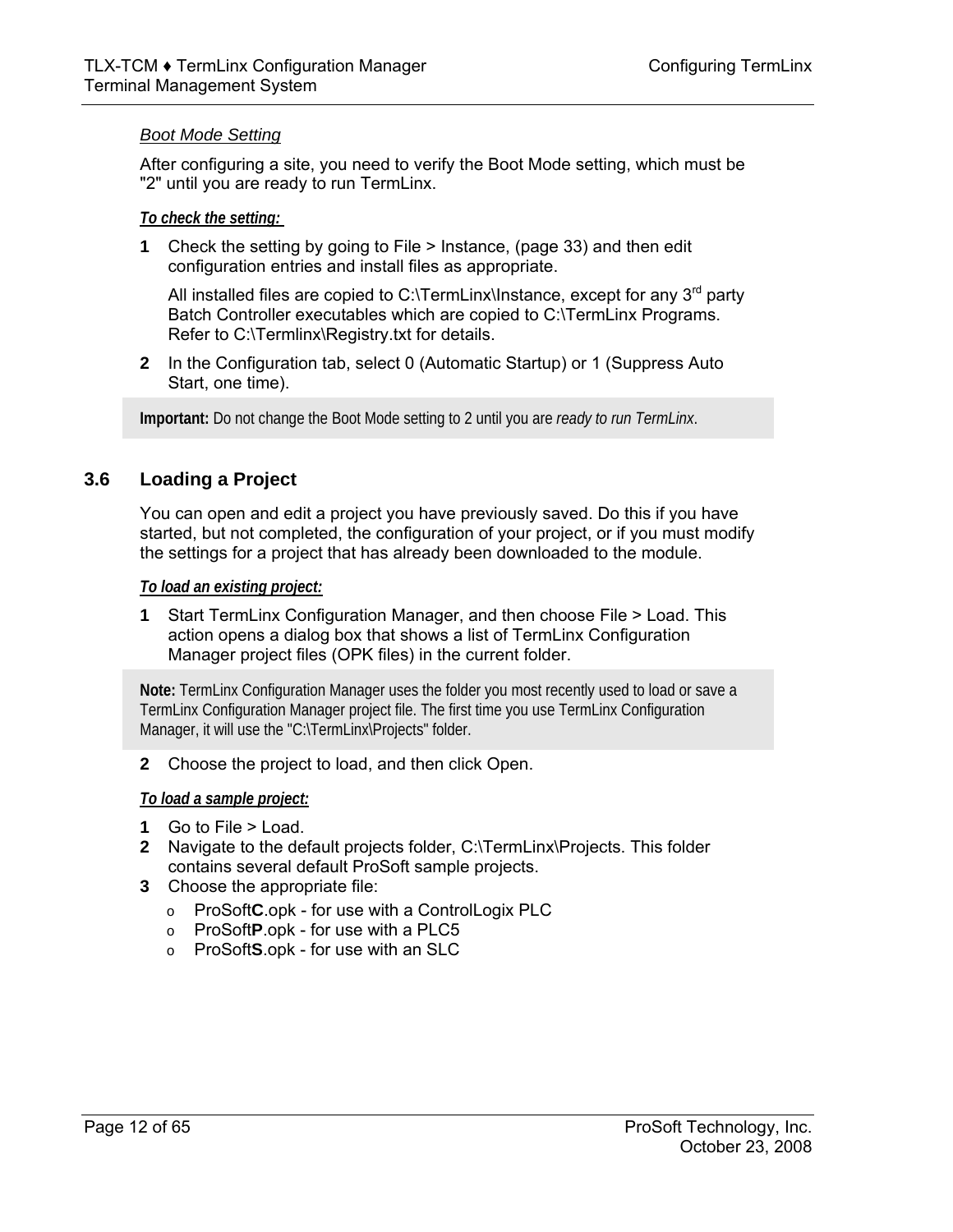*Boot Mode Setting*

After configuring a site, you need to verify the Boot Mode setting, which must be "2" until you are ready to run TermLinx.

***To check the setting:***

**1** Check the setting by going to File > Instance, (page 33) and then edit configuration entries and install files as appropriate.

All installed files are copied to C:\TermLinx\Instance, except for any 3rd party Batch Controller executables which are copied to C:\TermLinx Programs. Refer to C:\Termlinx\Registry.txt for details.

**2** In the Configuration tab, select 0 (Automatic Startup) or 1 (Suppress Auto Start, one time).

> **Important:** Do not change the Boot Mode setting to 2 until you are *ready to run TermLinx*.

## 3.6 Loading a Project

You can open and edit a project you have previously saved. Do this if you have started, but not completed, the configuration of your project, or if you must modify the settings for a project that has already been downloaded to the module.

***To load an existing project:***

**1** Start TermLinx Configuration Manager, and then choose File > Load. This action opens a dialog box that shows a list of TermLinx Configuration Manager project files (OPK files) in the current folder.

> **Note:** TermLinx Configuration Manager uses the folder you most recently used to load or save a TermLinx Configuration Manager project file. The first time you use TermLinx Configuration Manager, it will use the "C:\TermLinx\Projects" folder.

**2** Choose the project to load, and then click Open.

***To load a sample project:***

**1** Go to File > Load.
**2** Navigate to the default projects folder, C:\TermLinx\Projects. This folder contains several default ProSoft sample projects.
**3** Choose the appropriate file:
  - ProSoft**C**.opk - for use with a ControlLogix PLC
  - ProSoft**P**.opk - for use with a PLC5
  - ProSoft**S**.opk - for use with an SLC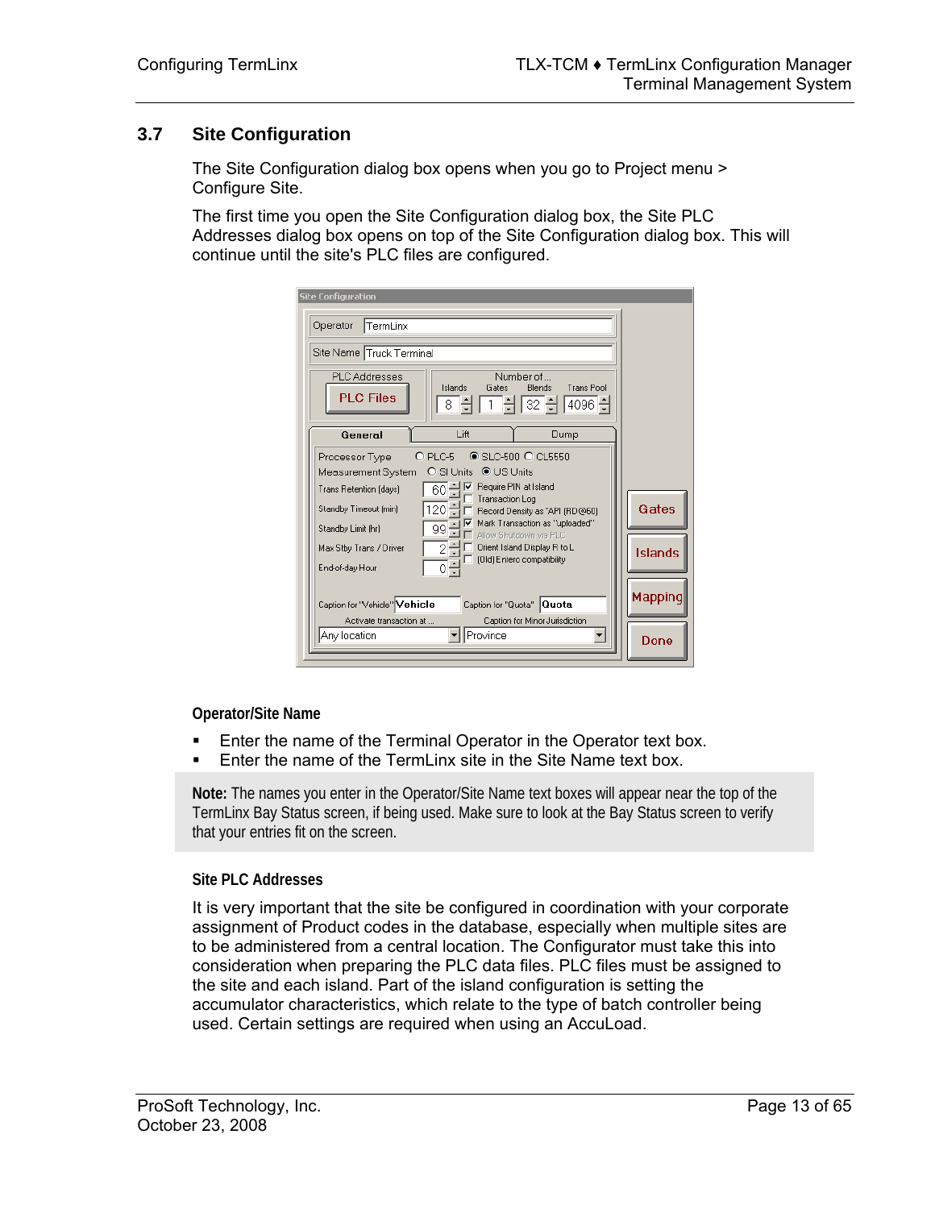## 3.7 Site Configuration

The Site Configuration dialog box opens when you go to Project menu > Configure Site.

The first time you open the Site Configuration dialog box, the Site PLC Addresses dialog box opens on top of the Site Configuration dialog box. This will continue until the site's PLC files are configured.

#### Operator/Site Name

- Enter the name of the Terminal Operator in the Operator text box.
- Enter the name of the TermLinx site in the Site Name text box.

**Note:** The names you enter in the Operator/Site Name text boxes will appear near the top of the TermLinx Bay Status screen, if being used. Make sure to look at the Bay Status screen to verify that your entries fit on the screen.

#### Site PLC Addresses

It is very important that the site be configured in coordination with your corporate assignment of Product codes in the database, especially when multiple sites are to be administered from a central location. The Configurator must take this into consideration when preparing the PLC data files. PLC files must be assigned to the site and each island. Part of the island configuration is setting the accumulator characteristics, which relate to the type of batch controller being used. Certain settings are required when using an AccuLoad.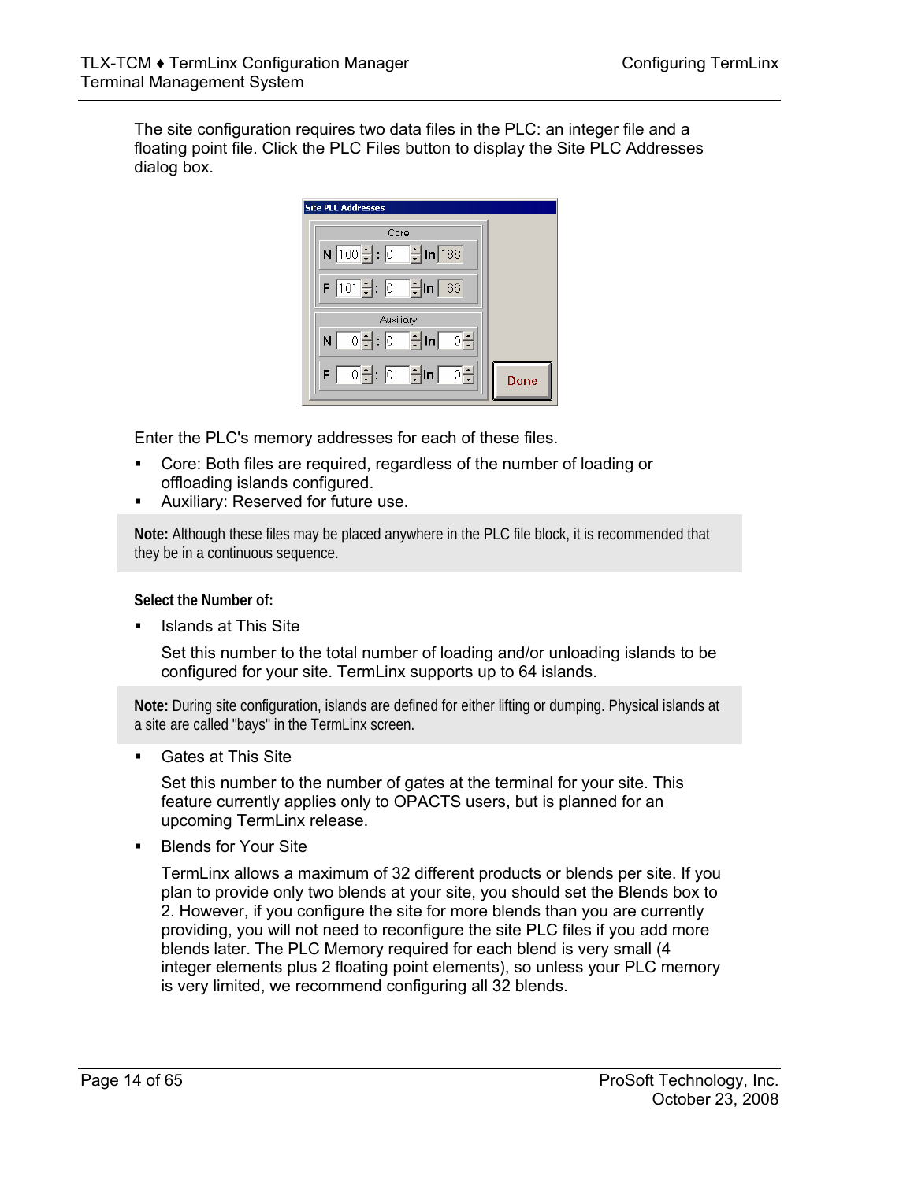The site configuration requires two data files in the PLC: an integer file and a floating point file. Click the PLC Files button to display the Site PLC Addresses dialog box.

Enter the PLC's memory addresses for each of these files.

- Core: Both files are required, regardless of the number of loading or offloading islands configured.
- Auxiliary: Reserved for future use.

> **Note:** Although these files may be placed anywhere in the PLC file block, it is recommended that they be in a continuous sequence.

**Select the Number of:**

- Islands at This Site

  Set this number to the total number of loading and/or unloading islands to be configured for your site. TermLinx supports up to 64 islands.

> **Note:** During site configuration, islands are defined for either lifting or dumping. Physical islands at a site are called "bays" in the TermLinx screen.

- Gates at This Site

  Set this number to the number of gates at the terminal for your site. This feature currently applies only to OPACTS users, but is planned for an upcoming TermLinx release.

- Blends for Your Site

  TermLinx allows a maximum of 32 different products or blends per site. If you plan to provide only two blends at your site, you should set the Blends box to 2. However, if you configure the site for more blends than you are currently providing, you will not need to reconfigure the site PLC files if you add more blends later. The PLC Memory required for each blend is very small (4 integer elements plus 2 floating point elements), so unless your PLC memory is very limited, we recommend configuring all 32 blends.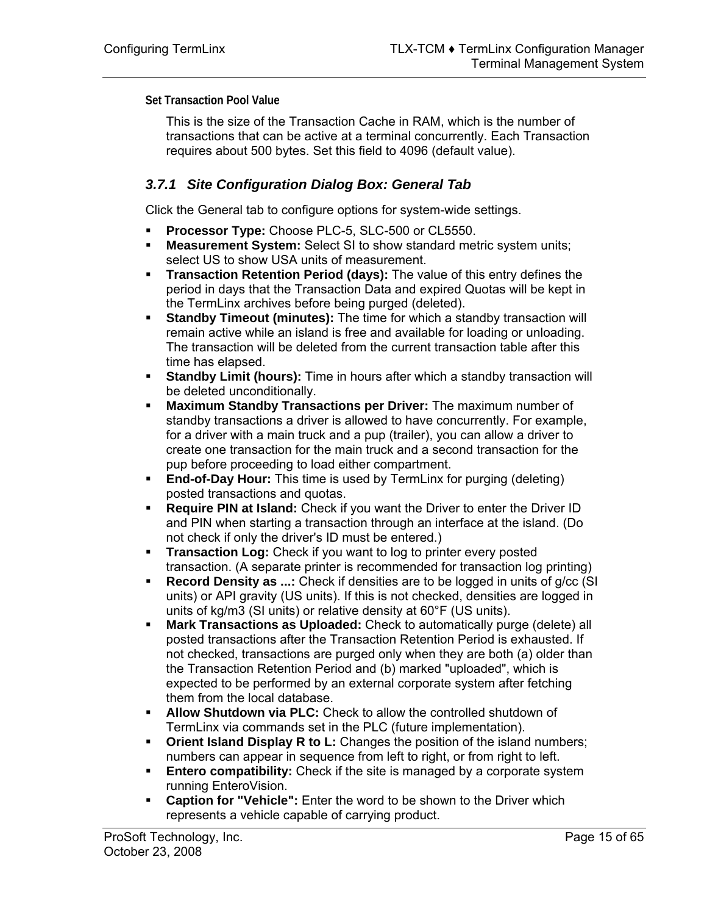**Set Transaction Pool Value**

This is the size of the Transaction Cache in RAM, which is the number of transactions that can be active at a terminal concurrently. Each Transaction requires about 500 bytes. Set this field to 4096 (default value).

### *3.7.1 Site Configuration Dialog Box: General Tab*

Click the General tab to configure options for system-wide settings.

- **Processor Type:** Choose PLC-5, SLC-500 or CL5550.
- **Measurement System:** Select SI to show standard metric system units; select US to show USA units of measurement.
- **Transaction Retention Period (days):** The value of this entry defines the period in days that the Transaction Data and expired Quotas will be kept in the TermLinx archives before being purged (deleted).
- **Standby Timeout (minutes):** The time for which a standby transaction will remain active while an island is free and available for loading or unloading. The transaction will be deleted from the current transaction table after this time has elapsed.
- **Standby Limit (hours):** Time in hours after which a standby transaction will be deleted unconditionally.
- **Maximum Standby Transactions per Driver:** The maximum number of standby transactions a driver is allowed to have concurrently. For example, for a driver with a main truck and a pup (trailer), you can allow a driver to create one transaction for the main truck and a second transaction for the pup before proceeding to load either compartment.
- **End-of-Day Hour:** This time is used by TermLinx for purging (deleting) posted transactions and quotas.
- **Require PIN at Island:** Check if you want the Driver to enter the Driver ID and PIN when starting a transaction through an interface at the island. (Do not check if only the driver's ID must be entered.)
- **Transaction Log:** Check if you want to log to printer every posted transaction. (A separate printer is recommended for transaction log printing)
- **Record Density as ...:** Check if densities are to be logged in units of g/cc (SI units) or API gravity (US units). If this is not checked, densities are logged in units of kg/m3 (SI units) or relative density at 60°F (US units).
- **Mark Transactions as Uploaded:** Check to automatically purge (delete) all posted transactions after the Transaction Retention Period is exhausted. If not checked, transactions are purged only when they are both (a) older than the Transaction Retention Period and (b) marked "uploaded", which is expected to be performed by an external corporate system after fetching them from the local database.
- **Allow Shutdown via PLC:** Check to allow the controlled shutdown of TermLinx via commands set in the PLC (future implementation).
- **Orient Island Display R to L:** Changes the position of the island numbers; numbers can appear in sequence from left to right, or from right to left.
- **Entero compatibility:** Check if the site is managed by a corporate system running EnteroVision.
- **Caption for "Vehicle":** Enter the word to be shown to the Driver which represents a vehicle capable of carrying product.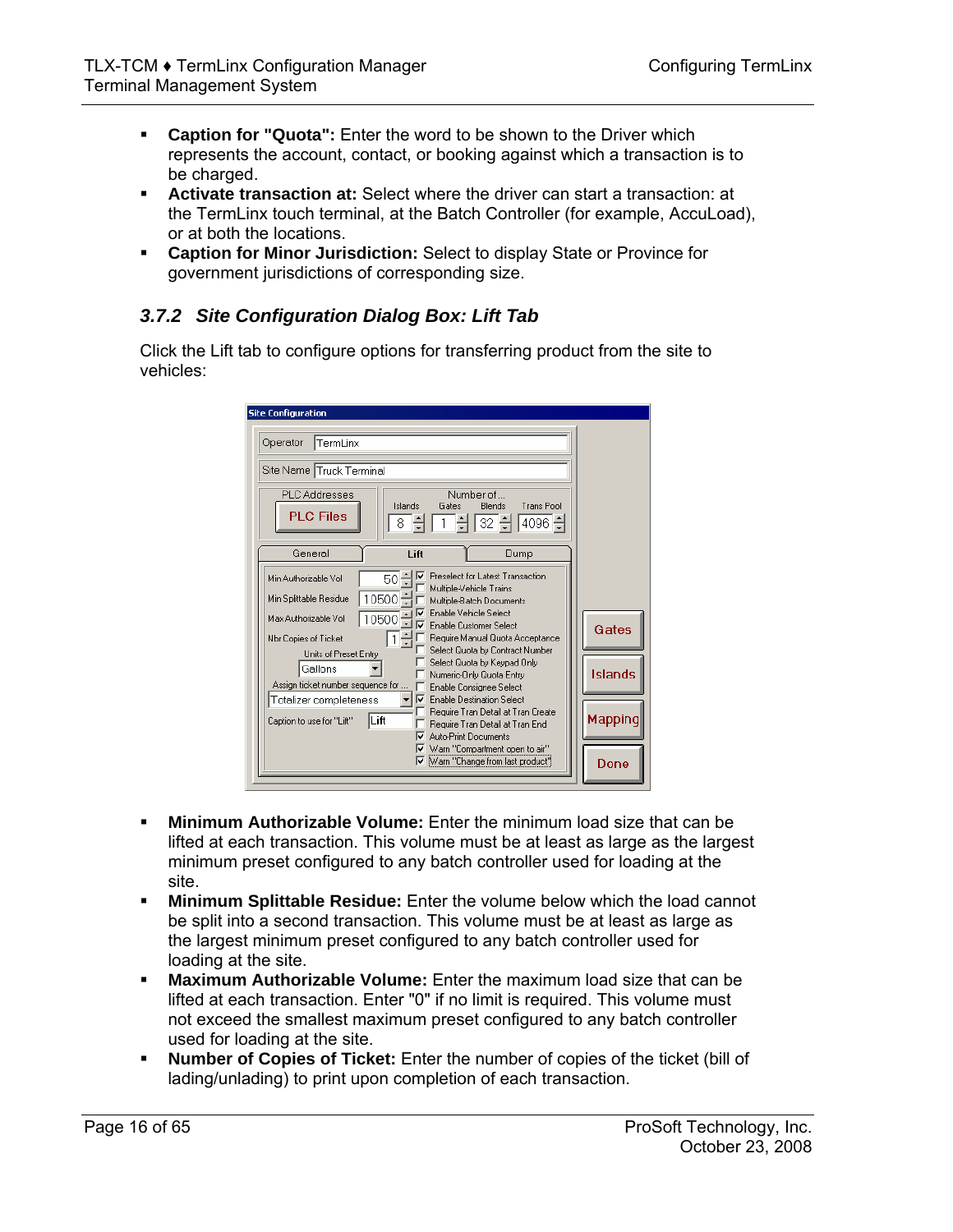- **Caption for "Quota":** Enter the word to be shown to the Driver which represents the account, contact, or booking against which a transaction is to be charged.
- **Activate transaction at:** Select where the driver can start a transaction: at the TermLinx touch terminal, at the Batch Controller (for example, AccuLoad), or at both the locations.
- **Caption for Minor Jurisdiction:** Select to display State or Province for government jurisdictions of corresponding size.

### *3.7.2 Site Configuration Dialog Box: Lift Tab*

Click the Lift tab to configure options for transferring product from the site to vehicles:

- **Minimum Authorizable Volume:** Enter the minimum load size that can be lifted at each transaction. This volume must be at least as large as the largest minimum preset configured to any batch controller used for loading at the site.
- **Minimum Splittable Residue:** Enter the volume below which the load cannot be split into a second transaction. This volume must be at least as large as the largest minimum preset configured to any batch controller used for loading at the site.
- **Maximum Authorizable Volume:** Enter the maximum load size that can be lifted at each transaction. Enter "0" if no limit is required. This volume must not exceed the smallest maximum preset configured to any batch controller used for loading at the site.
- **Number of Copies of Ticket:** Enter the number of copies of the ticket (bill of lading/unlading) to print upon completion of each transaction.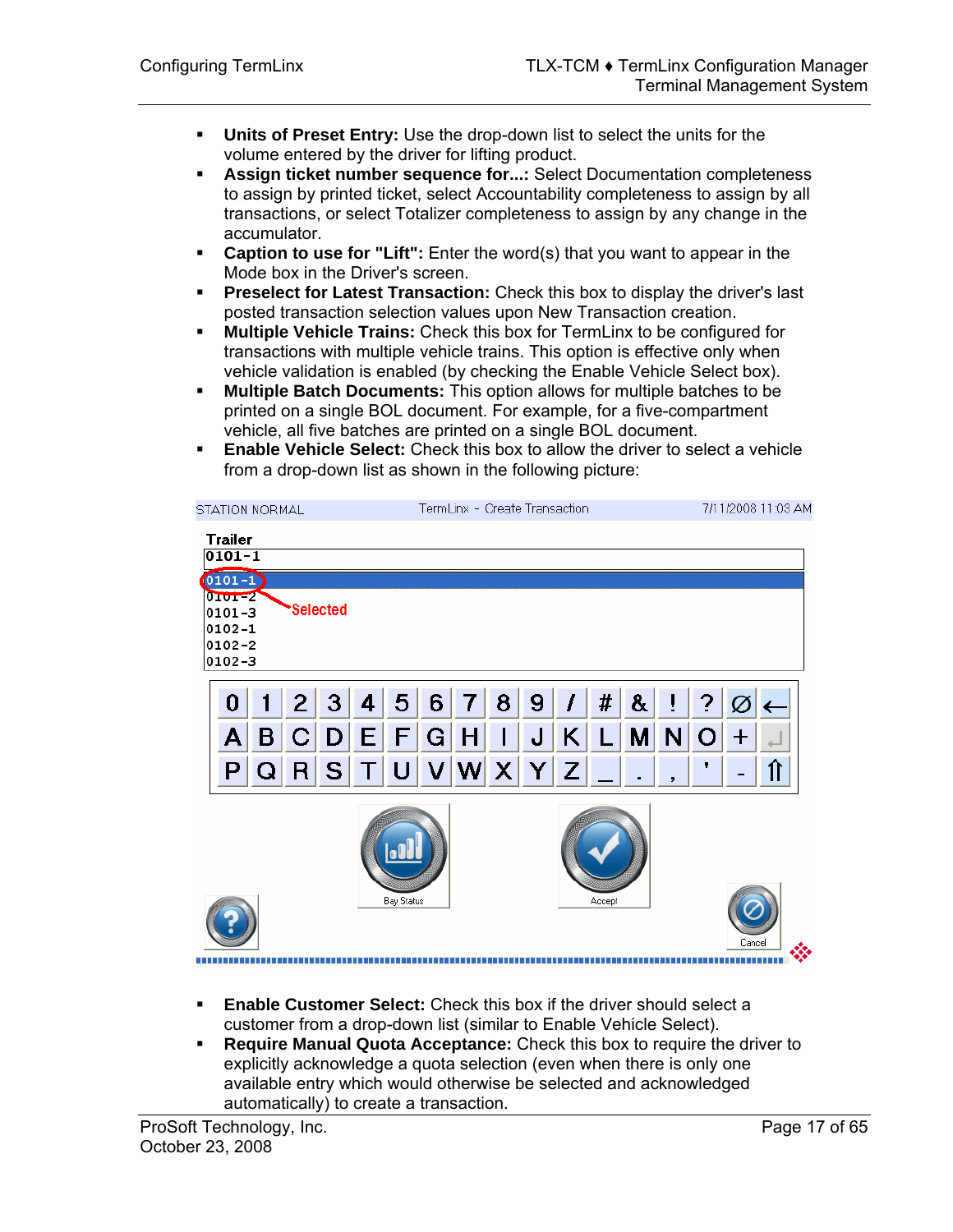- **Units of Preset Entry:** Use the drop-down list to select the units for the volume entered by the driver for lifting product.
- **Assign ticket number sequence for...:** Select Documentation completeness to assign by printed ticket, select Accountability completeness to assign by all transactions, or select Totalizer completeness to assign by any change in the accumulator.
- **Caption to use for "Lift":** Enter the word(s) that you want to appear in the Mode box in the Driver's screen.
- **Preselect for Latest Transaction:** Check this box to display the driver's last posted transaction selection values upon New Transaction creation.
- **Multiple Vehicle Trains:** Check this box for TermLinx to be configured for transactions with multiple vehicle trains. This option is effective only when vehicle validation is enabled (by checking the Enable Vehicle Select box).
- **Multiple Batch Documents:** This option allows for multiple batches to be printed on a single BOL document. For example, for a five-compartment vehicle, all five batches are printed on a single BOL document.
- **Enable Vehicle Select:** Check this box to allow the driver to select a vehicle from a drop-down list as shown in the following picture:

- **Enable Customer Select:** Check this box if the driver should select a customer from a drop-down list (similar to Enable Vehicle Select).
- **Require Manual Quota Acceptance:** Check this box to require the driver to explicitly acknowledge a quota selection (even when there is only one available entry which would otherwise be selected and acknowledged automatically) to create a transaction.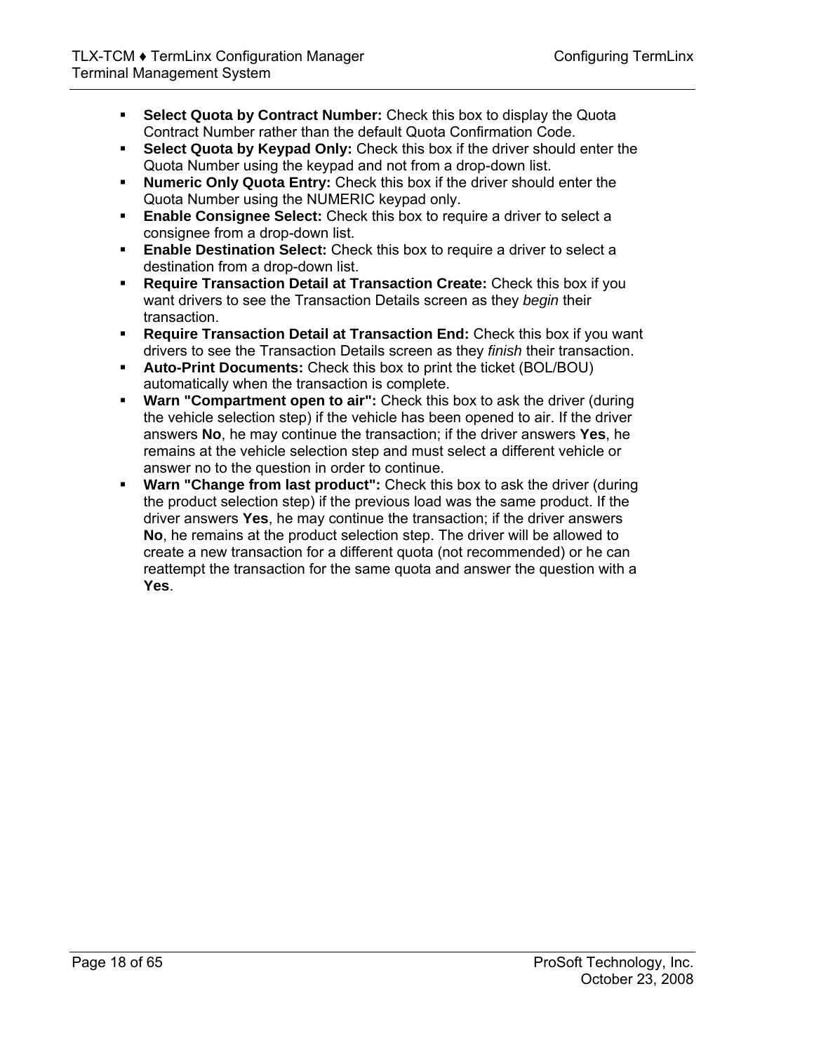- **Select Quota by Contract Number:** Check this box to display the Quota Contract Number rather than the default Quota Confirmation Code.
- **Select Quota by Keypad Only:** Check this box if the driver should enter the Quota Number using the keypad and not from a drop-down list.
- **Numeric Only Quota Entry:** Check this box if the driver should enter the Quota Number using the NUMERIC keypad only.
- **Enable Consignee Select:** Check this box to require a driver to select a consignee from a drop-down list.
- **Enable Destination Select:** Check this box to require a driver to select a destination from a drop-down list.
- **Require Transaction Detail at Transaction Create:** Check this box if you want drivers to see the Transaction Details screen as they *begin* their transaction.
- **Require Transaction Detail at Transaction End:** Check this box if you want drivers to see the Transaction Details screen as they *finish* their transaction.
- **Auto-Print Documents:** Check this box to print the ticket (BOL/BOU) automatically when the transaction is complete.
- **Warn "Compartment open to air":** Check this box to ask the driver (during the vehicle selection step) if the vehicle has been opened to air. If the driver answers **No**, he may continue the transaction; if the driver answers **Yes**, he remains at the vehicle selection step and must select a different vehicle or answer no to the question in order to continue.
- **Warn "Change from last product":** Check this box to ask the driver (during the product selection step) if the previous load was the same product. If the driver answers **Yes**, he may continue the transaction; if the driver answers **No**, he remains at the product selection step. The driver will be allowed to create a new transaction for a different quota (not recommended) or he can reattempt the transaction for the same quota and answer the question with a **Yes**.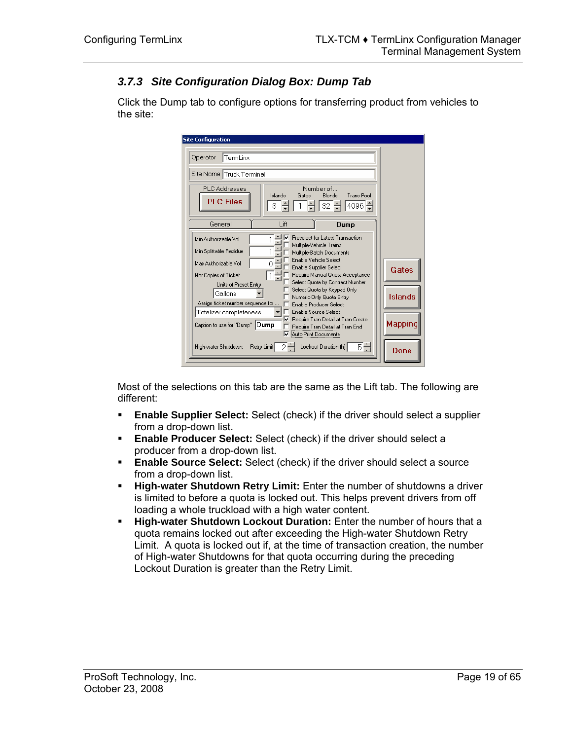### 3.7.3 Site Configuration Dialog Box: Dump Tab

Click the Dump tab to configure options for transferring product from vehicles to the site:

Most of the selections on this tab are the same as the Lift tab. The following are different:

- **Enable Supplier Select:** Select (check) if the driver should select a supplier from a drop-down list.
- **Enable Producer Select:** Select (check) if the driver should select a producer from a drop-down list.
- **Enable Source Select:** Select (check) if the driver should select a source from a drop-down list.
- **High-water Shutdown Retry Limit:** Enter the number of shutdowns a driver is limited to before a quota is locked out. This helps prevent drivers from off loading a whole truckload with a high water content.
- **High-water Shutdown Lockout Duration:** Enter the number of hours that a quota remains locked out after exceeding the High-water Shutdown Retry Limit. A quota is locked out if, at the time of transaction creation, the number of High-water Shutdowns for that quota occurring during the preceding Lockout Duration is greater than the Retry Limit.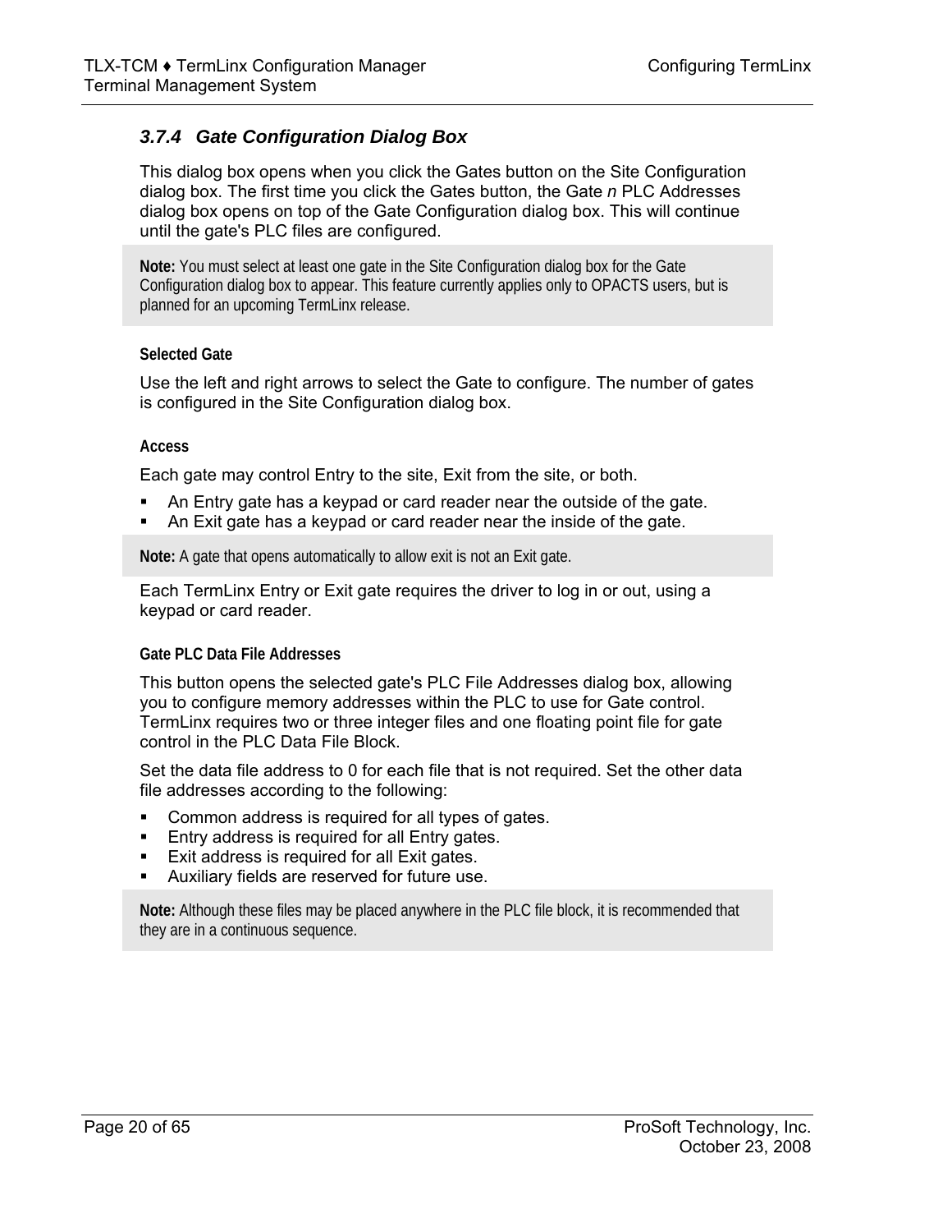### 3.7.4 Gate Configuration Dialog Box

This dialog box opens when you click the Gates button on the Site Configuration dialog box. The first time you click the Gates button, the Gate *n* PLC Addresses dialog box opens on top of the Gate Configuration dialog box. This will continue until the gate's PLC files are configured.

**Note:** You must select at least one gate in the Site Configuration dialog box for the Gate Configuration dialog box to appear. This feature currently applies only to OPACTS users, but is planned for an upcoming TermLinx release.

**Selected Gate**

Use the left and right arrows to select the Gate to configure. The number of gates is configured in the Site Configuration dialog box.

**Access**

Each gate may control Entry to the site, Exit from the site, or both.

- An Entry gate has a keypad or card reader near the outside of the gate.
- An Exit gate has a keypad or card reader near the inside of the gate.

**Note:** A gate that opens automatically to allow exit is not an Exit gate.

Each TermLinx Entry or Exit gate requires the driver to log in or out, using a keypad or card reader.

**Gate PLC Data File Addresses**

This button opens the selected gate's PLC File Addresses dialog box, allowing you to configure memory addresses within the PLC to use for Gate control. TermLinx requires two or three integer files and one floating point file for gate control in the PLC Data File Block.

Set the data file address to 0 for each file that is not required. Set the other data file addresses according to the following:

- Common address is required for all types of gates.
- Entry address is required for all Entry gates.
- Exit address is required for all Exit gates.
- Auxiliary fields are reserved for future use.

**Note:** Although these files may be placed anywhere in the PLC file block, it is recommended that they are in a continuous sequence.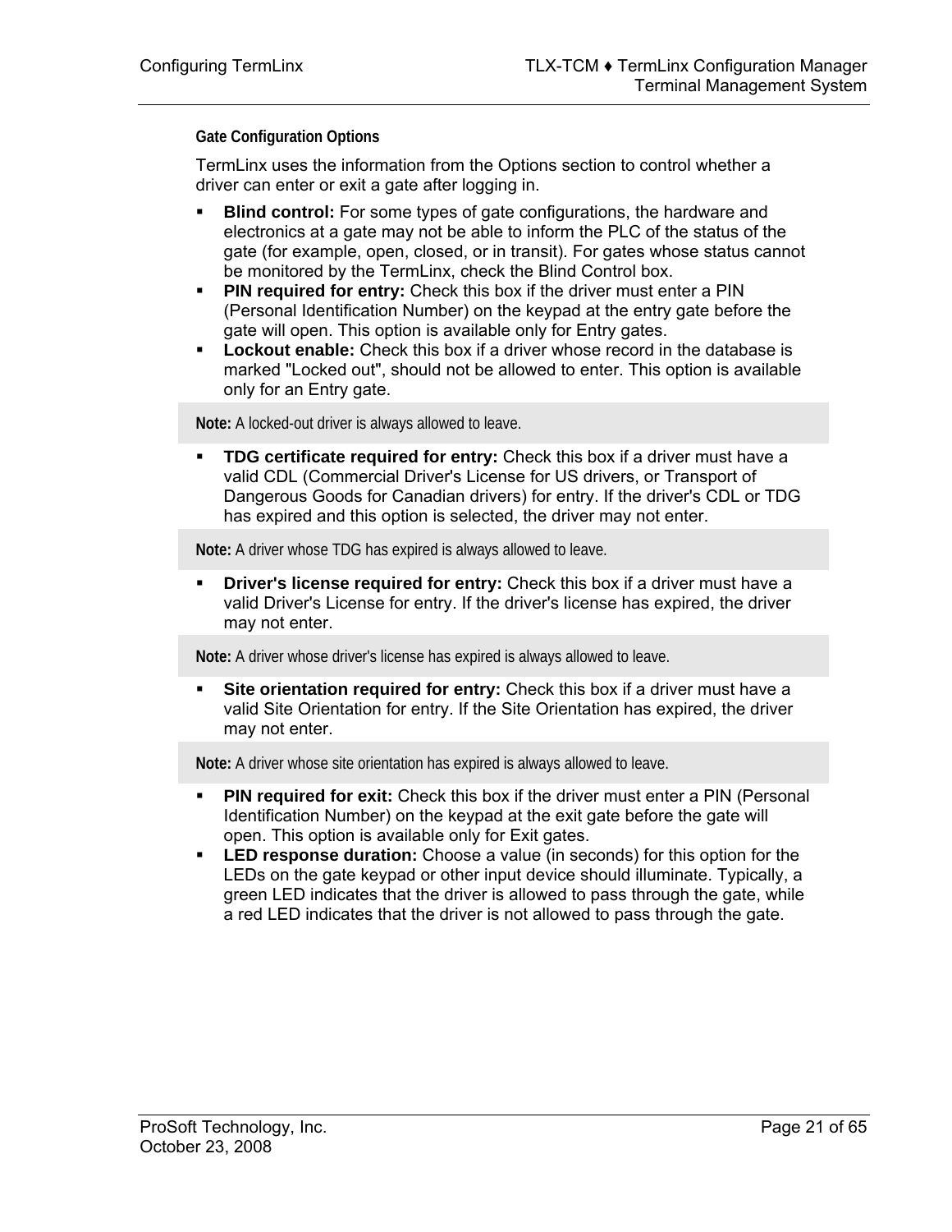### Gate Configuration Options

TermLinx uses the information from the Options section to control whether a driver can enter or exit a gate after logging in.

- **Blind control:** For some types of gate configurations, the hardware and electronics at a gate may not be able to inform the PLC of the status of the gate (for example, open, closed, or in transit). For gates whose status cannot be monitored by the TermLinx, check the Blind Control box.
- **PIN required for entry:** Check this box if the driver must enter a PIN (Personal Identification Number) on the keypad at the entry gate before the gate will open. This option is available only for Entry gates.
- **Lockout enable:** Check this box if a driver whose record in the database is marked "Locked out", should not be allowed to enter. This option is available only for an Entry gate.

**Note:** A locked-out driver is always allowed to leave.

- **TDG certificate required for entry:** Check this box if a driver must have a valid CDL (Commercial Driver's License for US drivers, or Transport of Dangerous Goods for Canadian drivers) for entry. If the driver's CDL or TDG has expired and this option is selected, the driver may not enter.

**Note:** A driver whose TDG has expired is always allowed to leave.

- **Driver's license required for entry:** Check this box if a driver must have a valid Driver's License for entry. If the driver's license has expired, the driver may not enter.

**Note:** A driver whose driver's license has expired is always allowed to leave.

- **Site orientation required for entry:** Check this box if a driver must have a valid Site Orientation for entry. If the Site Orientation has expired, the driver may not enter.

**Note:** A driver whose site orientation has expired is always allowed to leave.

- **PIN required for exit:** Check this box if the driver must enter a PIN (Personal Identification Number) on the keypad at the exit gate before the gate will open. This option is available only for Exit gates.
- **LED response duration:** Choose a value (in seconds) for this option for the LEDs on the gate keypad or other input device should illuminate. Typically, a green LED indicates that the driver is allowed to pass through the gate, while a red LED indicates that the driver is not allowed to pass through the gate.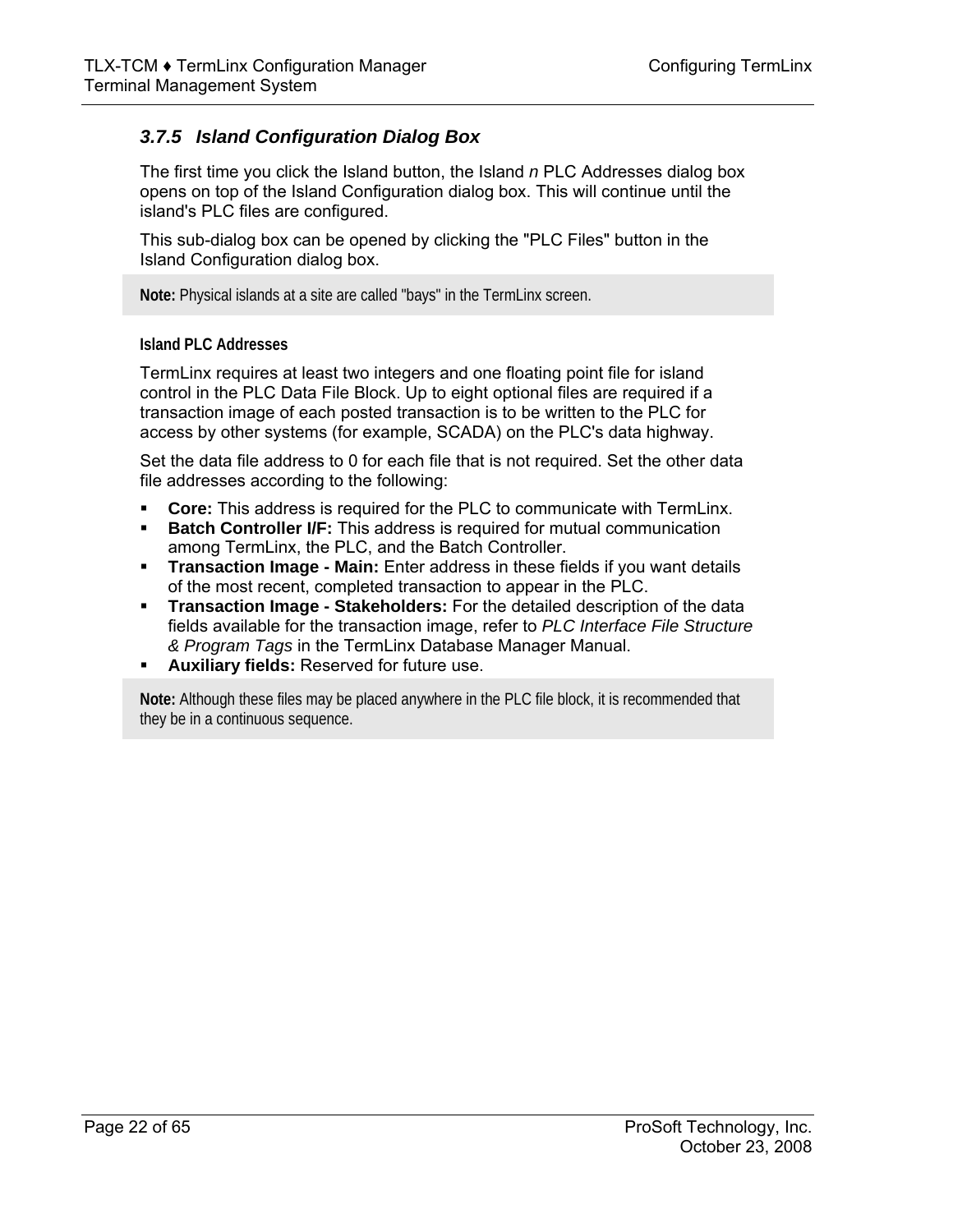### 3.7.5 *Island Configuration Dialog Box*

The first time you click the Island button, the Island *n* PLC Addresses dialog box opens on top of the Island Configuration dialog box. This will continue until the island's PLC files are configured.

This sub-dialog box can be opened by clicking the "PLC Files" button in the Island Configuration dialog box.

> **Note:** Physical islands at a site are called "bays" in the TermLinx screen.

**Island PLC Addresses**

TermLinx requires at least two integers and one floating point file for island control in the PLC Data File Block. Up to eight optional files are required if a transaction image of each posted transaction is to be written to the PLC for access by other systems (for example, SCADA) on the PLC's data highway.

Set the data file address to 0 for each file that is not required. Set the other data file addresses according to the following:

- **Core:** This address is required for the PLC to communicate with TermLinx.
- **Batch Controller I/F:** This address is required for mutual communication among TermLinx, the PLC, and the Batch Controller.
- **Transaction Image - Main:** Enter address in these fields if you want details of the most recent, completed transaction to appear in the PLC.
- **Transaction Image - Stakeholders:** For the detailed description of the data fields available for the transaction image, refer to *PLC Interface File Structure & Program Tags* in the TermLinx Database Manager Manual.
- **Auxiliary fields:** Reserved for future use.

> **Note:** Although these files may be placed anywhere in the PLC file block, it is recommended that they be in a continuous sequence.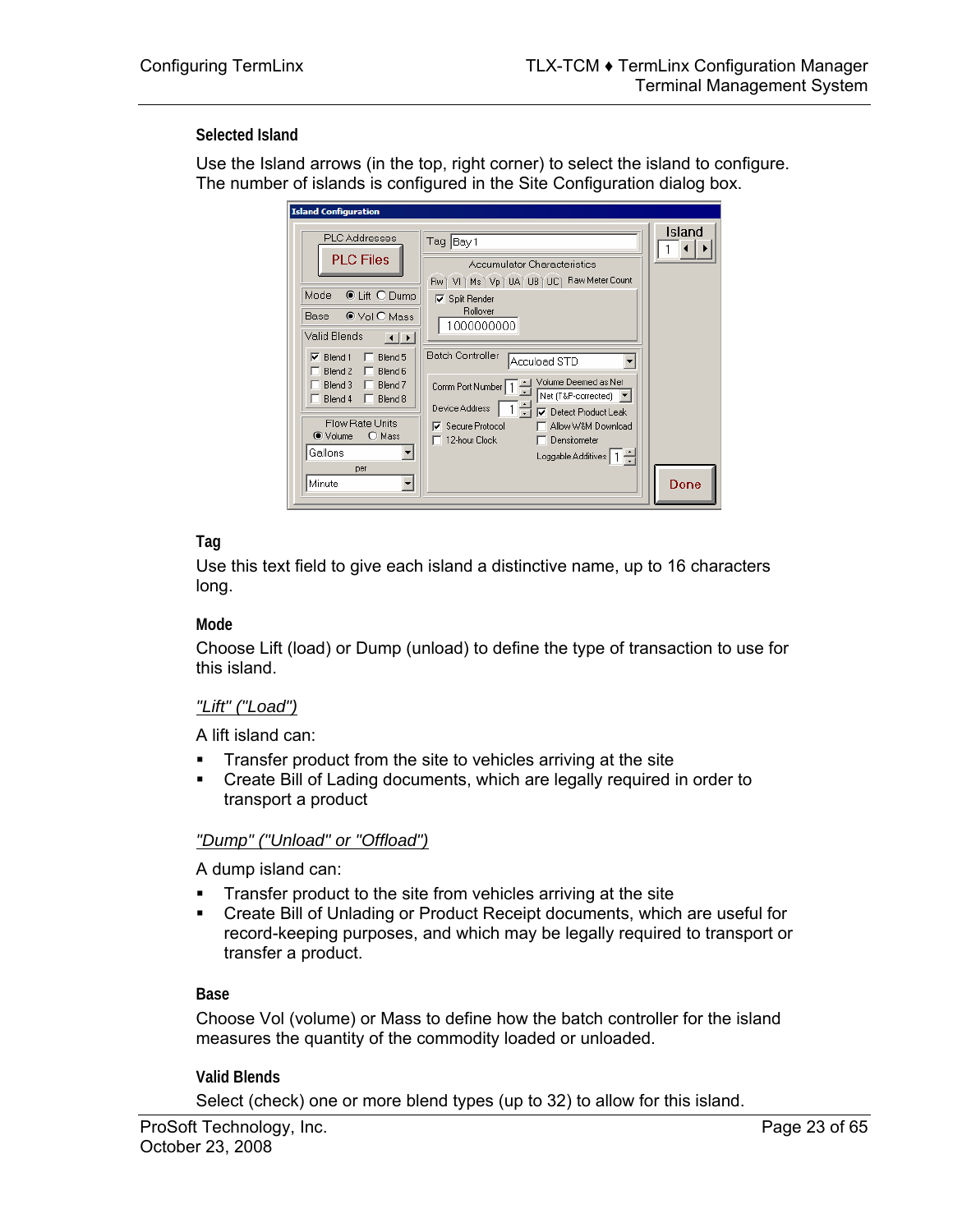### Selected Island

Use the Island arrows (in the top, right corner) to select the island to configure. The number of islands is configured in the Site Configuration dialog box.

### Tag

Use this text field to give each island a distinctive name, up to 16 characters long.

### Mode

Choose Lift (load) or Dump (unload) to define the type of transaction to use for this island.

*"Lift" ("Load")*

A lift island can:

- Transfer product from the site to vehicles arriving at the site
- Create Bill of Lading documents, which are legally required in order to transport a product

*"Dump" ("Unload" or "Offload")*

A dump island can:

- Transfer product to the site from vehicles arriving at the site
- Create Bill of Unlading or Product Receipt documents, which are useful for record-keeping purposes, and which may be legally required to transport or transfer a product.

### Base

Choose Vol (volume) or Mass to define how the batch controller for the island measures the quantity of the commodity loaded or unloaded.

### Valid Blends

Select (check) one or more blend types (up to 32) to allow for this island.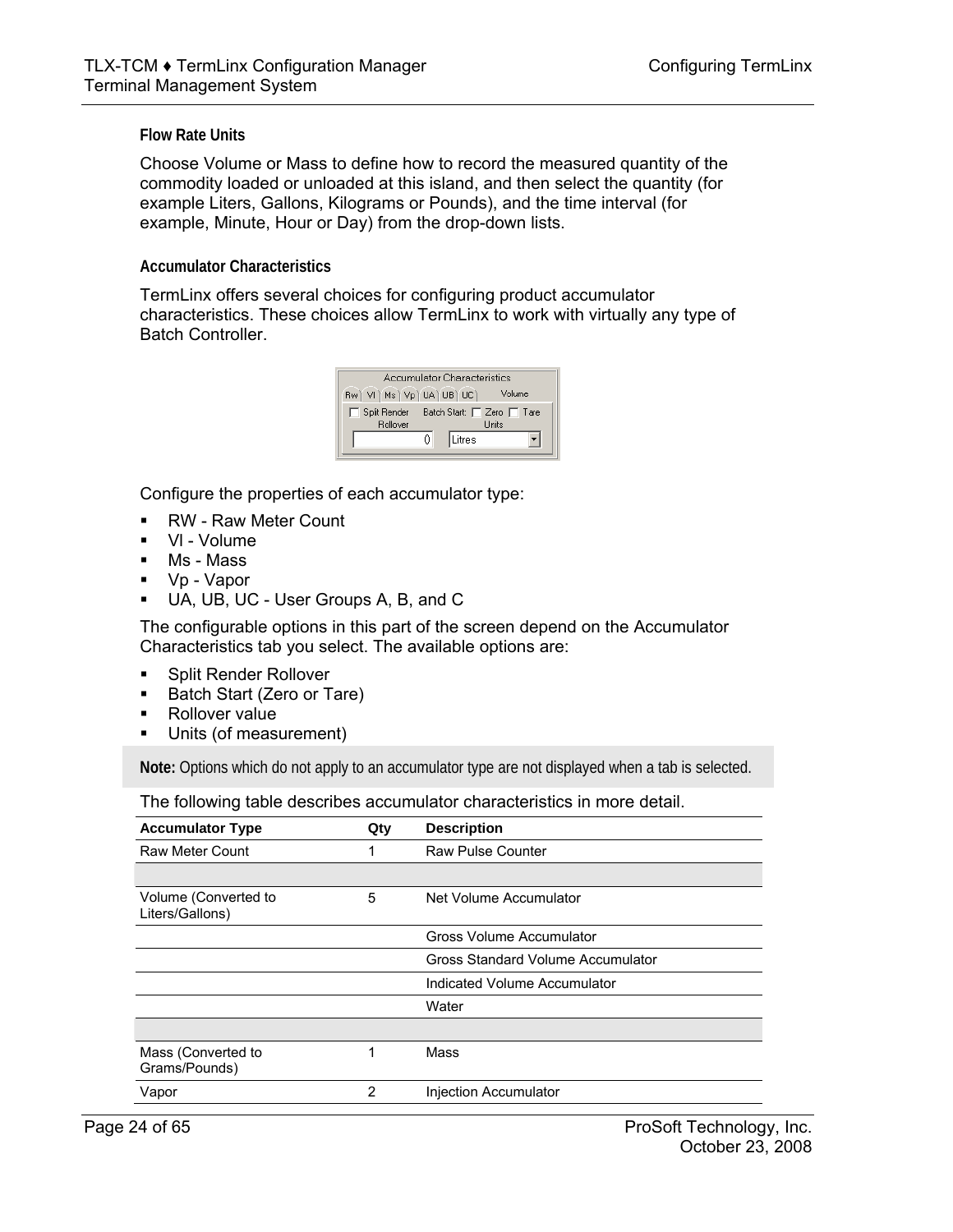#### Flow Rate Units

Choose Volume or Mass to define how to record the measured quantity of the commodity loaded or unloaded at this island, and then select the quantity (for example Liters, Gallons, Kilograms or Pounds), and the time interval (for example, Minute, Hour or Day) from the drop-down lists.

#### Accumulator Characteristics

TermLinx offers several choices for configuring product accumulator characteristics. These choices allow TermLinx to work with virtually any type of Batch Controller.

Configure the properties of each accumulator type:

- RW - Raw Meter Count
- Vl - Volume
- Ms - Mass
- Vp - Vapor
- UA, UB, UC - User Groups A, B, and C

The configurable options in this part of the screen depend on the Accumulator Characteristics tab you select. The available options are:

- Split Render Rollover
- Batch Start (Zero or Tare)
- Rollover value
- Units (of measurement)

**Note:** Options which do not apply to an accumulator type are not displayed when a tab is selected.

The following table describes accumulator characteristics in more detail.

| Accumulator Type | Qty | Description |
|---|---|---|
| Raw Meter Count | 1 | Raw Pulse Counter |
| | | |
| Volume (Converted to Liters/Gallons) | 5 | Net Volume Accumulator |
| | | Gross Volume Accumulator |
| | | Gross Standard Volume Accumulator |
| | | Indicated Volume Accumulator |
| | | Water |
| | | |
| Mass (Converted to Grams/Pounds) | 1 | Mass |
| Vapor | 2 | Injection Accumulator |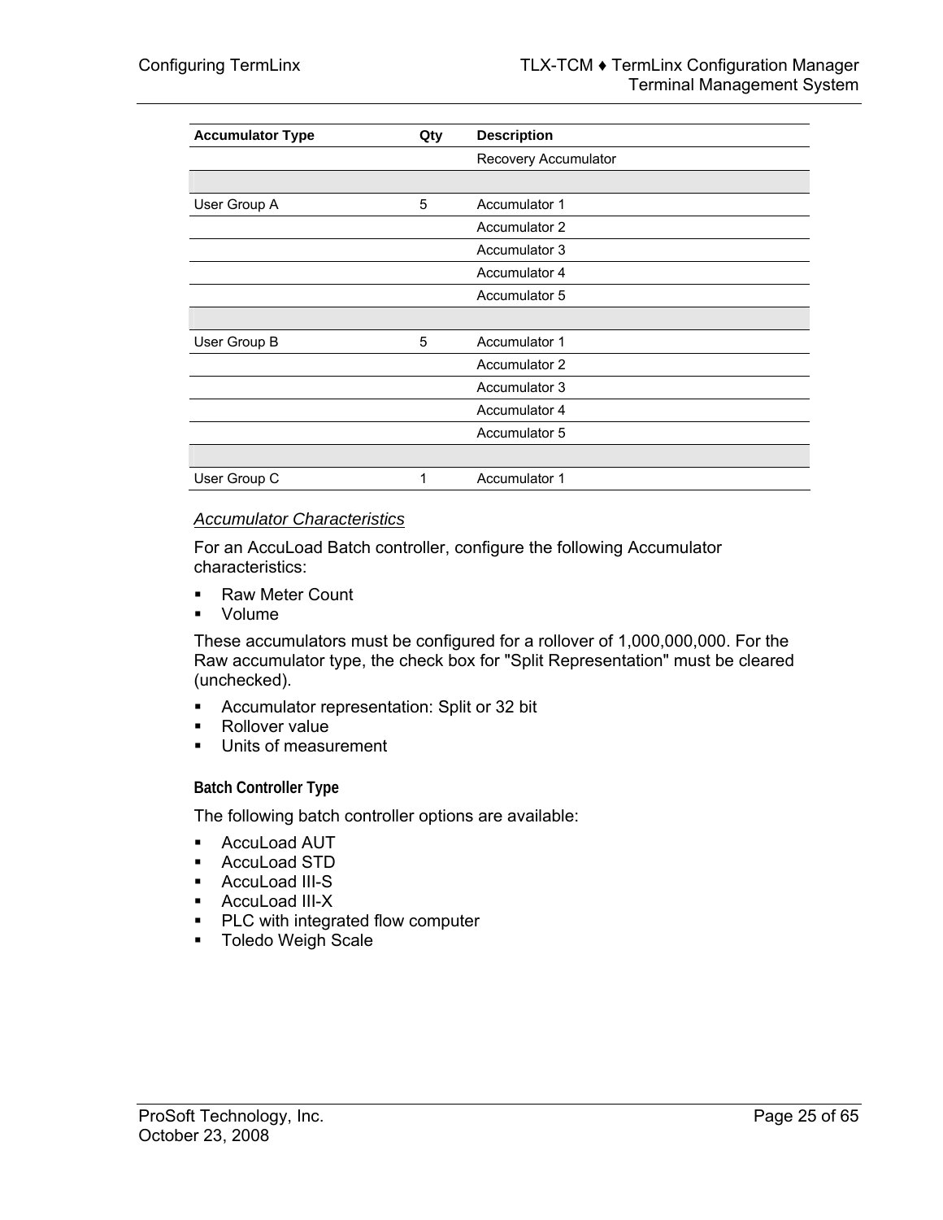| Accumulator Type | Qty | Description |
|---|---|---|
| | | Recovery Accumulator |
| | | |
| User Group A | 5 | Accumulator 1 |
| | | Accumulator 2 |
| | | Accumulator 3 |
| | | Accumulator 4 |
| | | Accumulator 5 |
| | | |
| User Group B | 5 | Accumulator 1 |
| | | Accumulator 2 |
| | | Accumulator 3 |
| | | Accumulator 4 |
| | | Accumulator 5 |
| | | |
| User Group C | 1 | Accumulator 1 |

*Accumulator Characteristics*

For an AccuLoad Batch controller, configure the following Accumulator characteristics:

- Raw Meter Count
- Volume

These accumulators must be configured for a rollover of 1,000,000,000. For the Raw accumulator type, the check box for "Split Representation" must be cleared (unchecked).

- Accumulator representation: Split or 32 bit
- Rollover value
- Units of measurement

#### Batch Controller Type

The following batch controller options are available:

- AccuLoad AUT
- AccuLoad STD
- AccuLoad III-S
- AccuLoad III-X
- PLC with integrated flow computer
- Toledo Weigh Scale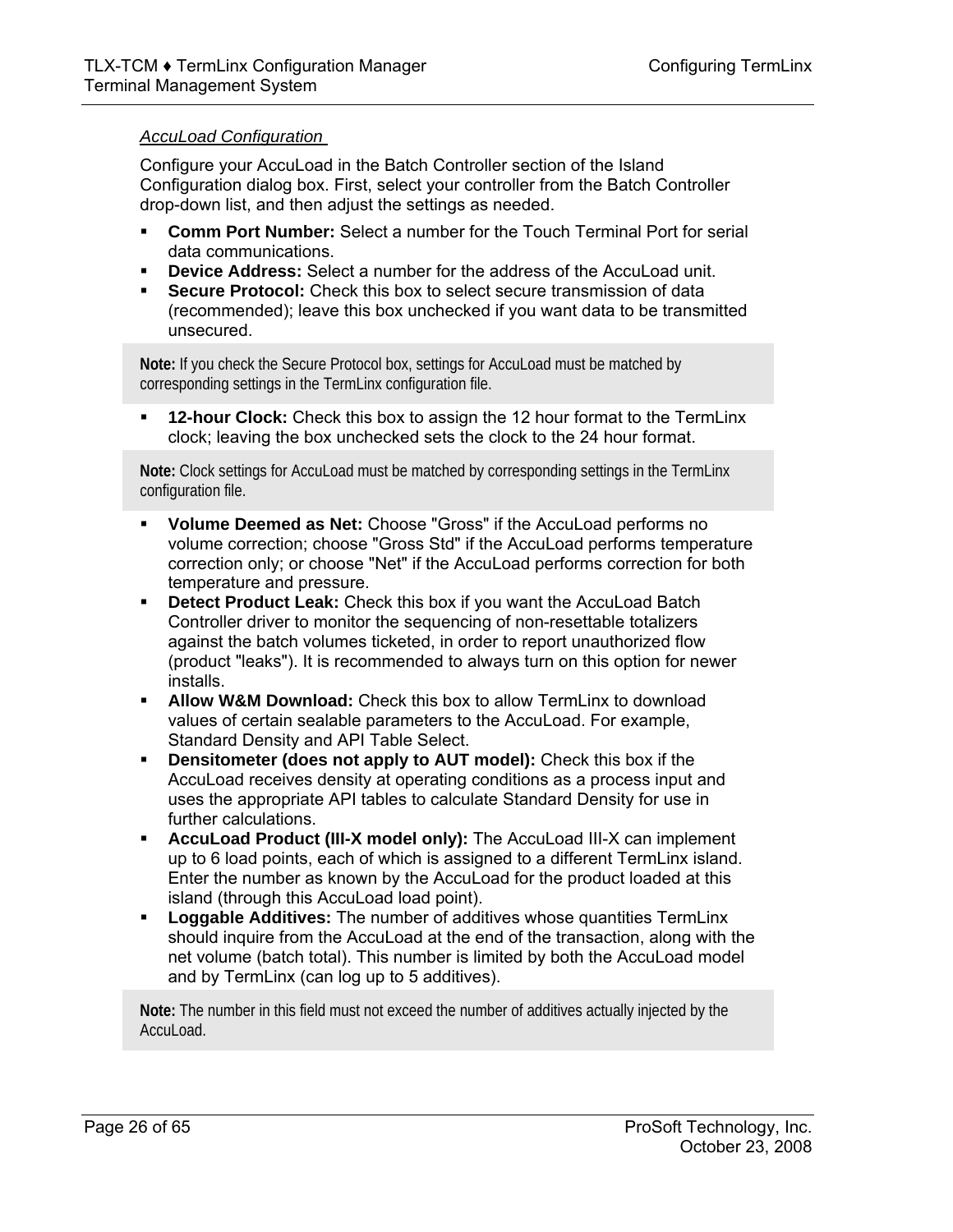*AccuLoad Configuration*

Configure your AccuLoad in the Batch Controller section of the Island Configuration dialog box. First, select your controller from the Batch Controller drop-down list, and then adjust the settings as needed.

- **Comm Port Number:** Select a number for the Touch Terminal Port for serial data communications.
- **Device Address:** Select a number for the address of the AccuLoad unit.
- **Secure Protocol:** Check this box to select secure transmission of data (recommended); leave this box unchecked if you want data to be transmitted unsecured.

> **Note:** If you check the Secure Protocol box, settings for AccuLoad must be matched by corresponding settings in the TermLinx configuration file.

- **12-hour Clock:** Check this box to assign the 12 hour format to the TermLinx clock; leaving the box unchecked sets the clock to the 24 hour format.

> **Note:** Clock settings for AccuLoad must be matched by corresponding settings in the TermLinx configuration file.

- **Volume Deemed as Net:** Choose "Gross" if the AccuLoad performs no volume correction; choose "Gross Std" if the AccuLoad performs temperature correction only; or choose "Net" if the AccuLoad performs correction for both temperature and pressure.
- **Detect Product Leak:** Check this box if you want the AccuLoad Batch Controller driver to monitor the sequencing of non-resettable totalizers against the batch volumes ticketed, in order to report unauthorized flow (product "leaks"). It is recommended to always turn on this option for newer installs.
- **Allow W&M Download:** Check this box to allow TermLinx to download values of certain sealable parameters to the AccuLoad. For example, Standard Density and API Table Select.
- **Densitometer (does not apply to AUT model):** Check this box if the AccuLoad receives density at operating conditions as a process input and uses the appropriate API tables to calculate Standard Density for use in further calculations.
- **AccuLoad Product (III-X model only):** The AccuLoad III-X can implement up to 6 load points, each of which is assigned to a different TermLinx island. Enter the number as known by the AccuLoad for the product loaded at this island (through this AccuLoad load point).
- **Loggable Additives:** The number of additives whose quantities TermLinx should inquire from the AccuLoad at the end of the transaction, along with the net volume (batch total). This number is limited by both the AccuLoad model and by TermLinx (can log up to 5 additives).

> **Note:** The number in this field must not exceed the number of additives actually injected by the AccuLoad.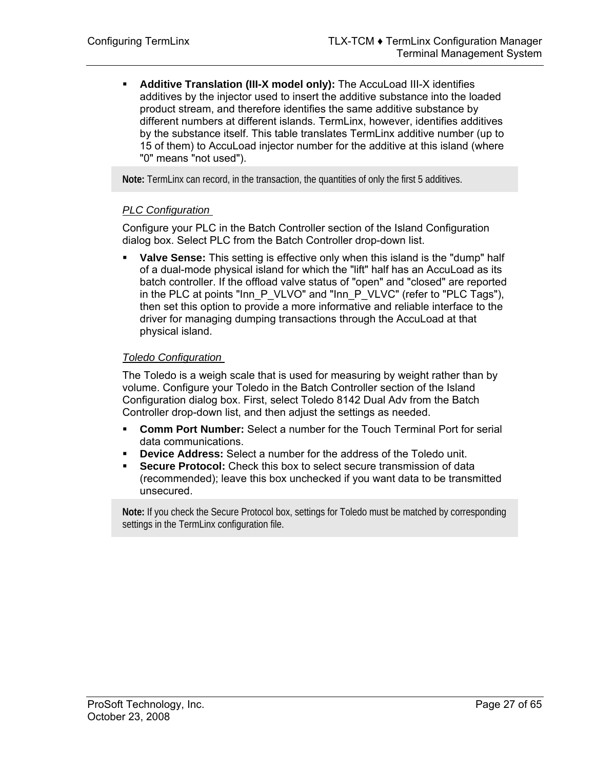- **Additive Translation (III-X model only):** The AccuLoad III-X identifies additives by the injector used to insert the additive substance into the loaded product stream, and therefore identifies the same additive substance by different numbers at different islands. TermLinx, however, identifies additives by the substance itself. This table translates TermLinx additive number (up to 15 of them) to AccuLoad injector number for the additive at this island (where "0" means "not used").

> **Note:** TermLinx can record, in the transaction, the quantities of only the first 5 additives.

*PLC Configuration*

Configure your PLC in the Batch Controller section of the Island Configuration dialog box. Select PLC from the Batch Controller drop-down list.

- **Valve Sense:** This setting is effective only when this island is the "dump" half of a dual-mode physical island for which the "lift" half has an AccuLoad as its batch controller. If the offload valve status of "open" and "closed" are reported in the PLC at points "Inn_P_VLVO" and "Inn_P_VLVC" (refer to "PLC Tags"), then set this option to provide a more informative and reliable interface to the driver for managing dumping transactions through the AccuLoad at that physical island.

*Toledo Configuration*

The Toledo is a weigh scale that is used for measuring by weight rather than by volume. Configure your Toledo in the Batch Controller section of the Island Configuration dialog box. First, select Toledo 8142 Dual Adv from the Batch Controller drop-down list, and then adjust the settings as needed.

- **Comm Port Number:** Select a number for the Touch Terminal Port for serial data communications.
- **Device Address:** Select a number for the address of the Toledo unit.
- **Secure Protocol:** Check this box to select secure transmission of data (recommended); leave this box unchecked if you want data to be transmitted unsecured.

> **Note:** If you check the Secure Protocol box, settings for Toledo must be matched by corresponding settings in the TermLinx configuration file.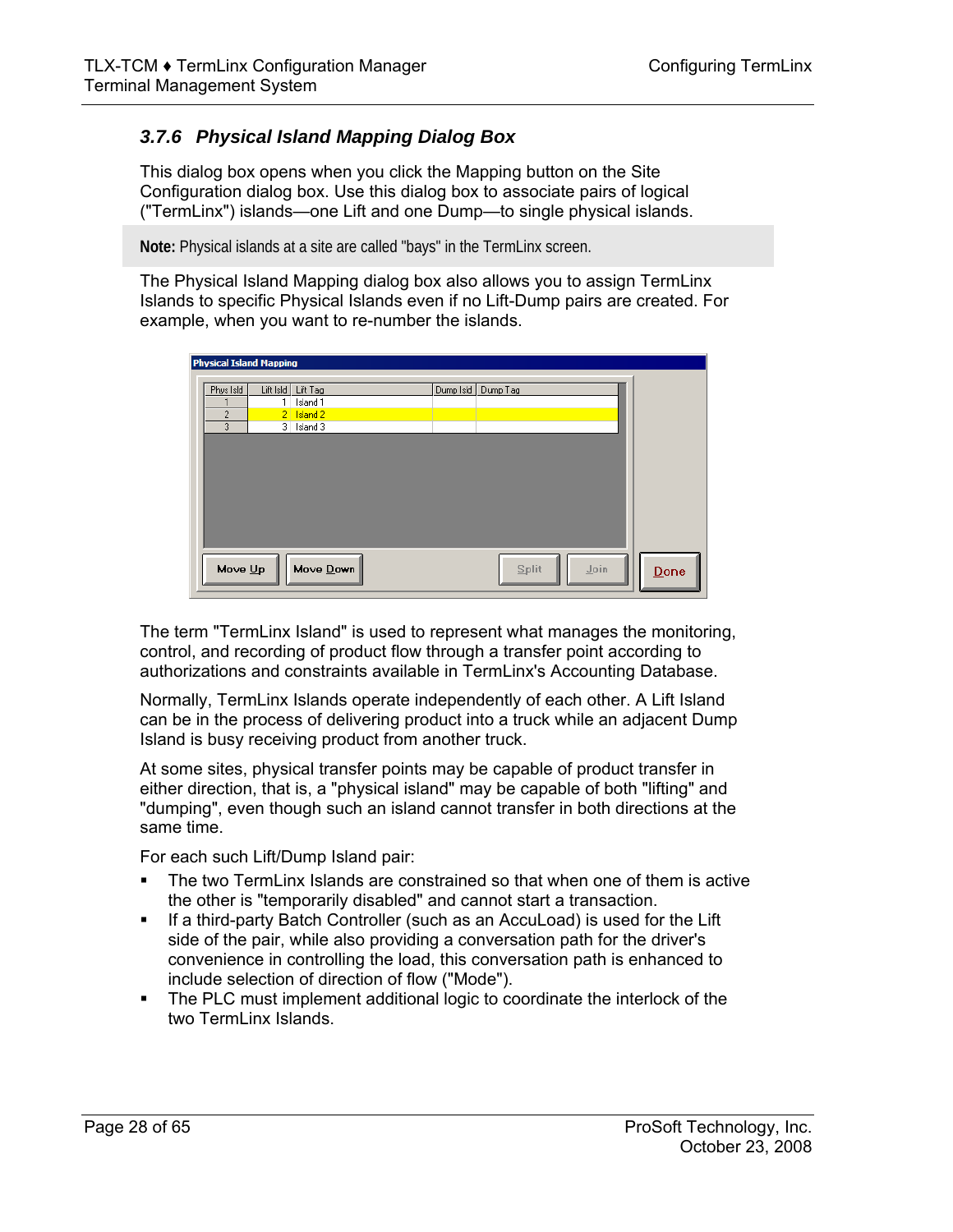### 3.7.6 Physical Island Mapping Dialog Box

This dialog box opens when you click the Mapping button on the Site Configuration dialog box. Use this dialog box to associate pairs of logical ("TermLinx") islands—one Lift and one Dump—to single physical islands.

**Note:** Physical islands at a site are called "bays" in the TermLinx screen.

The Physical Island Mapping dialog box also allows you to assign TermLinx Islands to specific Physical Islands even if no Lift-Dump pairs are created. For example, when you want to re-number the islands.

The term "TermLinx Island" is used to represent what manages the monitoring, control, and recording of product flow through a transfer point according to authorizations and constraints available in TermLinx's Accounting Database.

Normally, TermLinx Islands operate independently of each other. A Lift Island can be in the process of delivering product into a truck while an adjacent Dump Island is busy receiving product from another truck.

At some sites, physical transfer points may be capable of product transfer in either direction, that is, a "physical island" may be capable of both "lifting" and "dumping", even though such an island cannot transfer in both directions at the same time.

For each such Lift/Dump Island pair:

- The two TermLinx Islands are constrained so that when one of them is active the other is "temporarily disabled" and cannot start a transaction.
- If a third-party Batch Controller (such as an AccuLoad) is used for the Lift side of the pair, while also providing a conversation path for the driver's convenience in controlling the load, this conversation path is enhanced to include selection of direction of flow ("Mode").
- The PLC must implement additional logic to coordinate the interlock of the two TermLinx Islands.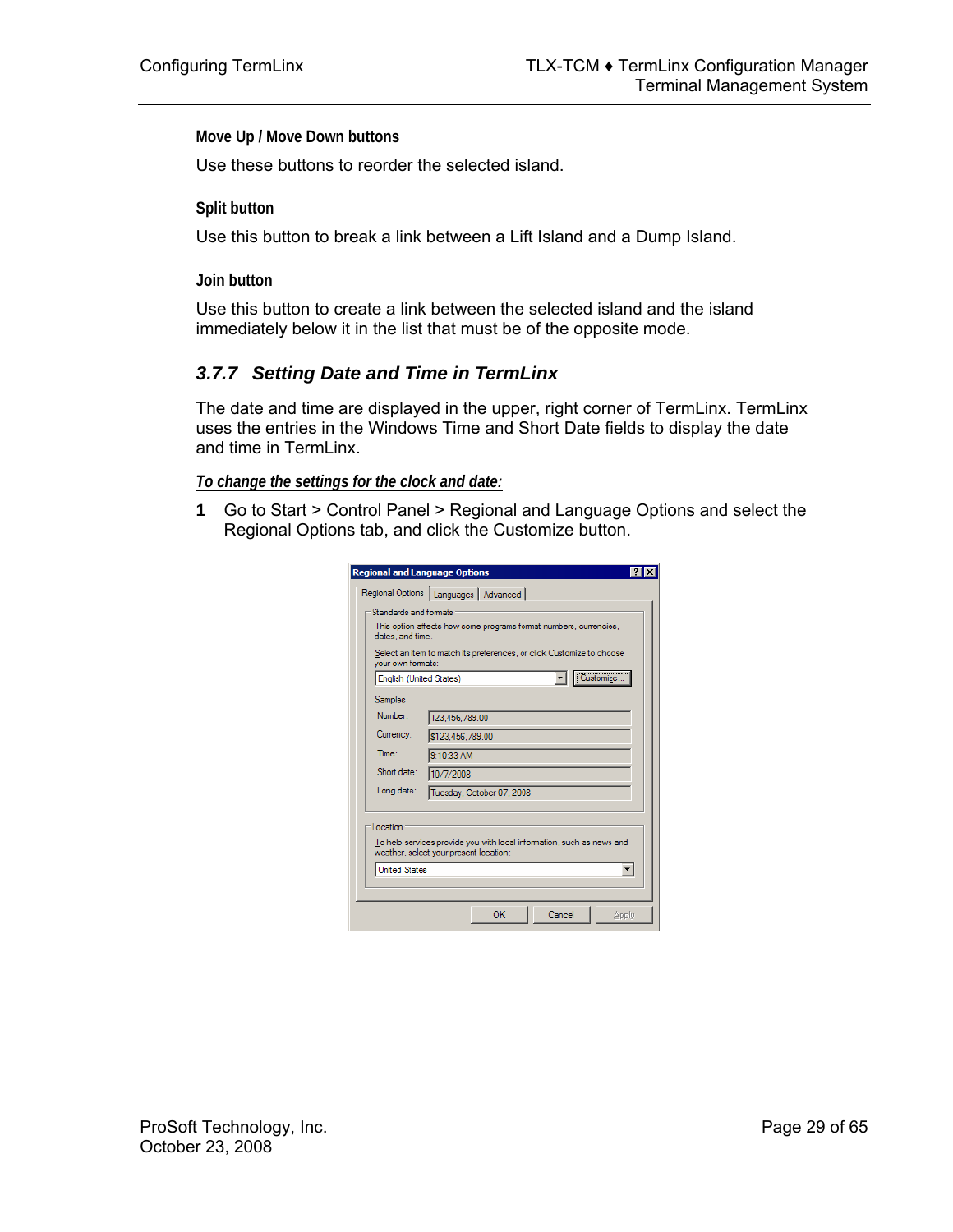#### Move Up / Move Down buttons

Use these buttons to reorder the selected island.

#### Split button

Use this button to break a link between a Lift Island and a Dump Island.

#### Join button

Use this button to create a link between the selected island and the island immediately below it in the list that must be of the opposite mode.

### 3.7.7 Setting Date and Time in TermLinx

The date and time are displayed in the upper, right corner of TermLinx. TermLinx uses the entries in the Windows Time and Short Date fields to display the date and time in TermLinx.

***To change the settings for the clock and date:***

**1** Go to Start > Control Panel > Regional and Language Options and select the Regional Options tab, and click the Customize button.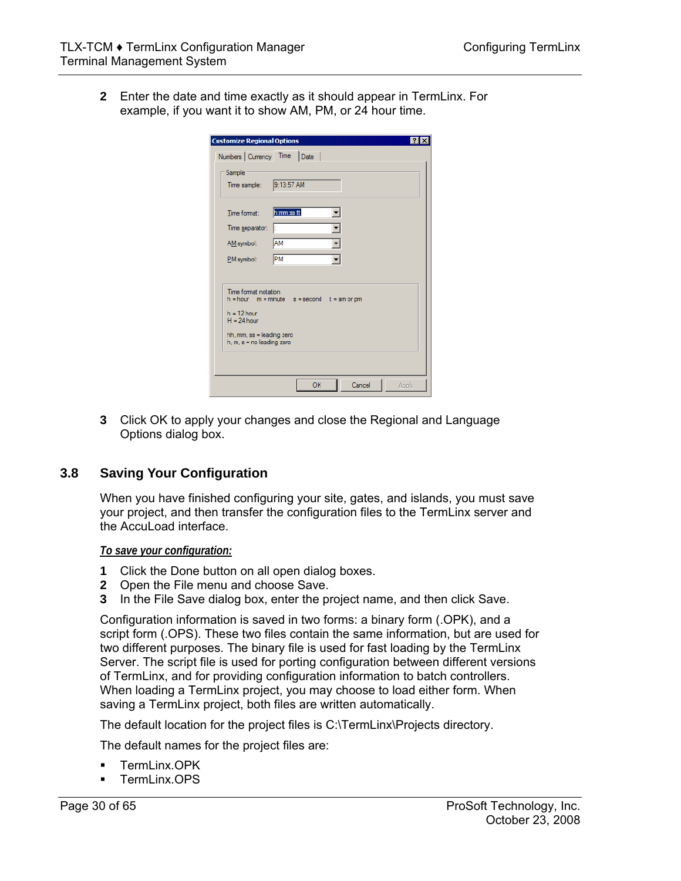2 Enter the date and time exactly as it should appear in TermLinx. For example, if you want it to show AM, PM, or 24 hour time.

3 Click OK to apply your changes and close the Regional and Language Options dialog box.

## 3.8 Saving Your Configuration

When you have finished configuring your site, gates, and islands, you must save your project, and then transfer the configuration files to the TermLinx server and the AccuLoad interface.

***To save your configuration:***

1 Click the Done button on all open dialog boxes.
2 Open the File menu and choose Save.
3 In the File Save dialog box, enter the project name, and then click Save.

Configuration information is saved in two forms: a binary form (.OPK), and a script form (.OPS). These two files contain the same information, but are used for two different purposes. The binary file is used for fast loading by the TermLinx Server. The script file is used for porting configuration between different versions of TermLinx, and for providing configuration information to batch controllers. When loading a TermLinx project, you may choose to load either form. When saving a TermLinx project, both files are written automatically.

The default location for the project files is C:\TermLinx\Projects directory.

The default names for the project files are:

- TermLinx.OPK
- TermLinx.OPS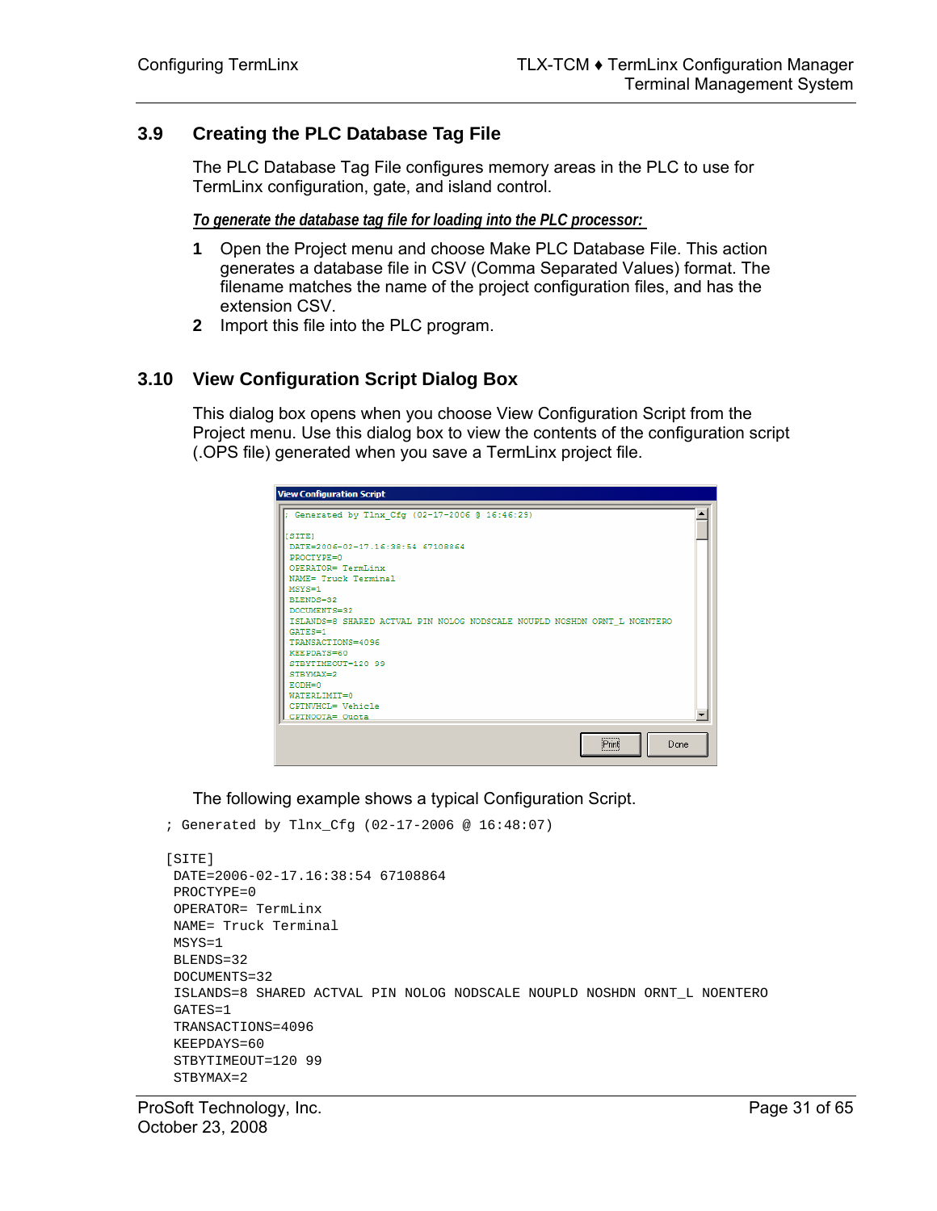## 3.9 Creating the PLC Database Tag File

The PLC Database Tag File configures memory areas in the PLC to use for TermLinx configuration, gate, and island control.

***To generate the database tag file for loading into the PLC processor:***

1. Open the Project menu and choose Make PLC Database File. This action generates a database file in CSV (Comma Separated Values) format. The filename matches the name of the project configuration files, and has the extension CSV.
2. Import this file into the PLC program.

## 3.10 View Configuration Script Dialog Box

This dialog box opens when you choose View Configuration Script from the Project menu. Use this dialog box to view the contents of the configuration script (.OPS file) generated when you save a TermLinx project file.

The following example shows a typical Configuration Script.

```
; Generated by Tlnx_Cfg (02-17-2006 @ 16:48:07)

[SITE]
 DATE=2006-02-17.16:38:54 67108864
 PROCTYPE=0
 OPERATOR= TermLinx
 NAME= Truck Terminal
 MSYS=1
 BLENDS=32
 DOCUMENTS=32
 ISLANDS=8 SHARED ACTVAL PIN NOLOG NODSCALE NOUPLD NOSHDN ORNT_L NOENTERO
 GATES=1
 TRANSACTIONS=4096
 KEEPDAYS=60
 STBYTIMEOUT=120 99
 STBYMAX=2
```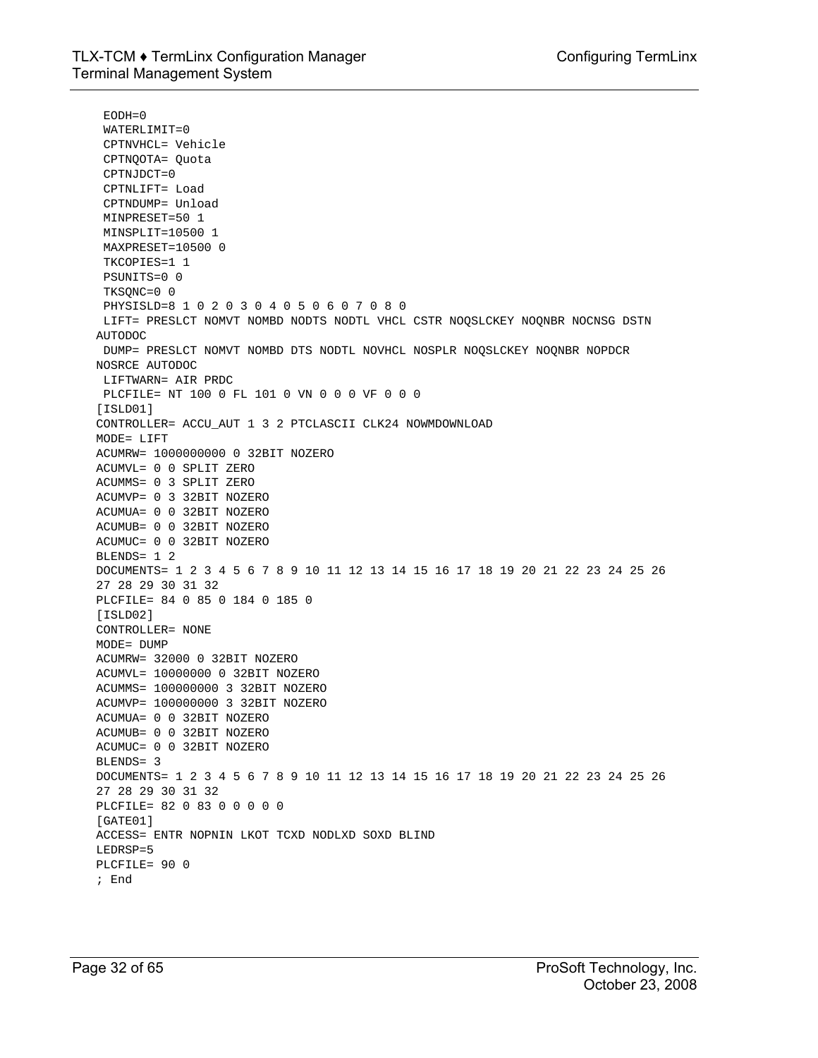```
 EODH=0
 WATERLIMIT=0
 CPTNVHCL= Vehicle
 CPTNQOTA= Quota
 CPTNJDCT=0
 CPTNLIFT= Load
 CPTNDUMP= Unload
 MINPRESET=50 1
 MINSPLIT=10500 1
 MAXPRESET=10500 0
 TKCOPIES=1 1
 PSUNITS=0 0
 TKSQNC=0 0
 PHYSISLD=8 1 0 2 0 3 0 4 0 5 0 6 0 7 0 8 0
 LIFT= PRESLCT NOMVT NOMBD NODTS NODTL VHCL CSTR NOQSLCKEY NOQNBR NOCNSG DSTN
AUTODOC
 DUMP= PRESLCT NOMVT NOMBD DTS NODTL NOVHCL NOSPLR NOQSLCKEY NOQNBR NOPDCR
NOSRCE AUTODOC
 LIFTWARN= AIR PRDC
 PLCFILE= NT 100 0 FL 101 0 VN 0 0 0 VF 0 0 0
[ISLD01]
CONTROLLER= ACCU_AUT 1 3 2 PTCLASCII CLK24 NOWMDOWNLOAD
MODE= LIFT
ACUMRW= 1000000000 0 32BIT NOZERO
ACUMVL= 0 0 SPLIT ZERO
ACUMMS= 0 3 SPLIT ZERO
ACUMVP= 0 3 32BIT NOZERO
ACUMUA= 0 0 32BIT NOZERO
ACUMUB= 0 0 32BIT NOZERO
ACUMUC= 0 0 32BIT NOZERO
BLENDS= 1 2
DOCUMENTS= 1 2 3 4 5 6 7 8 9 10 11 12 13 14 15 16 17 18 19 20 21 22 23 24 25 26
27 28 29 30 31 32
PLCFILE= 84 0 85 0 184 0 185 0
[ISLD02]
CONTROLLER= NONE
MODE= DUMP
ACUMRW= 32000 0 32BIT NOZERO
ACUMVL= 10000000 0 32BIT NOZERO
ACUMMS= 100000000 3 32BIT NOZERO
ACUMVP= 100000000 3 32BIT NOZERO
ACUMUA= 0 0 32BIT NOZERO
ACUMUB= 0 0 32BIT NOZERO
ACUMUC= 0 0 32BIT NOZERO
BLENDS= 3
DOCUMENTS= 1 2 3 4 5 6 7 8 9 10 11 12 13 14 15 16 17 18 19 20 21 22 23 24 25 26
27 28 29 30 31 32
PLCFILE= 82 0 83 0 0 0 0 0
[GATE01]
ACCESS= ENTR NOPNIN LKOT TCXD NODLXD SOXD BLIND
LEDRSP=5
PLCFILE= 90 0
; End
```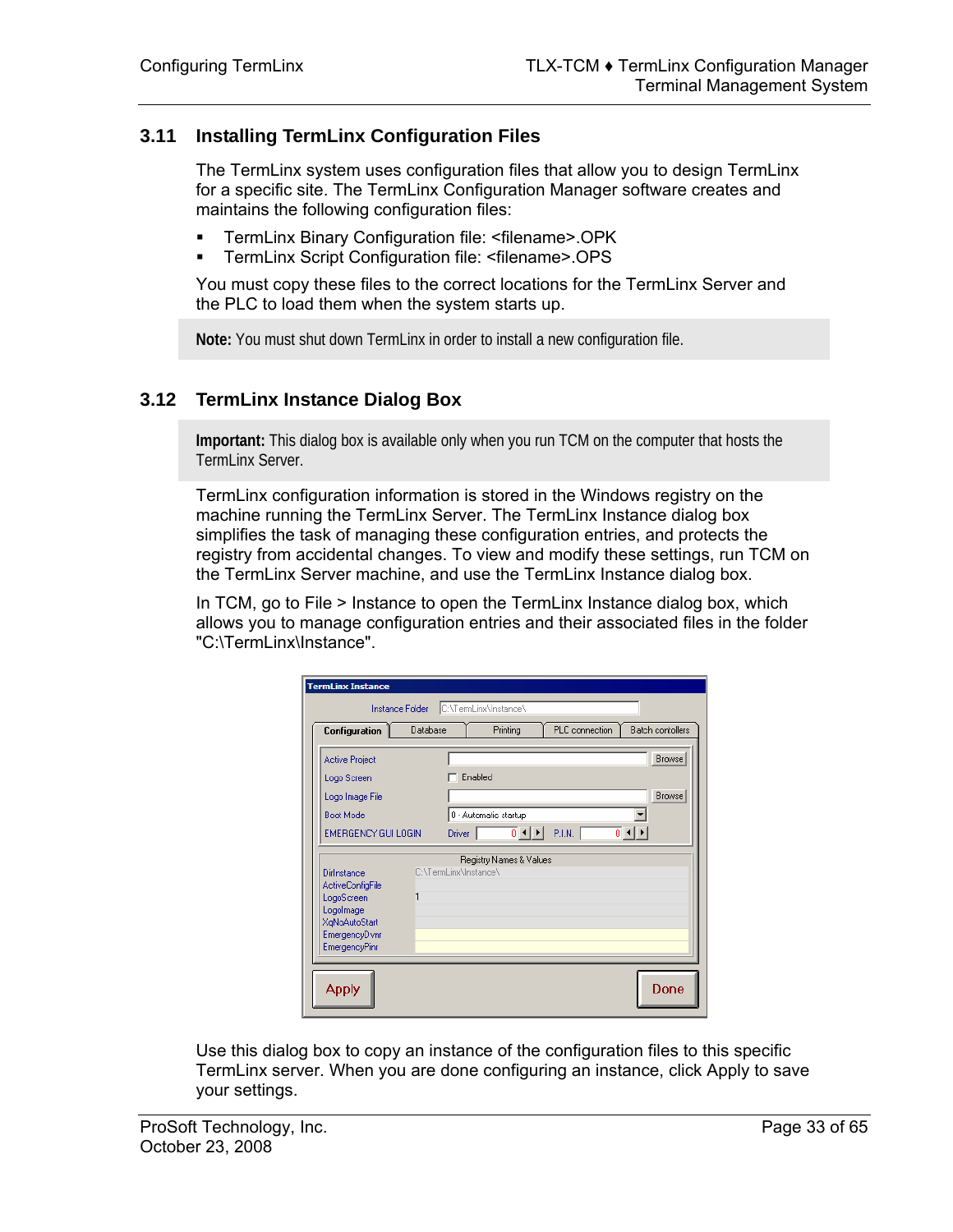## 3.11 Installing TermLinx Configuration Files

The TermLinx system uses configuration files that allow you to design TermLinx for a specific site. The TermLinx Configuration Manager software creates and maintains the following configuration files:

- TermLinx Binary Configuration file: <filename>.OPK
- TermLinx Script Configuration file: <filename>.OPS

You must copy these files to the correct locations for the TermLinx Server and the PLC to load them when the system starts up.

**Note:** You must shut down TermLinx in order to install a new configuration file.

## 3.12 TermLinx Instance Dialog Box

**Important:** This dialog box is available only when you run TCM on the computer that hosts the TermLinx Server.

TermLinx configuration information is stored in the Windows registry on the machine running the TermLinx Server. The TermLinx Instance dialog box simplifies the task of managing these configuration entries, and protects the registry from accidental changes. To view and modify these settings, run TCM on the TermLinx Server machine, and use the TermLinx Instance dialog box.

In TCM, go to File > Instance to open the TermLinx Instance dialog box, which allows you to manage configuration entries and their associated files in the folder "C:\TermLinx\Instance".

Use this dialog box to copy an instance of the configuration files to this specific TermLinx server. When you are done configuring an instance, click Apply to save your settings.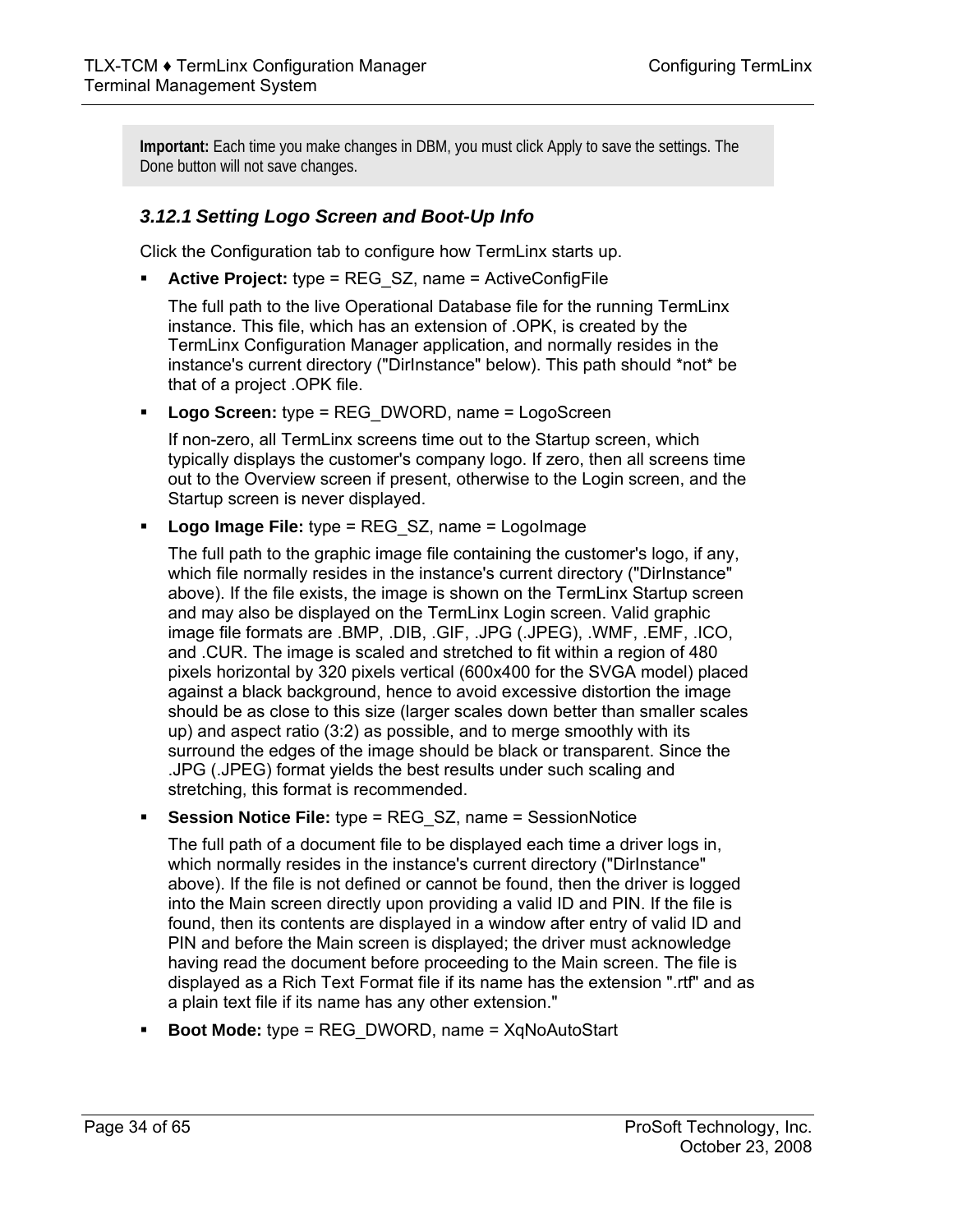**Important:** Each time you make changes in DBM, you must click Apply to save the settings. The Done button will not save changes.

### 3.12.1 Setting Logo Screen and Boot-Up Info

Click the Configuration tab to configure how TermLinx starts up.

- **Active Project:** type = REG_SZ, name = ActiveConfigFile

  The full path to the live Operational Database file for the running TermLinx instance. This file, which has an extension of .OPK, is created by the TermLinx Configuration Manager application, and normally resides in the instance's current directory ("DirInstance" below). This path should *not* be that of a project .OPK file.

- **Logo Screen:** type = REG_DWORD, name = LogoScreen

  If non-zero, all TermLinx screens time out to the Startup screen, which typically displays the customer's company logo. If zero, then all screens time out to the Overview screen if present, otherwise to the Login screen, and the Startup screen is never displayed.

- **Logo Image File:** type = REG_SZ, name = LogoImage

  The full path to the graphic image file containing the customer's logo, if any, which file normally resides in the instance's current directory ("DirInstance" above). If the file exists, the image is shown on the TermLinx Startup screen and may also be displayed on the TermLinx Login screen. Valid graphic image file formats are .BMP, .DIB, .GIF, .JPG (.JPEG), .WMF, .EMF, .ICO, and .CUR. The image is scaled and stretched to fit within a region of 480 pixels horizontal by 320 pixels vertical (600x400 for the SVGA model) placed against a black background, hence to avoid excessive distortion the image should be as close to this size (larger scales down better than smaller scales up) and aspect ratio (3:2) as possible, and to merge smoothly with its surround the edges of the image should be black or transparent. Since the .JPG (.JPEG) format yields the best results under such scaling and stretching, this format is recommended.

- **Session Notice File:** type = REG_SZ, name = SessionNotice

  The full path of a document file to be displayed each time a driver logs in, which normally resides in the instance's current directory ("DirInstance" above). If the file is not defined or cannot be found, then the driver is logged into the Main screen directly upon providing a valid ID and PIN. If the file is found, then its contents are displayed in a window after entry of valid ID and PIN and before the Main screen is displayed; the driver must acknowledge having read the document before proceeding to the Main screen. The file is displayed as a Rich Text Format file if its name has the extension ".rtf" and as a plain text file if its name has any other extension."

- **Boot Mode:** type = REG_DWORD, name = XqNoAutoStart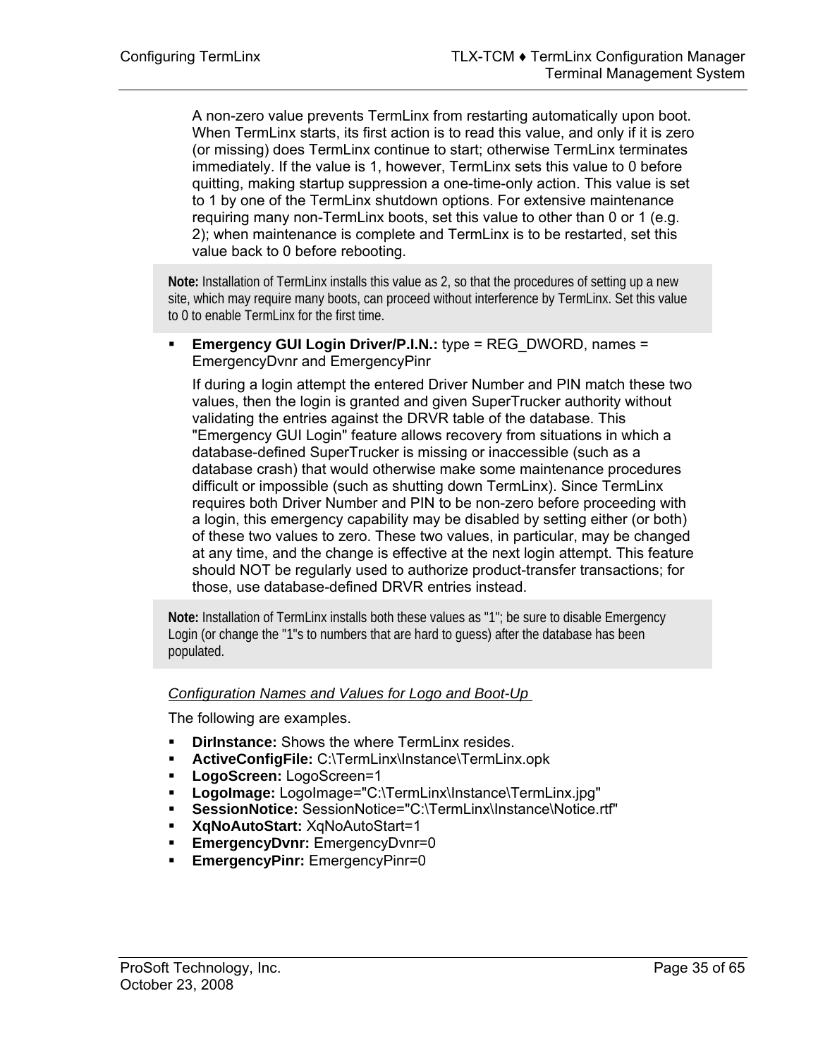A non-zero value prevents TermLinx from restarting automatically upon boot. When TermLinx starts, its first action is to read this value, and only if it is zero (or missing) does TermLinx continue to start; otherwise TermLinx terminates immediately. If the value is 1, however, TermLinx sets this value to 0 before quitting, making startup suppression a one-time-only action. This value is set to 1 by one of the TermLinx shutdown options. For extensive maintenance requiring many non-TermLinx boots, set this value to other than 0 or 1 (e.g. 2); when maintenance is complete and TermLinx is to be restarted, set this value back to 0 before rebooting.

> **Note:** Installation of TermLinx installs this value as 2, so that the procedures of setting up a new site, which may require many boots, can proceed without interference by TermLinx. Set this value to 0 to enable TermLinx for the first time.

- **Emergency GUI Login Driver/P.I.N.:** type = REG_DWORD, names = EmergencyDvnr and EmergencyPinr

  If during a login attempt the entered Driver Number and PIN match these two values, then the login is granted and given SuperTrucker authority without validating the entries against the DRVR table of the database. This "Emergency GUI Login" feature allows recovery from situations in which a database-defined SuperTrucker is missing or inaccessible (such as a database crash) that would otherwise make some maintenance procedures difficult or impossible (such as shutting down TermLinx). Since TermLinx requires both Driver Number and PIN to be non-zero before proceeding with a login, this emergency capability may be disabled by setting either (or both) of these two values to zero. These two values, in particular, may be changed at any time, and the change is effective at the next login attempt. This feature should NOT be regularly used to authorize product-transfer transactions; for those, use database-defined DRVR entries instead.

> **Note:** Installation of TermLinx installs both these values as "1"; be sure to disable Emergency Login (or change the "1"s to numbers that are hard to guess) after the database has been populated.

*Configuration Names and Values for Logo and Boot-Up*

The following are examples.

- **DirInstance:** Shows the where TermLinx resides.
- **ActiveConfigFile:** C:\TermLinx\Instance\TermLinx.opk
- **LogoScreen:** LogoScreen=1
- **LogoImage:** LogoImage="C:\TermLinx\Instance\TermLinx.jpg"
- **SessionNotice:** SessionNotice="C:\TermLinx\Instance\Notice.rtf"
- **XqNoAutoStart:** XqNoAutoStart=1
- **EmergencyDvnr:** EmergencyDvnr=0
- **EmergencyPinr:** EmergencyPinr=0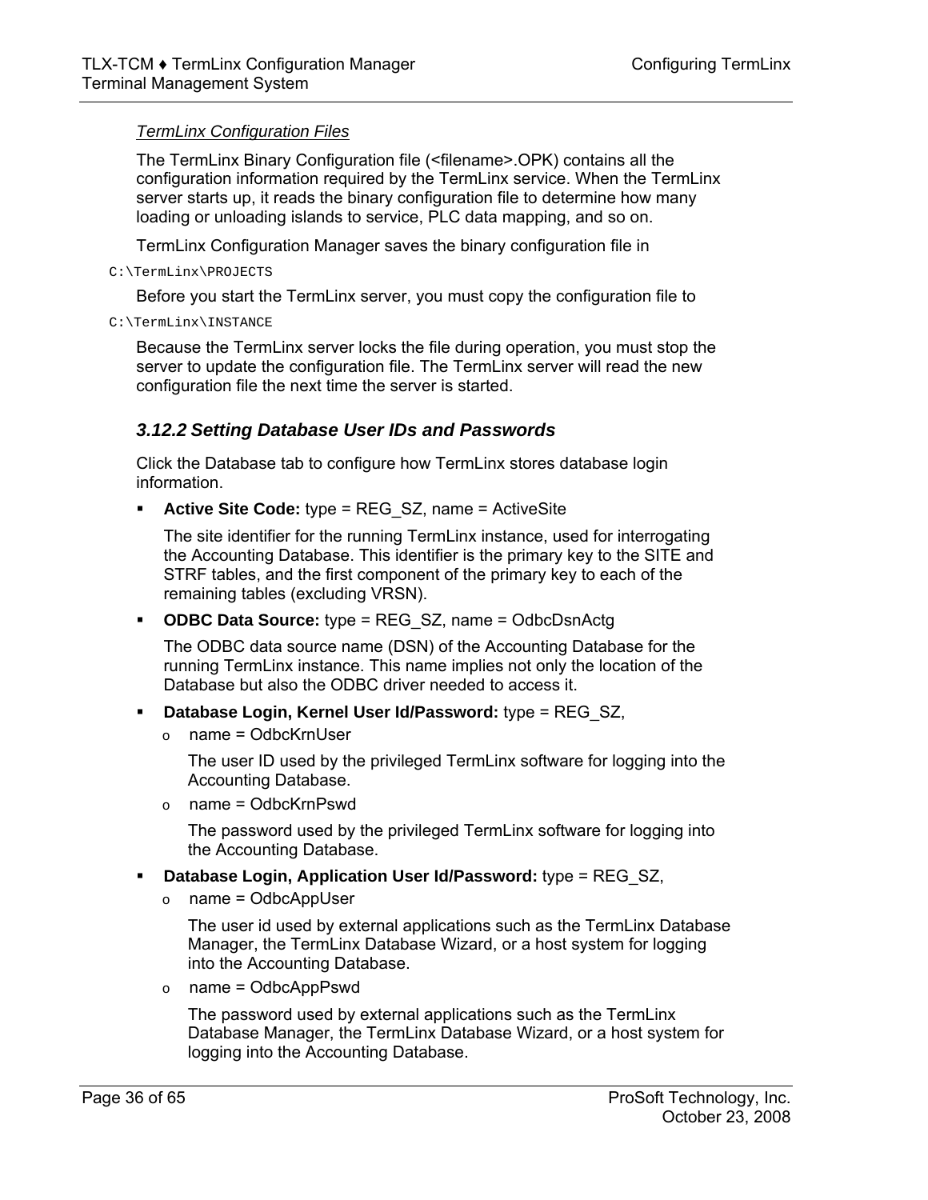*TermLinx Configuration Files*

The TermLinx Binary Configuration file (<filename>.OPK) contains all the configuration information required by the TermLinx service. When the TermLinx server starts up, it reads the binary configuration file to determine how many loading or unloading islands to service, PLC data mapping, and so on.

TermLinx Configuration Manager saves the binary configuration file in

```
C:\TermLinx\PROJECTS
```

Before you start the TermLinx server, you must copy the configuration file to

```
C:\TermLinx\INSTANCE
```

Because the TermLinx server locks the file during operation, you must stop the server to update the configuration file. The TermLinx server will read the new configuration file the next time the server is started.

### 3.12.2 Setting Database User IDs and Passwords

Click the Database tab to configure how TermLinx stores database login information.

- **Active Site Code:** type = REG_SZ, name = ActiveSite

  The site identifier for the running TermLinx instance, used for interrogating the Accounting Database. This identifier is the primary key to the SITE and STRF tables, and the first component of the primary key to each of the remaining tables (excluding VRSN).

- **ODBC Data Source:** type = REG_SZ, name = OdbcDsnActg

  The ODBC data source name (DSN) of the Accounting Database for the running TermLinx instance. This name implies not only the location of the Database but also the ODBC driver needed to access it.

- **Database Login, Kernel User Id/Password:** type = REG_SZ,
  - name = OdbcKrnUser

    The user ID used by the privileged TermLinx software for logging into the Accounting Database.

  - name = OdbcKrnPswd

    The password used by the privileged TermLinx software for logging into the Accounting Database.

- **Database Login, Application User Id/Password:** type = REG_SZ,
  - name = OdbcAppUser

    The user id used by external applications such as the TermLinx Database Manager, the TermLinx Database Wizard, or a host system for logging into the Accounting Database.

  - name = OdbcAppPswd

    The password used by external applications such as the TermLinx Database Manager, the TermLinx Database Wizard, or a host system for logging into the Accounting Database.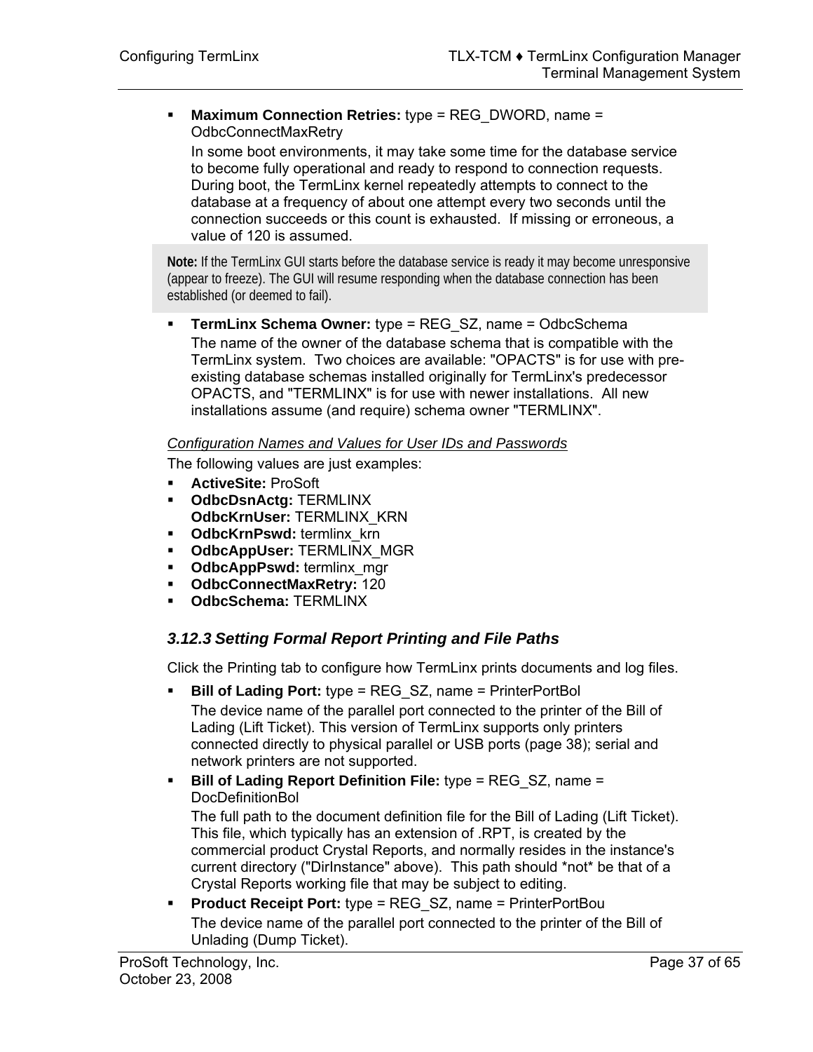- **Maximum Connection Retries:** type = REG_DWORD, name = OdbcConnectMaxRetry

  In some boot environments, it may take some time for the database service to become fully operational and ready to respond to connection requests. During boot, the TermLinx kernel repeatedly attempts to connect to the database at a frequency of about one attempt every two seconds until the connection succeeds or this count is exhausted. If missing or erroneous, a value of 120 is assumed.

> **Note:** If the TermLinx GUI starts before the database service is ready it may become unresponsive (appear to freeze). The GUI will resume responding when the database connection has been established (or deemed to fail).

- **TermLinx Schema Owner:** type = REG_SZ, name = OdbcSchema

  The name of the owner of the database schema that is compatible with the TermLinx system. Two choices are available: "OPACTS" is for use with pre-existing database schemas installed originally for TermLinx's predecessor OPACTS, and "TERMLINX" is for use with newer installations. All new installations assume (and require) schema owner "TERMLINX".

*Configuration Names and Values for User IDs and Passwords*

The following values are just examples:

- **ActiveSite:** ProSoft
- **OdbcDsnActg:** TERMLINX
  **OdbcKrnUser:** TERMLINX_KRN
- **OdbcKrnPswd:** termlinx_krn
- **OdbcAppUser:** TERMLINX_MGR
- **OdbcAppPswd:** termlinx_mgr
- **OdbcConnectMaxRetry:** 120
- **OdbcSchema:** TERMLINX

### 3.12.3 Setting Formal Report Printing and File Paths

Click the Printing tab to configure how TermLinx prints documents and log files.

- **Bill of Lading Port:** type = REG_SZ, name = PrinterPortBol

  The device name of the parallel port connected to the printer of the Bill of Lading (Lift Ticket). This version of TermLinx supports only printers connected directly to physical parallel or USB ports (page 38); serial and network printers are not supported.

- **Bill of Lading Report Definition File:** type = REG_SZ, name = DocDefinitionBol

  The full path to the document definition file for the Bill of Lading (Lift Ticket). This file, which typically has an extension of .RPT, is created by the commercial product Crystal Reports, and normally resides in the instance's current directory ("DirInstance" above). This path should *not* be that of a Crystal Reports working file that may be subject to editing.

- **Product Receipt Port:** type = REG_SZ, name = PrinterPortBou

  The device name of the parallel port connected to the printer of the Bill of Unlading (Dump Ticket).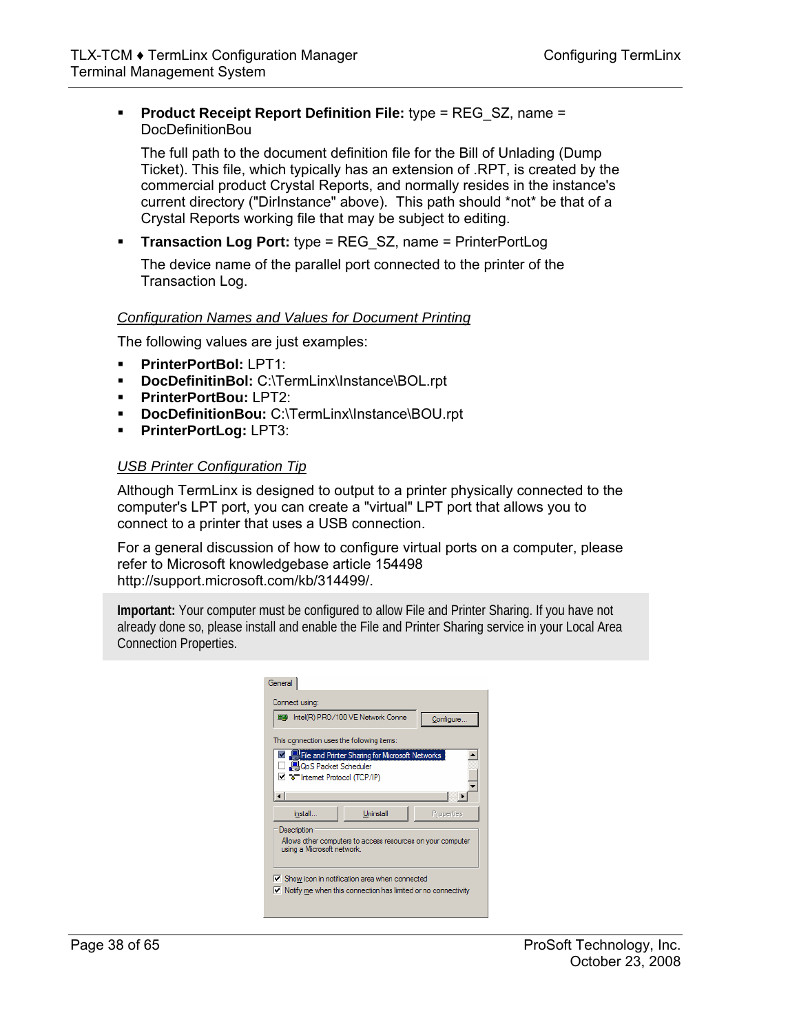- **Product Receipt Report Definition File:** type = REG_SZ, name = DocDefinitionBou

  The full path to the document definition file for the Bill of Unlading (Dump Ticket). This file, which typically has an extension of .RPT, is created by the commercial product Crystal Reports, and normally resides in the instance's current directory ("DirInstance" above). This path should *not* be that of a Crystal Reports working file that may be subject to editing.

- **Transaction Log Port:** type = REG_SZ, name = PrinterPortLog

  The device name of the parallel port connected to the printer of the Transaction Log.

*Configuration Names and Values for Document Printing*

The following values are just examples:

- **PrinterPortBol:** LPT1:
- **DocDefinitinBol:** C:\TermLinx\Instance\BOL.rpt
- **PrinterPortBou:** LPT2:
- **DocDefinitionBou:** C:\TermLinx\Instance\BOU.rpt
- **PrinterPortLog:** LPT3:

*USB Printer Configuration Tip*

Although TermLinx is designed to output to a printer physically connected to the computer's LPT port, you can create a "virtual" LPT port that allows you to connect to a printer that uses a USB connection.

For a general discussion of how to configure virtual ports on a computer, please refer to Microsoft knowledgebase article 154498 http://support.microsoft.com/kb/314499/.

**Important:** Your computer must be configured to allow File and Printer Sharing. If you have not already done so, please install and enable the File and Printer Sharing service in your Local Area Connection Properties.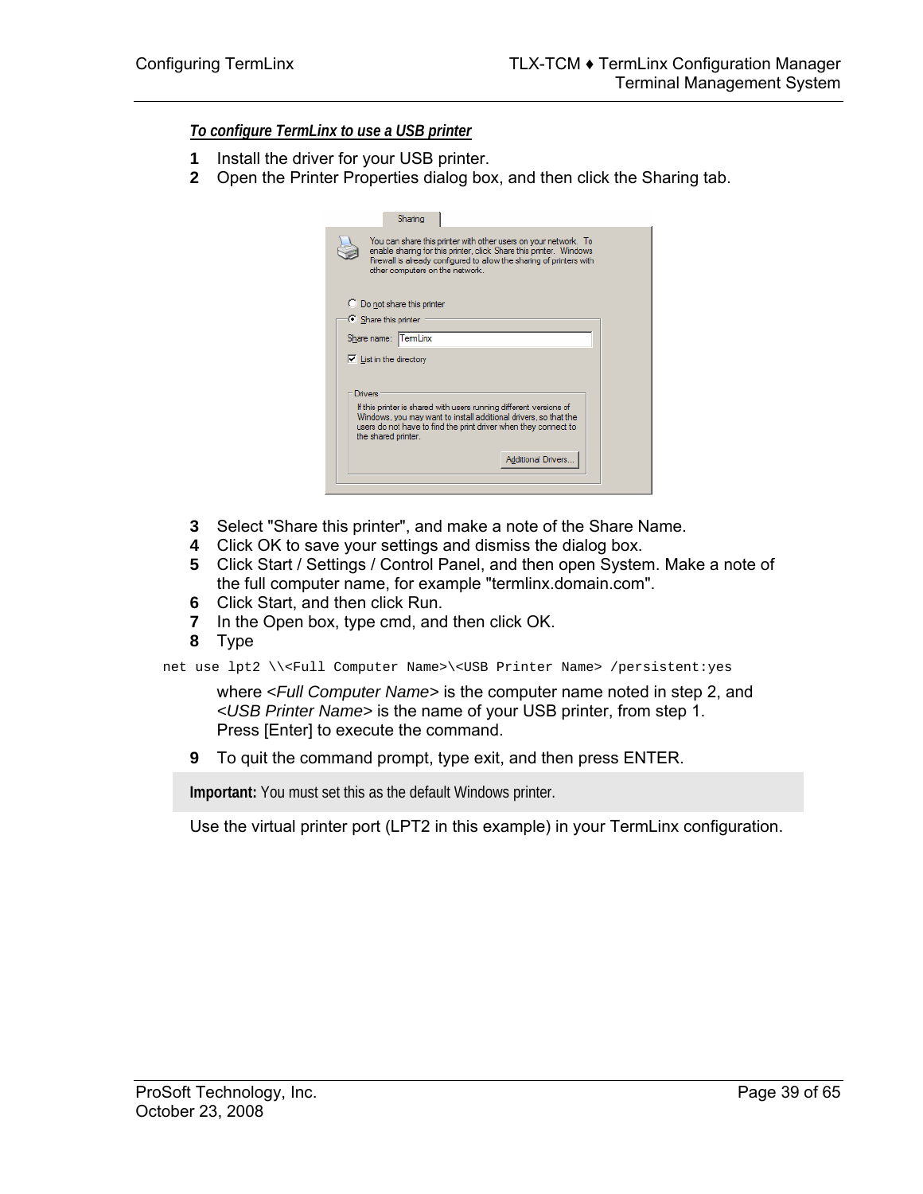***To configure TermLinx to use a USB printer***

1. Install the driver for your USB printer.
2. Open the Printer Properties dialog box, and then click the Sharing tab.

3. Select "Share this printer", and make a note of the Share Name.
4. Click OK to save your settings and dismiss the dialog box.
5. Click Start / Settings / Control Panel, and then open System. Make a note of the full computer name, for example "termlinx.domain.com".
6. Click Start, and then click Run.
7. In the Open box, type cmd, and then click OK.
8. Type

```
net use lpt2 \\<Full Computer Name>\<USB Printer Name> /persistent:yes
```

   where *<Full Computer Name>* is the computer name noted in step 2, and *<USB Printer Name>* is the name of your USB printer, from step 1.
   Press [Enter] to execute the command.

9. To quit the command prompt, type exit, and then press ENTER.

**Important:** You must set this as the default Windows printer.

Use the virtual printer port (LPT2 in this example) in your TermLinx configuration.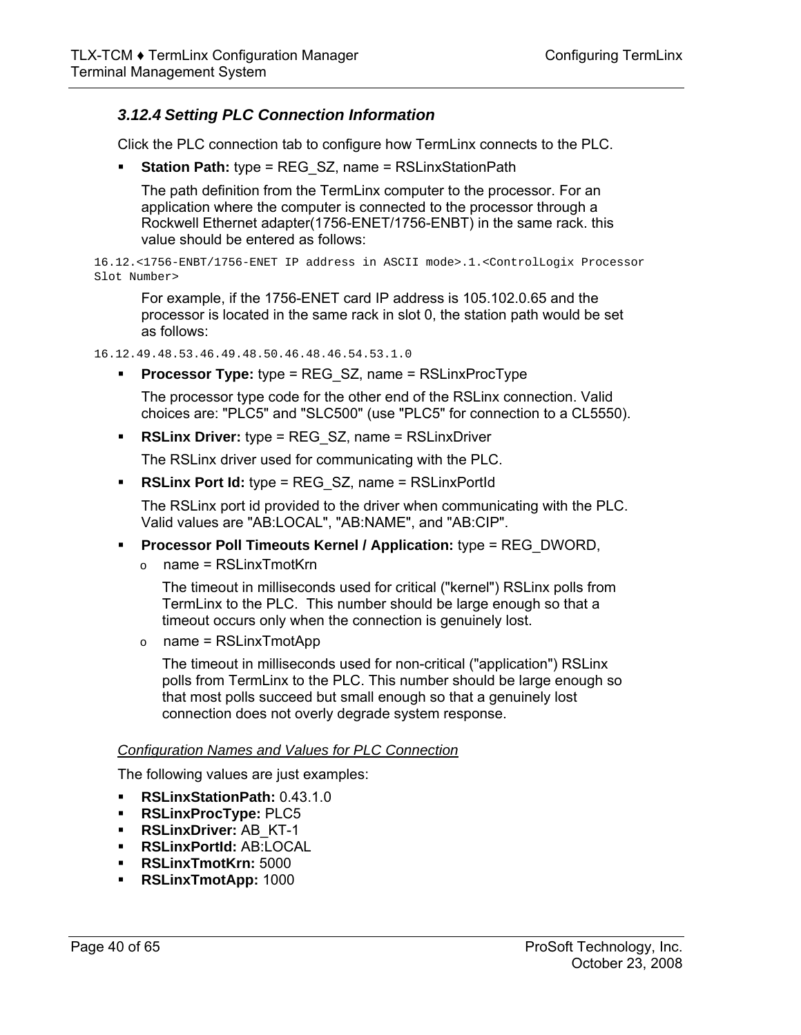### 3.12.4 Setting PLC Connection Information

Click the PLC connection tab to configure how TermLinx connects to the PLC.

- **Station Path:** type = REG_SZ, name = RSLinxStationPath

  The path definition from the TermLinx computer to the processor. For an application where the computer is connected to the processor through a Rockwell Ethernet adapter(1756-ENET/1756-ENBT) in the same rack. this value should be entered as follows:

```
16.12.<1756-ENBT/1756-ENET IP address in ASCII mode>.1.<ControlLogix Processor
Slot Number>
```

  For example, if the 1756-ENET card IP address is 105.102.0.65 and the processor is located in the same rack in slot 0, the station path would be set as follows:

```
16.12.49.48.53.46.49.48.50.46.48.46.54.53.1.0
```

- **Processor Type:** type = REG_SZ, name = RSLinxProcType

  The processor type code for the other end of the RSLinx connection. Valid choices are: "PLC5" and "SLC500" (use "PLC5" for connection to a CL5550).

- **RSLinx Driver:** type = REG_SZ, name = RSLinxDriver

  The RSLinx driver used for communicating with the PLC.

- **RSLinx Port Id:** type = REG_SZ, name = RSLinxPortId

  The RSLinx port id provided to the driver when communicating with the PLC. Valid values are "AB:LOCAL", "AB:NAME", and "AB:CIP".

- **Processor Poll Timeouts Kernel / Application:** type = REG_DWORD,
  - name = RSLinxTmotKrn

    The timeout in milliseconds used for critical ("kernel") RSLinx polls from TermLinx to the PLC.  This number should be large enough so that a timeout occurs only when the connection is genuinely lost.

  - name = RSLinxTmotApp

    The timeout in milliseconds used for non-critical ("application") RSLinx polls from TermLinx to the PLC. This number should be large enough so that most polls succeed but small enough so that a genuinely lost connection does not overly degrade system response.

*Configuration Names and Values for PLC Connection*

The following values are just examples:

- **RSLinxStationPath:** 0.43.1.0
- **RSLinxProcType:** PLC5
- **RSLinxDriver:** AB_KT-1
- **RSLinxPortId:** AB:LOCAL
- **RSLinxTmotKrn:** 5000
- **RSLinxTmotApp:** 1000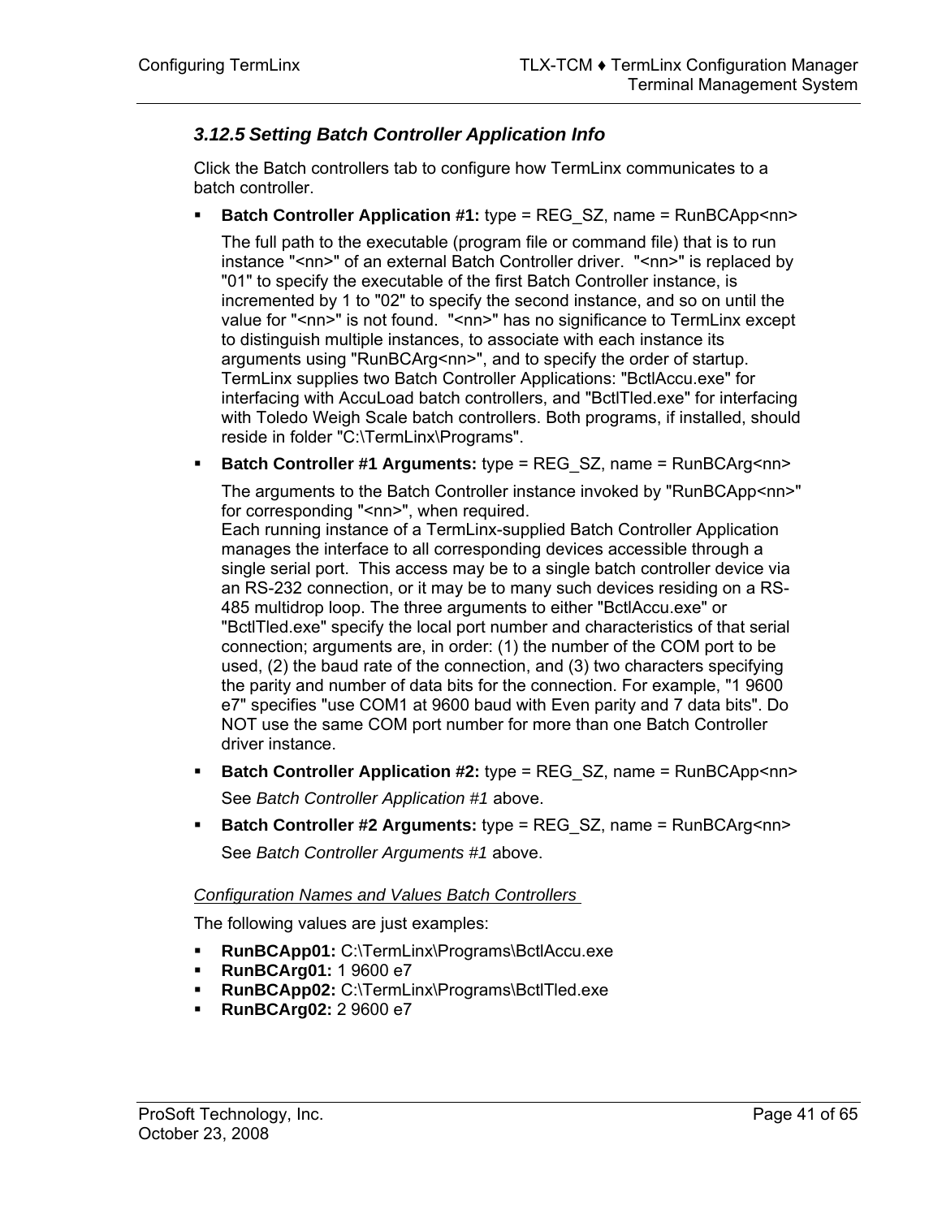### 3.12.5 *Setting Batch Controller Application Info*

Click the Batch controllers tab to configure how TermLinx communicates to a batch controller.

- **Batch Controller Application #1:** type = REG_SZ, name = RunBCApp<nn>

  The full path to the executable (program file or command file) that is to run instance "<nn>" of an external Batch Controller driver. "<nn>" is replaced by "01" to specify the executable of the first Batch Controller instance, is incremented by 1 to "02" to specify the second instance, and so on until the value for "<nn>" is not found. "<nn>" has no significance to TermLinx except to distinguish multiple instances, to associate with each instance its arguments using "RunBCArg<nn>", and to specify the order of startup. TermLinx supplies two Batch Controller Applications: "BctlAccu.exe" for interfacing with AccuLoad batch controllers, and "BctlTled.exe" for interfacing with Toledo Weigh Scale batch controllers. Both programs, if installed, should reside in folder "C:\TermLinx\Programs".

- **Batch Controller #1 Arguments:** type = REG_SZ, name = RunBCArg<nn>

  The arguments to the Batch Controller instance invoked by "RunBCApp<nn>" for corresponding "<nn>", when required.
  Each running instance of a TermLinx-supplied Batch Controller Application manages the interface to all corresponding devices accessible through a single serial port. This access may be to a single batch controller device via an RS-232 connection, or it may be to many such devices residing on a RS-485 multidrop loop. The three arguments to either "BctlAccu.exe" or "BctlTled.exe" specify the local port number and characteristics of that serial connection; arguments are, in order: (1) the number of the COM port to be used, (2) the baud rate of the connection, and (3) two characters specifying the parity and number of data bits for the connection. For example, "1 9600 e7" specifies "use COM1 at 9600 baud with Even parity and 7 data bits". Do NOT use the same COM port number for more than one Batch Controller driver instance.

- **Batch Controller Application #2:** type = REG_SZ, name = RunBCApp<nn>

  See *Batch Controller Application #1* above.

- **Batch Controller #2 Arguments:** type = REG_SZ, name = RunBCArg<nn>

  See *Batch Controller Arguments #1* above.

*Configuration Names and Values Batch Controllers*

The following values are just examples:

- **RunBCApp01:** C:\TermLinx\Programs\BctlAccu.exe
- **RunBCArg01:** 1 9600 e7
- **RunBCApp02:** C:\TermLinx\Programs\BctlTled.exe
- **RunBCArg02:** 2 9600 e7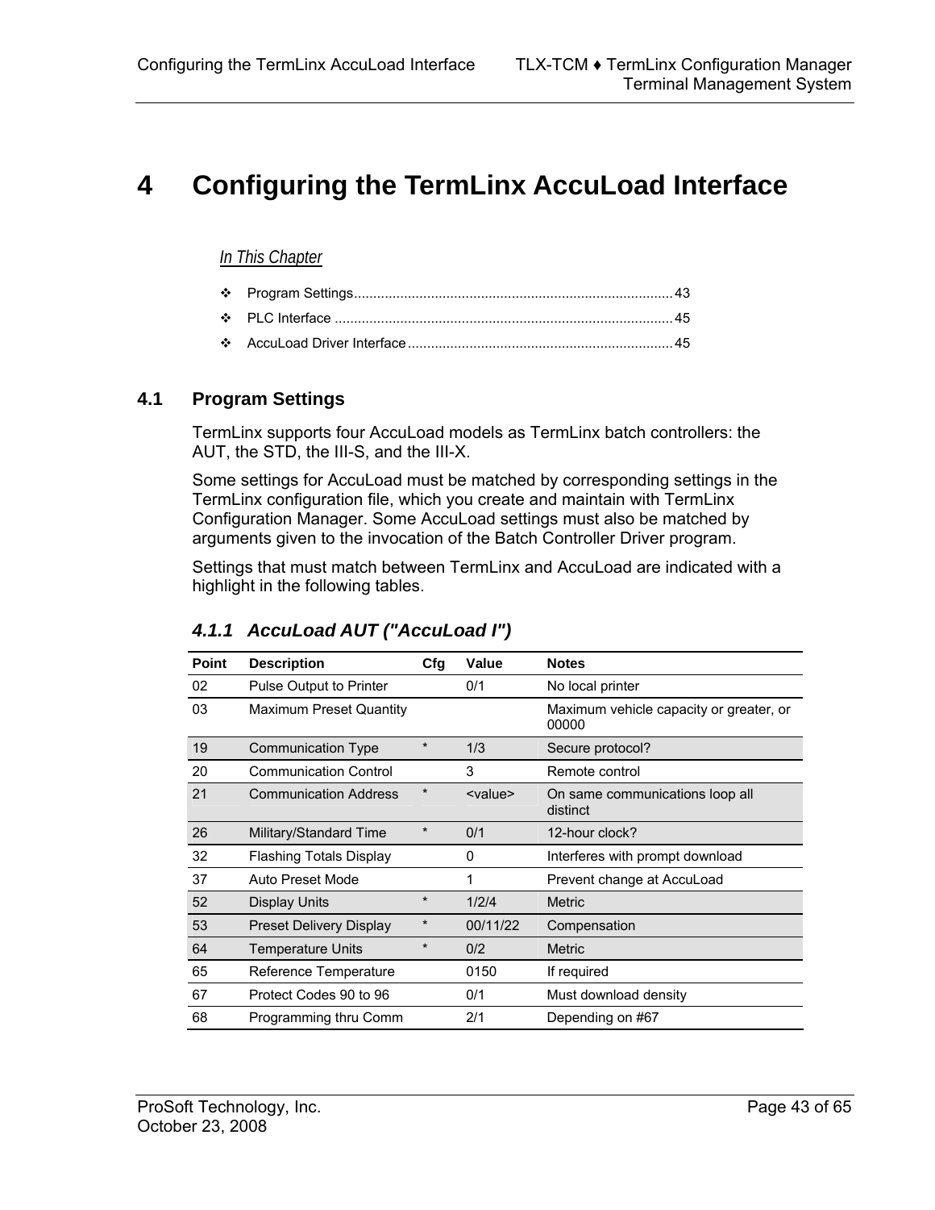# 4 Configuring the TermLinx AccuLoad Interface

*In This Chapter*

- Program Settings........................................................................................ 43
- PLC Interface ............................................................................................ 45
- AccuLoad Driver Interface.......................................................................... 45

## 4.1 Program Settings

TermLinx supports four AccuLoad models as TermLinx batch controllers: the AUT, the STD, the III-S, and the III-X.

Some settings for AccuLoad must be matched by corresponding settings in the TermLinx configuration file, which you create and maintain with TermLinx Configuration Manager. Some AccuLoad settings must also be matched by arguments given to the invocation of the Batch Controller Driver program.

Settings that must match between TermLinx and AccuLoad are indicated with a highlight in the following tables.

### 4.1.1 AccuLoad AUT ("AccuLoad I")

| Point | Description | Cfg | Value | Notes |
|---|---|---|---|---|
| 02 | Pulse Output to Printer | | 0/1 | No local printer |
| 03 | Maximum Preset Quantity | | | Maximum vehicle capacity or greater, or 00000 |
| 19 | Communication Type | * | 1/3 | Secure protocol? |
| 20 | Communication Control | | 3 | Remote control |
| 21 | Communication Address | * | <value> | On same communications loop all distinct |
| 26 | Military/Standard Time | * | 0/1 | 12-hour clock? |
| 32 | Flashing Totals Display | | 0 | Interferes with prompt download |
| 37 | Auto Preset Mode | | 1 | Prevent change at AccuLoad |
| 52 | Display Units | * | 1/2/4 | Metric |
| 53 | Preset Delivery Display | * | 00/11/22 | Compensation |
| 64 | Temperature Units | * | 0/2 | Metric |
| 65 | Reference Temperature | | 0150 | If required |
| 67 | Protect Codes 90 to 96 | | 0/1 | Must download density |
| 68 | Programming thru Comm | | 2/1 | Depending on #67 |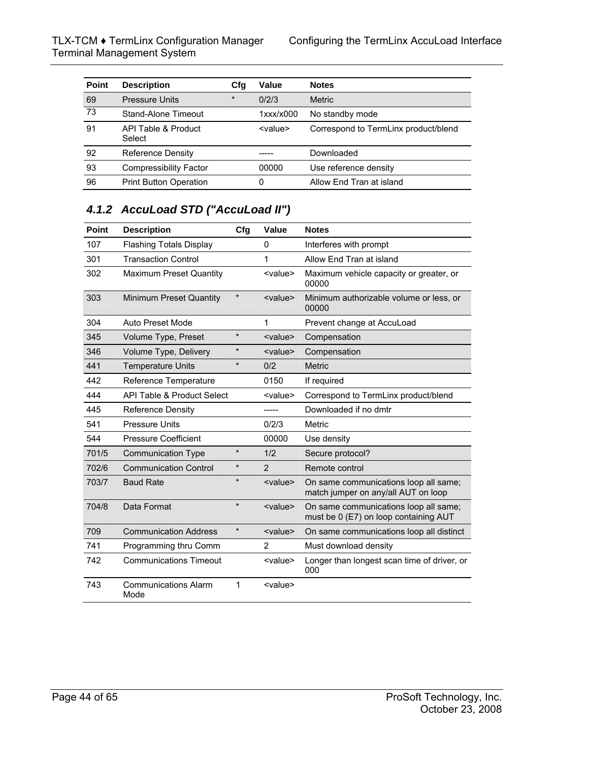| Point | Description | Cfg | Value | Notes |
|---|---|---|---|---|
| 69 | Pressure Units | * | 0/2/3 | Metric |
| 73 | Stand-Alone Timeout | | 1xxx/x000 | No standby mode |
| 91 | API Table & Product Select | | <value> | Correspond to TermLinx product/blend |
| 92 | Reference Density | | ----- | Downloaded |
| 93 | Compressibility Factor | | 00000 | Use reference density |
| 96 | Print Button Operation | | 0 | Allow End Tran at island |

### 4.1.2 AccuLoad STD ("AccuLoad II")

| Point | Description | Cfg | Value | Notes |
|---|---|---|---|---|
| 107 | Flashing Totals Display | | 0 | Interferes with prompt |
| 301 | Transaction Control | | 1 | Allow End Tran at island |
| 302 | Maximum Preset Quantity | | <value> | Maximum vehicle capacity or greater, or 00000 |
| 303 | Minimum Preset Quantity | * | <value> | Minimum authorizable volume or less, or 00000 |
| 304 | Auto Preset Mode | | 1 | Prevent change at AccuLoad |
| 345 | Volume Type, Preset | * | <value> | Compensation |
| 346 | Volume Type, Delivery | * | <value> | Compensation |
| 441 | Temperature Units | * | 0/2 | Metric |
| 442 | Reference Temperature | | 0150 | If required |
| 444 | API Table & Product Select | | <value> | Correspond to TermLinx product/blend |
| 445 | Reference Density | | ----- | Downloaded if no dmtr |
| 541 | Pressure Units | | 0/2/3 | Metric |
| 544 | Pressure Coefficient | | 00000 | Use density |
| 701/5 | Communication Type | * | 1/2 | Secure protocol? |
| 702/6 | Communication Control | * | 2 | Remote control |
| 703/7 | Baud Rate | * | <value> | On same communications loop all same; match jumper on any/all AUT on loop |
| 704/8 | Data Format | * | <value> | On same communications loop all same; must be 0 (E7) on loop containing AUT |
| 709 | Communication Address | * | <value> | On same communications loop all distinct |
| 741 | Programming thru Comm | | 2 | Must download density |
| 742 | Communications Timeout | | <value> | Longer than longest scan time of driver, or 000 |
| 743 | Communications Alarm Mode | 1 | <value> | |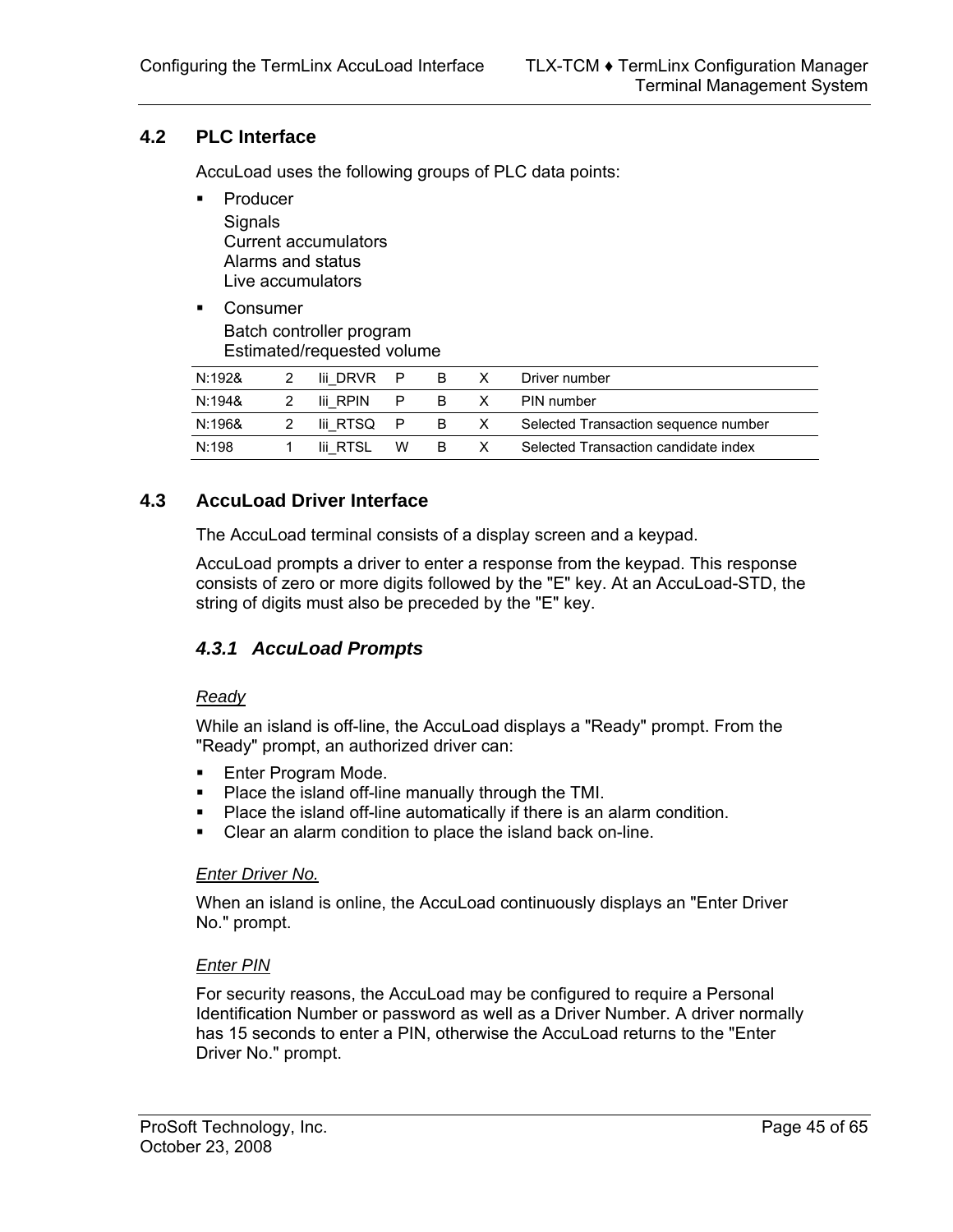## 4.2 PLC Interface

AccuLoad uses the following groups of PLC data points:

- Producer
  Signals
  Current accumulators
  Alarms and status
  Live accumulators
- Consumer
  Batch controller program
  Estimated/requested volume

| | | | | | | |
|---|---|---|---|---|---|---|
| N:192& | 2 | Iii_DRVR | P | B | X | Driver number |
| N:194& | 2 | Iii_RPIN | P | B | X | PIN number |
| N:196& | 2 | Iii_RTSQ | P | B | X | Selected Transaction sequence number |
| N:198 | 1 | Iii_RTSL | W | B | X | Selected Transaction candidate index |

## 4.3 AccuLoad Driver Interface

The AccuLoad terminal consists of a display screen and a keypad.

AccuLoad prompts a driver to enter a response from the keypad. This response consists of zero or more digits followed by the "E" key. At an AccuLoad-STD, the string of digits must also be preceded by the "E" key.

### *4.3.1 AccuLoad Prompts*

*Ready*

While an island is off-line, the AccuLoad displays a "Ready" prompt. From the "Ready" prompt, an authorized driver can:

- Enter Program Mode.
- Place the island off-line manually through the TMI.
- Place the island off-line automatically if there is an alarm condition.
- Clear an alarm condition to place the island back on-line.

*Enter Driver No.*

When an island is online, the AccuLoad continuously displays an "Enter Driver No." prompt.

*Enter PIN*

For security reasons, the AccuLoad may be configured to require a Personal Identification Number or password as well as a Driver Number. A driver normally has 15 seconds to enter a PIN, otherwise the AccuLoad returns to the "Enter Driver No." prompt.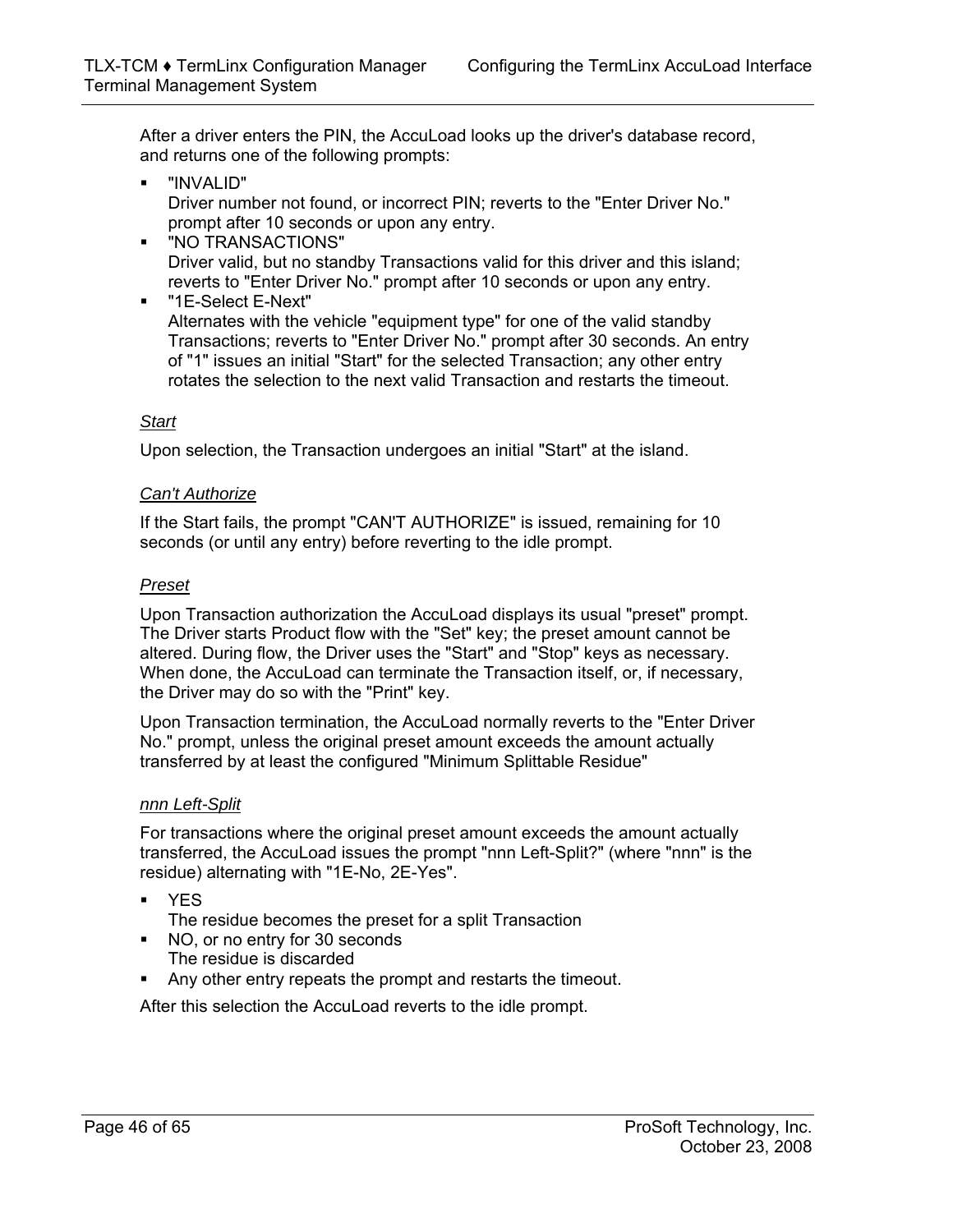After a driver enters the PIN, the AccuLoad looks up the driver's database record, and returns one of the following prompts:

- "INVALID"
  Driver number not found, or incorrect PIN; reverts to the "Enter Driver No." prompt after 10 seconds or upon any entry.
- "NO TRANSACTIONS"
  Driver valid, but no standby Transactions valid for this driver and this island; reverts to "Enter Driver No." prompt after 10 seconds or upon any entry.
- "1E-Select E-Next"
  Alternates with the vehicle "equipment type" for one of the valid standby Transactions; reverts to "Enter Driver No." prompt after 30 seconds. An entry of "1" issues an initial "Start" for the selected Transaction; any other entry rotates the selection to the next valid Transaction and restarts the timeout.

*Start*

Upon selection, the Transaction undergoes an initial "Start" at the island.

*Can't Authorize*

If the Start fails, the prompt "CAN'T AUTHORIZE" is issued, remaining for 10 seconds (or until any entry) before reverting to the idle prompt.

*Preset*

Upon Transaction authorization the AccuLoad displays its usual "preset" prompt. The Driver starts Product flow with the "Set" key; the preset amount cannot be altered. During flow, the Driver uses the "Start" and "Stop" keys as necessary. When done, the AccuLoad can terminate the Transaction itself, or, if necessary, the Driver may do so with the "Print" key.

Upon Transaction termination, the AccuLoad normally reverts to the "Enter Driver No." prompt, unless the original preset amount exceeds the amount actually transferred by at least the configured "Minimum Splittable Residue"

*nnn Left-Split*

For transactions where the original preset amount exceeds the amount actually transferred, the AccuLoad issues the prompt "nnn Left-Split?" (where "nnn" is the residue) alternating with "1E-No, 2E-Yes".

- YES
  The residue becomes the preset for a split Transaction
- NO, or no entry for 30 seconds
  The residue is discarded
- Any other entry repeats the prompt and restarts the timeout.

After this selection the AccuLoad reverts to the idle prompt.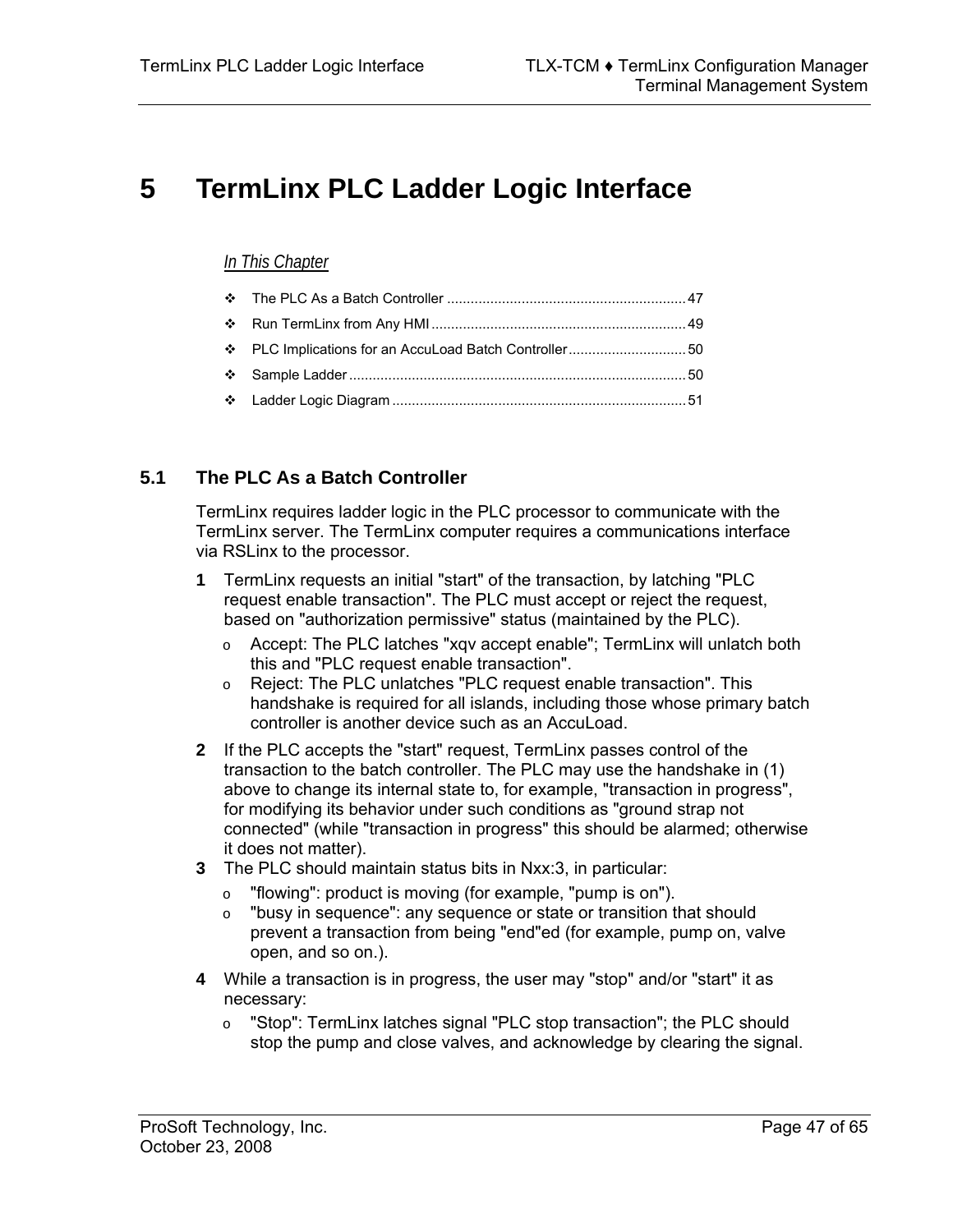# 5 TermLinx PLC Ladder Logic Interface

*In This Chapter*

- ❖ The PLC As a Batch Controller ............................................................ 47
- ❖ Run TermLinx from Any HMI ................................................................ 49
- ❖ PLC Implications for an AccuLoad Batch Controller ............................. 50
- ❖ Sample Ladder ..................................................................................... 50
- ❖ Ladder Logic Diagram .......................................................................... 51

## 5.1 The PLC As a Batch Controller

TermLinx requires ladder logic in the PLC processor to communicate with the TermLinx server. The TermLinx computer requires a communications interface via RSLinx to the processor.

**1** TermLinx requests an initial "start" of the transaction, by latching "PLC request enable transaction". The PLC must accept or reject the request, based on "authorization permissive" status (maintained by the PLC).
   - o Accept: The PLC latches "xqv accept enable"; TermLinx will unlatch both this and "PLC request enable transaction".
   - o Reject: The PLC unlatches "PLC request enable transaction". This handshake is required for all islands, including those whose primary batch controller is another device such as an AccuLoad.

**2** If the PLC accepts the "start" request, TermLinx passes control of the transaction to the batch controller. The PLC may use the handshake in (1) above to change its internal state to, for example, "transaction in progress", for modifying its behavior under such conditions as "ground strap not connected" (while "transaction in progress" this should be alarmed; otherwise it does not matter).

**3** The PLC should maintain status bits in Nxx:3, in particular:
   - o "flowing": product is moving (for example, "pump is on").
   - o "busy in sequence": any sequence or state or transition that should prevent a transaction from being "end"ed (for example, pump on, valve open, and so on.).

**4** While a transaction is in progress, the user may "stop" and/or "start" it as necessary:
   - o "Stop": TermLinx latches signal "PLC stop transaction"; the PLC should stop the pump and close valves, and acknowledge by clearing the signal.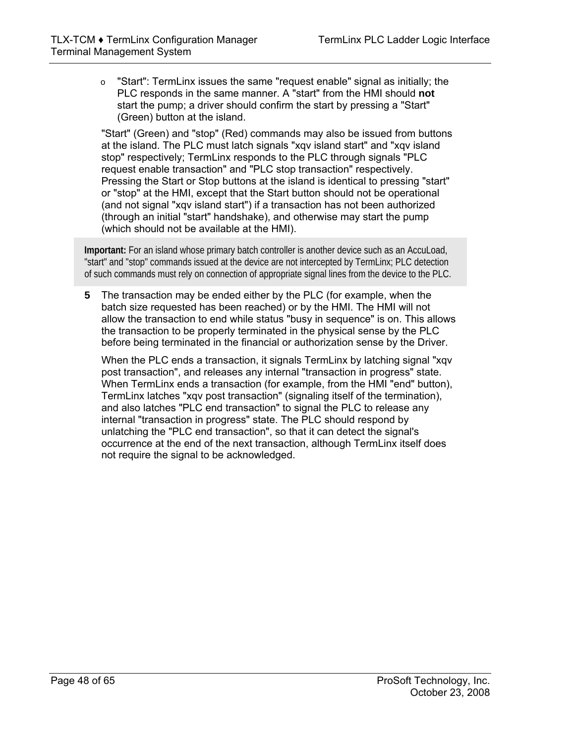- "Start": TermLinx issues the same "request enable" signal as initially; the PLC responds in the same manner. A "start" from the HMI should **not** start the pump; a driver should confirm the start by pressing a "Start" (Green) button at the island.

"Start" (Green) and "stop" (Red) commands may also be issued from buttons at the island. The PLC must latch signals "xqv island start" and "xqv island stop" respectively; TermLinx responds to the PLC through signals "PLC request enable transaction" and "PLC stop transaction" respectively. Pressing the Start or Stop buttons at the island is identical to pressing "start" or "stop" at the HMI, except that the Start button should not be operational (and not signal "xqv island start") if a transaction has not been authorized (through an initial "start" handshake), and otherwise may start the pump (which should not be available at the HMI).

> **Important:** For an island whose primary batch controller is another device such as an AccuLoad, "start" and "stop" commands issued at the device are not intercepted by TermLinx; PLC detection of such commands must rely on connection of appropriate signal lines from the device to the PLC.

**5** The transaction may be ended either by the PLC (for example, when the batch size requested has been reached) or by the HMI. The HMI will not allow the transaction to end while status "busy in sequence" is on. This allows the transaction to be properly terminated in the physical sense by the PLC before being terminated in the financial or authorization sense by the Driver.

When the PLC ends a transaction, it signals TermLinx by latching signal "xqv post transaction", and releases any internal "transaction in progress" state. When TermLinx ends a transaction (for example, from the HMI "end" button), TermLinx latches "xqv post transaction" (signaling itself of the termination), and also latches "PLC end transaction" to signal the PLC to release any internal "transaction in progress" state. The PLC should respond by unlatching the "PLC end transaction", so that it can detect the signal's occurrence at the end of the next transaction, although TermLinx itself does not require the signal to be acknowledged.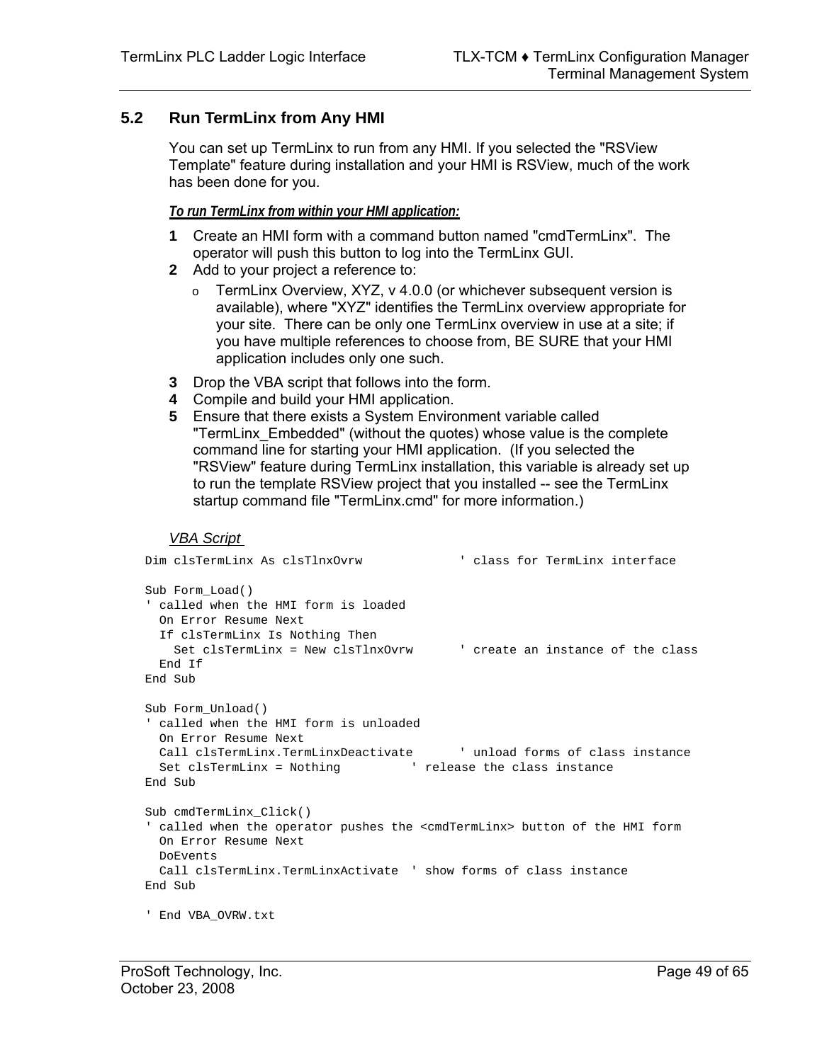## 5.2 Run TermLinx from Any HMI

You can set up TermLinx to run from any HMI. If you selected the "RSView Template" feature during installation and your HMI is RSView, much of the work has been done for you.

***To run TermLinx from within your HMI application:***

1. Create an HMI form with a command button named "cmdTermLinx". The operator will push this button to log into the TermLinx GUI.
2. Add to your project a reference to:
   - TermLinx Overview, XYZ, v 4.0.0 (or whichever subsequent version is available), where "XYZ" identifies the TermLinx overview appropriate for your site. There can be only one TermLinx overview in use at a site; if you have multiple references to choose from, BE SURE that your HMI application includes only one such.
3. Drop the VBA script that follows into the form.
4. Compile and build your HMI application.
5. Ensure that there exists a System Environment variable called "TermLinx_Embedded" (without the quotes) whose value is the complete command line for starting your HMI application. (If you selected the "RSView" feature during TermLinx installation, this variable is already set up to run the template RSView project that you installed -- see the TermLinx startup command file "TermLinx.cmd" for more information.)

*VBA Script*

```
Dim clsTermLinx As clsTlnxOvrw             ' class for TermLinx interface

Sub Form_Load()
' called when the HMI form is loaded
  On Error Resume Next
  If clsTermLinx Is Nothing Then
    Set clsTermLinx = New clsTlnxOvrw      ' create an instance of the class
  End If
End Sub

Sub Form_Unload()
' called when the HMI form is unloaded
  On Error Resume Next
  Call clsTermLinx.TermLinxDeactivate      ' unload forms of class instance
  Set clsTermLinx = Nothing          ' release the class instance
End Sub

Sub cmdTermLinx_Click()
' called when the operator pushes the <cmdTermLinx> button of the HMI form
  On Error Resume Next
  DoEvents
  Call clsTermLinx.TermLinxActivate  ' show forms of class instance
End Sub

' End VBA_OVRW.txt
```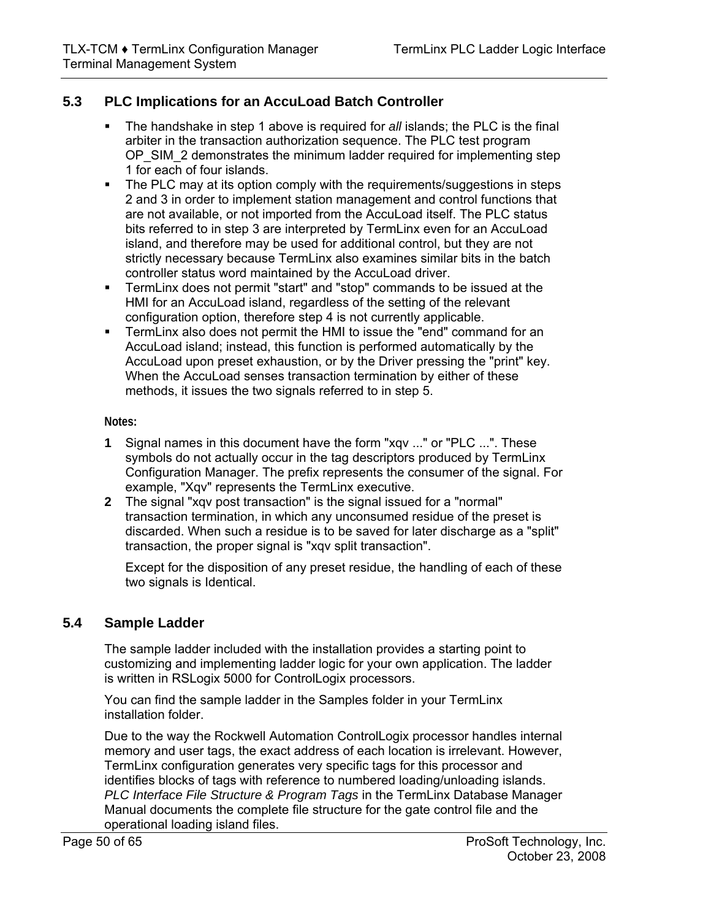## 5.3 PLC Implications for an AccuLoad Batch Controller

- The handshake in step 1 above is required for *all* islands; the PLC is the final arbiter in the transaction authorization sequence. The PLC test program OP_SIM_2 demonstrates the minimum ladder required for implementing step 1 for each of four islands.
- The PLC may at its option comply with the requirements/suggestions in steps 2 and 3 in order to implement station management and control functions that are not available, or not imported from the AccuLoad itself. The PLC status bits referred to in step 3 are interpreted by TermLinx even for an AccuLoad island, and therefore may be used for additional control, but they are not strictly necessary because TermLinx also examines similar bits in the batch controller status word maintained by the AccuLoad driver.
- TermLinx does not permit "start" and "stop" commands to be issued at the HMI for an AccuLoad island, regardless of the setting of the relevant configuration option, therefore step 4 is not currently applicable.
- TermLinx also does not permit the HMI to issue the "end" command for an AccuLoad island; instead, this function is performed automatically by the AccuLoad upon preset exhaustion, or by the Driver pressing the "print" key. When the AccuLoad senses transaction termination by either of these methods, it issues the two signals referred to in step 5.

**Notes:**

**1** Signal names in this document have the form "xqv ..." or "PLC ...". These symbols do not actually occur in the tag descriptors produced by TermLinx Configuration Manager. The prefix represents the consumer of the signal. For example, "Xqv" represents the TermLinx executive.

**2** The signal "xqv post transaction" is the signal issued for a "normal" transaction termination, in which any unconsumed residue of the preset is discarded. When such a residue is to be saved for later discharge as a "split" transaction, the proper signal is "xqv split transaction".

Except for the disposition of any preset residue, the handling of each of these two signals is Identical.

## 5.4 Sample Ladder

The sample ladder included with the installation provides a starting point to customizing and implementing ladder logic for your own application. The ladder is written in RSLogix 5000 for ControlLogix processors.

You can find the sample ladder in the Samples folder in your TermLinx installation folder.

Due to the way the Rockwell Automation ControlLogix processor handles internal memory and user tags, the exact address of each location is irrelevant. However, TermLinx configuration generates very specific tags for this processor and identifies blocks of tags with reference to numbered loading/unloading islands. *PLC Interface File Structure & Program Tags* in the TermLinx Database Manager Manual documents the complete file structure for the gate control file and the operational loading island files.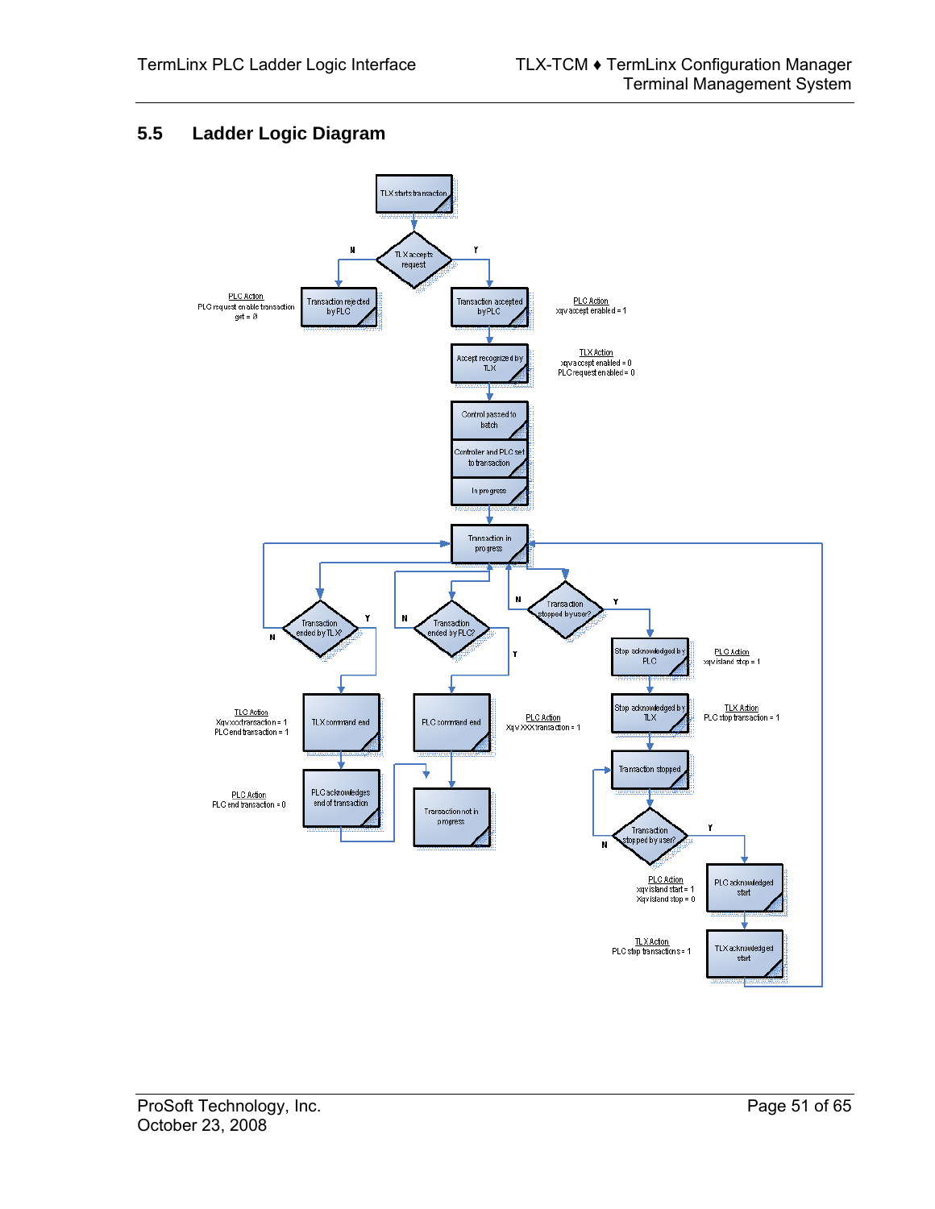## 5.5 Ladder Logic Diagram

TLX starts transaction

TLX accepts request

N

Y

PLC Action
PLC request enable transaction get = 0

Transaction rejected by PLC

Transaction accepted by PLC

PLC Action
xqv accept enabled = 1

Accept recognized by TLX

TLX Action
xqv accept enabled = 0
PLC request enabled = 0

Control passed to batch

Controller and PLC set to transaction

In progress

Transaction in progress

Transaction ended by TLX?

N

Y

Transaction ended by PLC?

N

Y

Transaction stopped by user?

N

Y

Stop acknowledged by PLC

PLC Action
xqv island stop = 1

TLC Action
Xqvxxxtransaction = 1
PLC end transaction = 1

TLX command end

PLC command end

PLC Action
Xqv XXX transaction = 1

Stop acknowledged by TLX

TLX Action
PLC stop transaction = 1

PLC Action
PLC end transaction = 0

PLC acknowledges end of transaction

Transaction not in progress

Transaction stopped

Transaction stopped by user?

N

Y

PLC Action
xqv island start = 1
Xqv island stop = 0

PLC acknowledged start

TLX Action
PLC stop transactions = 1

TLX acknowledged start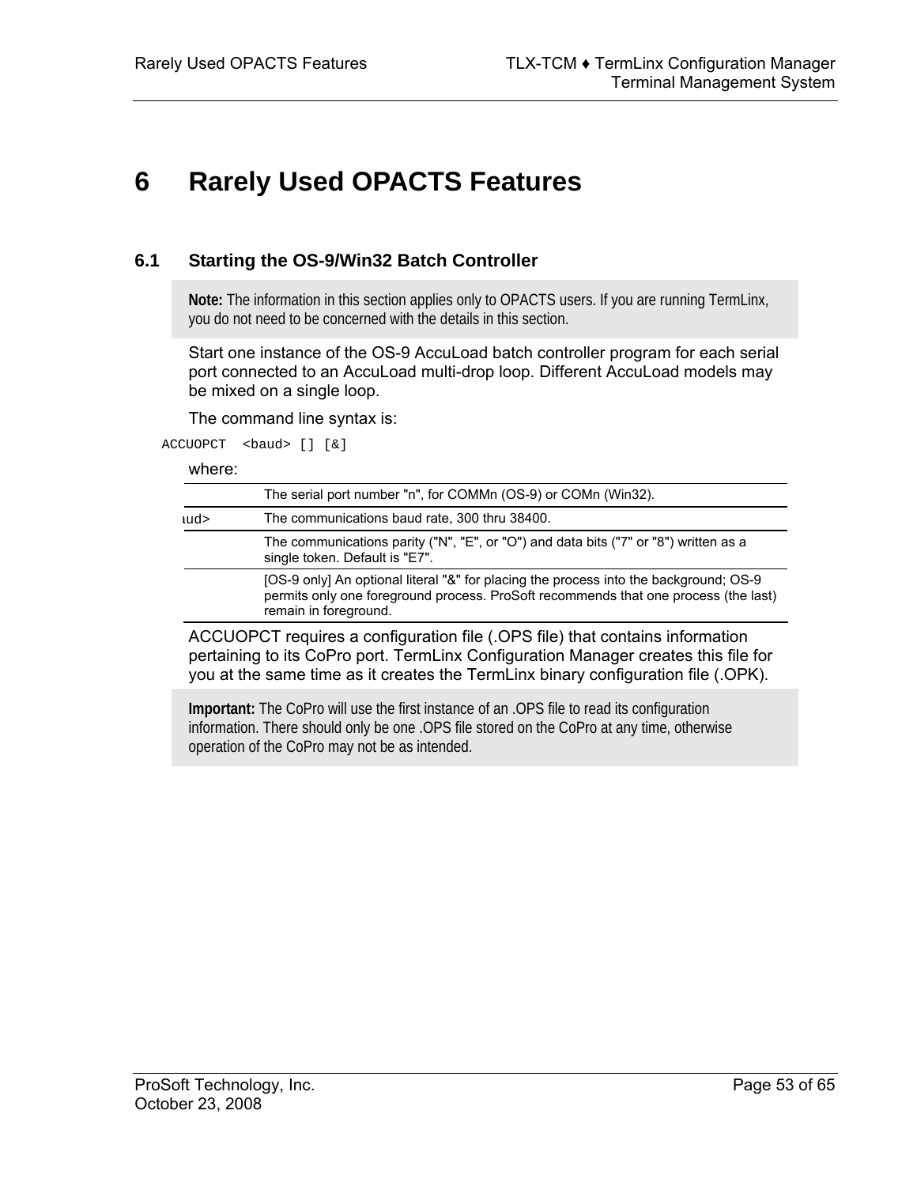# 6 Rarely Used OPACTS Features

## 6.1 Starting the OS-9/Win32 Batch Controller

> **Note:** The information in this section applies only to OPACTS users. If you are running TermLinx, you do not need to be concerned with the details in this section.

Start one instance of the OS-9 AccuLoad batch controller program for each serial port connected to an AccuLoad multi-drop loop. Different AccuLoad models may be mixed on a single loop.

The command line syntax is:

```
ACCUOPCT  <baud> [] [&]
```

where:

| | |
|---|---|
| | The serial port number "n", for COMMn (OS-9) or COMn (Win32). |
| aud> | The communications baud rate, 300 thru 38400. |
| | The communications parity ("N", "E", or "O") and data bits ("7" or "8") written as a single token. Default is "E7". |
| | [OS-9 only] An optional literal "&" for placing the process into the background; OS-9 permits only one foreground process. ProSoft recommends that one process (the last) remain in foreground. |

ACCUOPCT requires a configuration file (.OPS file) that contains information pertaining to its CoPro port. TermLinx Configuration Manager creates this file for you at the same time as it creates the TermLinx binary configuration file (.OPK).

> **Important:** The CoPro will use the first instance of an .OPS file to read its configuration information. There should only be one .OPS file stored on the CoPro at any time, otherwise operation of the CoPro may not be as intended.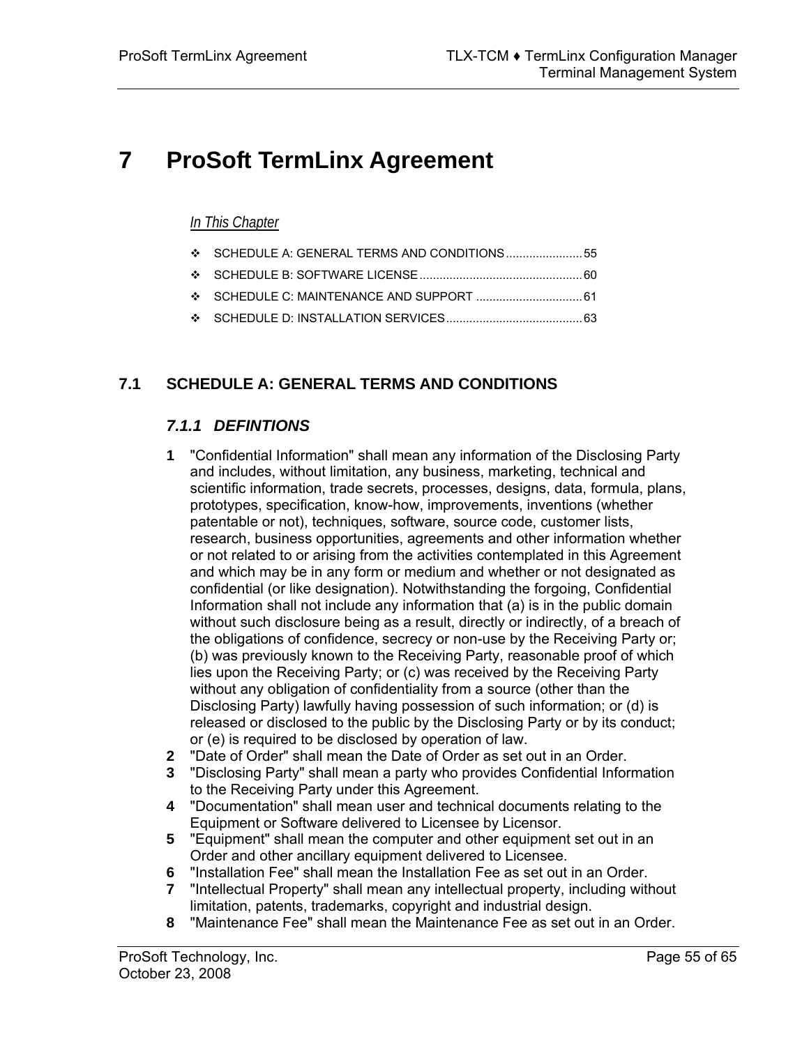# 7 ProSoft TermLinx Agreement

*In This Chapter*

- SCHEDULE A: GENERAL TERMS AND CONDITIONS ....................... 55
- SCHEDULE B: SOFTWARE LICENSE ................................................. 60
- SCHEDULE C: MAINTENANCE AND SUPPORT ................................ 61
- SCHEDULE D: INSTALLATION SERVICES ......................................... 63

## 7.1 SCHEDULE A: GENERAL TERMS AND CONDITIONS

### *7.1.1 DEFINTIONS*

**1** "Confidential Information" shall mean any information of the Disclosing Party and includes, without limitation, any business, marketing, technical and scientific information, trade secrets, processes, designs, data, formula, plans, prototypes, specification, know-how, improvements, inventions (whether patentable or not), techniques, software, source code, customer lists, research, business opportunities, agreements and other information whether or not related to or arising from the activities contemplated in this Agreement and which may be in any form or medium and whether or not designated as confidential (or like designation). Notwithstanding the forgoing, Confidential Information shall not include any information that (a) is in the public domain without such disclosure being as a result, directly or indirectly, of a breach of the obligations of confidence, secrecy or non-use by the Receiving Party or; (b) was previously known to the Receiving Party, reasonable proof of which lies upon the Receiving Party; or (c) was received by the Receiving Party without any obligation of confidentiality from a source (other than the Disclosing Party) lawfully having possession of such information; or (d) is released or disclosed to the public by the Disclosing Party or by its conduct; or (e) is required to be disclosed by operation of law.

**2** "Date of Order" shall mean the Date of Order as set out in an Order.

**3** "Disclosing Party" shall mean a party who provides Confidential Information to the Receiving Party under this Agreement.

**4** "Documentation" shall mean user and technical documents relating to the Equipment or Software delivered to Licensee by Licensor.

**5** "Equipment" shall mean the computer and other equipment set out in an Order and other ancillary equipment delivered to Licensee.

**6** "Installation Fee" shall mean the Installation Fee as set out in an Order.

**7** "Intellectual Property" shall mean any intellectual property, including without limitation, patents, trademarks, copyright and industrial design.

**8** "Maintenance Fee" shall mean the Maintenance Fee as set out in an Order.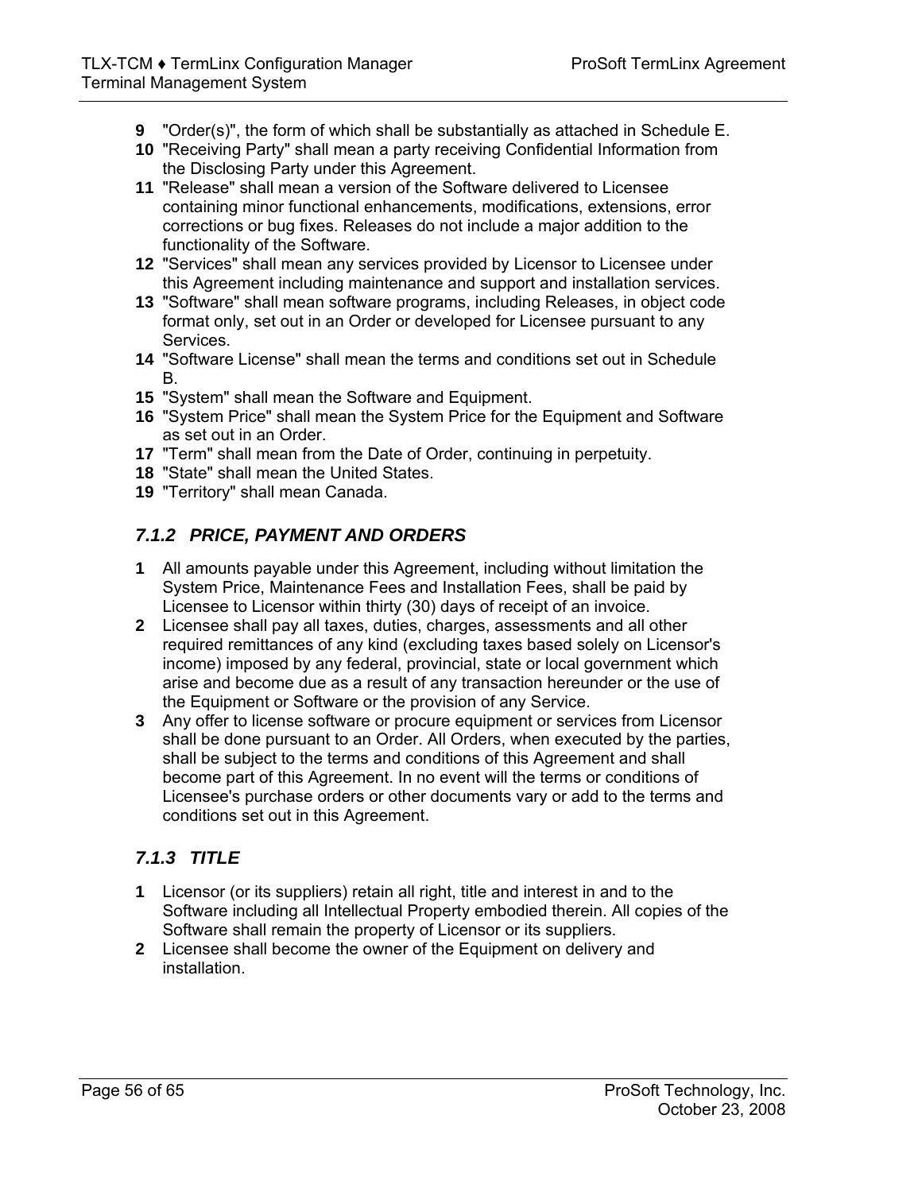9 "Order(s)", the form of which shall be substantially as attached in Schedule E.
10 "Receiving Party" shall mean a party receiving Confidential Information from the Disclosing Party under this Agreement.
11 "Release" shall mean a version of the Software delivered to Licensee containing minor functional enhancements, modifications, extensions, error corrections or bug fixes. Releases do not include a major addition to the functionality of the Software.
12 "Services" shall mean any services provided by Licensor to Licensee under this Agreement including maintenance and support and installation services.
13 "Software" shall mean software programs, including Releases, in object code format only, set out in an Order or developed for Licensee pursuant to any Services.
14 "Software License" shall mean the terms and conditions set out in Schedule B.
15 "System" shall mean the Software and Equipment.
16 "System Price" shall mean the System Price for the Equipment and Software as set out in an Order.
17 "Term" shall mean from the Date of Order, continuing in perpetuity.
18 "State" shall mean the United States.
19 "Territory" shall mean Canada.

### *7.1.2 PRICE, PAYMENT AND ORDERS*

1 All amounts payable under this Agreement, including without limitation the System Price, Maintenance Fees and Installation Fees, shall be paid by Licensee to Licensor within thirty (30) days of receipt of an invoice.
2 Licensee shall pay all taxes, duties, charges, assessments and all other required remittances of any kind (excluding taxes based solely on Licensor's income) imposed by any federal, provincial, state or local government which arise and become due as a result of any transaction hereunder or the use of the Equipment or Software or the provision of any Service.
3 Any offer to license software or procure equipment or services from Licensor shall be done pursuant to an Order. All Orders, when executed by the parties, shall be subject to the terms and conditions of this Agreement and shall become part of this Agreement. In no event will the terms or conditions of Licensee's purchase orders or other documents vary or add to the terms and conditions set out in this Agreement.

### *7.1.3 TITLE*

1 Licensor (or its suppliers) retain all right, title and interest in and to the Software including all Intellectual Property embodied therein. All copies of the Software shall remain the property of Licensor or its suppliers.
2 Licensee shall become the owner of the Equipment on delivery and installation.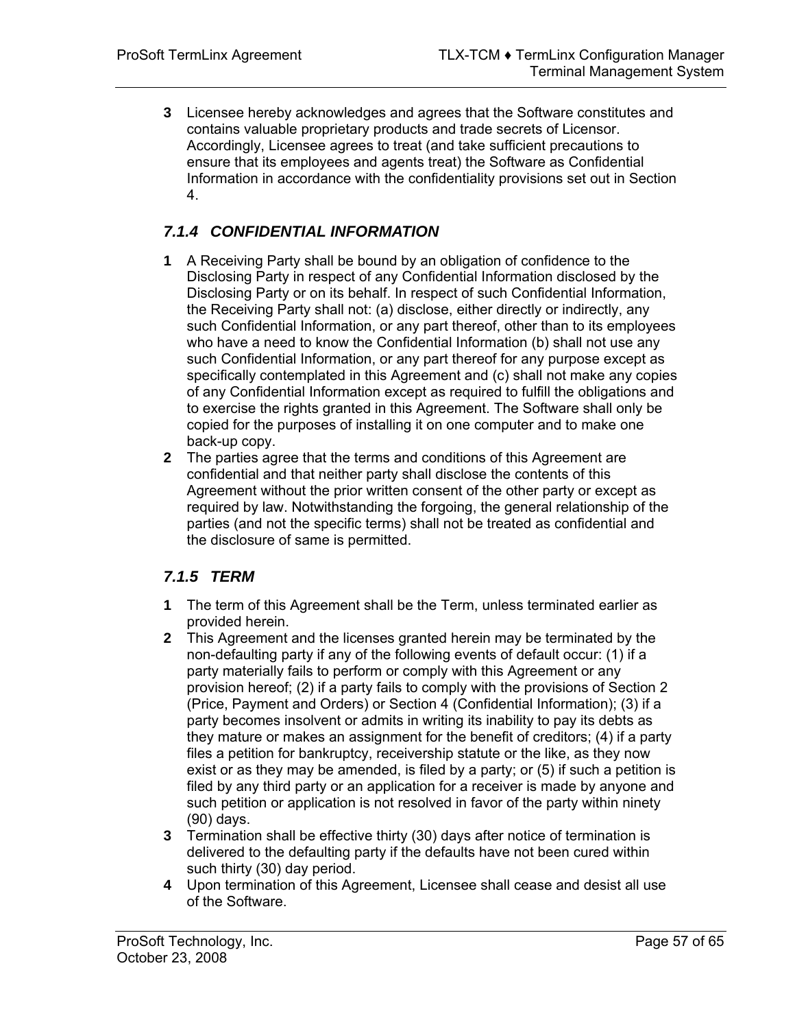**3** Licensee hereby acknowledges and agrees that the Software constitutes and contains valuable proprietary products and trade secrets of Licensor. Accordingly, Licensee agrees to treat (and take sufficient precautions to ensure that its employees and agents treat) the Software as Confidential Information in accordance with the confidentiality provisions set out in Section 4.

### *7.1.4 CONFIDENTIAL INFORMATION*

**1** A Receiving Party shall be bound by an obligation of confidence to the Disclosing Party in respect of any Confidential Information disclosed by the Disclosing Party or on its behalf. In respect of such Confidential Information, the Receiving Party shall not: (a) disclose, either directly or indirectly, any such Confidential Information, or any part thereof, other than to its employees who have a need to know the Confidential Information (b) shall not use any such Confidential Information, or any part thereof for any purpose except as specifically contemplated in this Agreement and (c) shall not make any copies of any Confidential Information except as required to fulfill the obligations and to exercise the rights granted in this Agreement. The Software shall only be copied for the purposes of installing it on one computer and to make one back-up copy.

**2** The parties agree that the terms and conditions of this Agreement are confidential and that neither party shall disclose the contents of this Agreement without the prior written consent of the other party or except as required by law. Notwithstanding the forgoing, the general relationship of the parties (and not the specific terms) shall not be treated as confidential and the disclosure of same is permitted.

### *7.1.5 TERM*

**1** The term of this Agreement shall be the Term, unless terminated earlier as provided herein.

**2** This Agreement and the licenses granted herein may be terminated by the non-defaulting party if any of the following events of default occur: (1) if a party materially fails to perform or comply with this Agreement or any provision hereof; (2) if a party fails to comply with the provisions of Section 2 (Price, Payment and Orders) or Section 4 (Confidential Information); (3) if a party becomes insolvent or admits in writing its inability to pay its debts as they mature or makes an assignment for the benefit of creditors; (4) if a party files a petition for bankruptcy, receivership statute or the like, as they now exist or as they may be amended, is filed by a party; or (5) if such a petition is filed by any third party or an application for a receiver is made by anyone and such petition or application is not resolved in favor of the party within ninety (90) days.

**3** Termination shall be effective thirty (30) days after notice of termination is delivered to the defaulting party if the defaults have not been cured within such thirty (30) day period.

**4** Upon termination of this Agreement, Licensee shall cease and desist all use of the Software.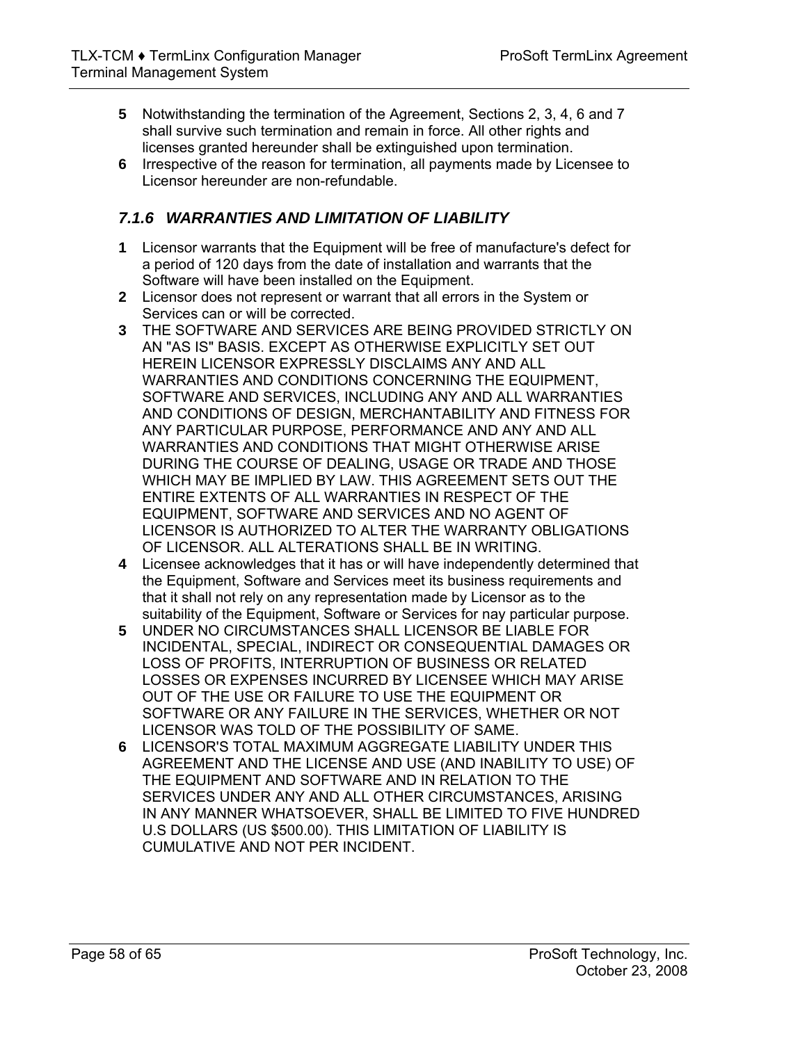5. Notwithstanding the termination of the Agreement, Sections 2, 3, 4, 6 and 7 shall survive such termination and remain in force. All other rights and licenses granted hereunder shall be extinguished upon termination.
6. Irrespective of the reason for termination, all payments made by Licensee to Licensor hereunder are non-refundable.

### *7.1.6 WARRANTIES AND LIMITATION OF LIABILITY*

1. Licensor warrants that the Equipment will be free of manufacture's defect for a period of 120 days from the date of installation and warrants that the Software will have been installed on the Equipment.
2. Licensor does not represent or warrant that all errors in the System or Services can or will be corrected.
3. THE SOFTWARE AND SERVICES ARE BEING PROVIDED STRICTLY ON AN "AS IS" BASIS. EXCEPT AS OTHERWISE EXPLICITLY SET OUT HEREIN LICENSOR EXPRESSLY DISCLAIMS ANY AND ALL WARRANTIES AND CONDITIONS CONCERNING THE EQUIPMENT, SOFTWARE AND SERVICES, INCLUDING ANY AND ALL WARRANTIES AND CONDITIONS OF DESIGN, MERCHANTABILITY AND FITNESS FOR ANY PARTICULAR PURPOSE, PERFORMANCE AND ANY AND ALL WARRANTIES AND CONDITIONS THAT MIGHT OTHERWISE ARISE DURING THE COURSE OF DEALING, USAGE OR TRADE AND THOSE WHICH MAY BE IMPLIED BY LAW. THIS AGREEMENT SETS OUT THE ENTIRE EXTENTS OF ALL WARRANTIES IN RESPECT OF THE EQUIPMENT, SOFTWARE AND SERVICES AND NO AGENT OF LICENSOR IS AUTHORIZED TO ALTER THE WARRANTY OBLIGATIONS OF LICENSOR. ALL ALTERATIONS SHALL BE IN WRITING.
4. Licensee acknowledges that it has or will have independently determined that the Equipment, Software and Services meet its business requirements and that it shall not rely on any representation made by Licensor as to the suitability of the Equipment, Software or Services for nay particular purpose.
5. UNDER NO CIRCUMSTANCES SHALL LICENSOR BE LIABLE FOR INCIDENTAL, SPECIAL, INDIRECT OR CONSEQUENTIAL DAMAGES OR LOSS OF PROFITS, INTERRUPTION OF BUSINESS OR RELATED LOSSES OR EXPENSES INCURRED BY LICENSEE WHICH MAY ARISE OUT OF THE USE OR FAILURE TO USE THE EQUIPMENT OR SOFTWARE OR ANY FAILURE IN THE SERVICES, WHETHER OR NOT LICENSOR WAS TOLD OF THE POSSIBILITY OF SAME.
6. LICENSOR'S TOTAL MAXIMUM AGGREGATE LIABILITY UNDER THIS AGREEMENT AND THE LICENSE AND USE (AND INABILITY TO USE) OF THE EQUIPMENT AND SOFTWARE AND IN RELATION TO THE SERVICES UNDER ANY AND ALL OTHER CIRCUMSTANCES, ARISING IN ANY MANNER WHATSOEVER, SHALL BE LIMITED TO FIVE HUNDRED U.S DOLLARS (US $500.00). THIS LIMITATION OF LIABILITY IS CUMULATIVE AND NOT PER INCIDENT.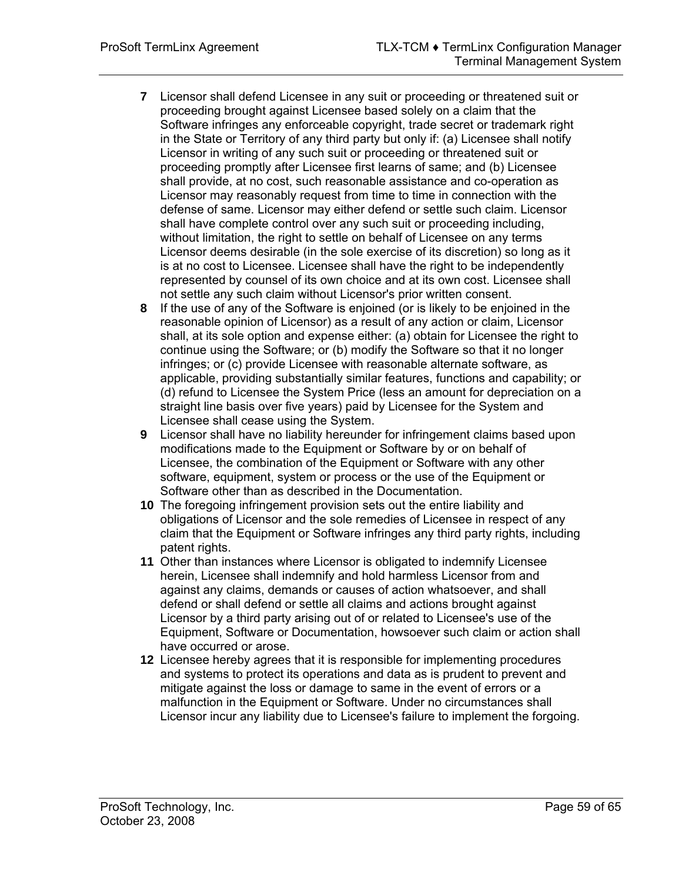**7** Licensor shall defend Licensee in any suit or proceeding or threatened suit or proceeding brought against Licensee based solely on a claim that the Software infringes any enforceable copyright, trade secret or trademark right in the State or Territory of any third party but only if: (a) Licensee shall notify Licensor in writing of any such suit or proceeding or threatened suit or proceeding promptly after Licensee first learns of same; and (b) Licensee shall provide, at no cost, such reasonable assistance and co-operation as Licensor may reasonably request from time to time in connection with the defense of same. Licensor may either defend or settle such claim. Licensor shall have complete control over any such suit or proceeding including, without limitation, the right to settle on behalf of Licensee on any terms Licensor deems desirable (in the sole exercise of its discretion) so long as it is at no cost to Licensee. Licensee shall have the right to be independently represented by counsel of its own choice and at its own cost. Licensee shall not settle any such claim without Licensor's prior written consent.

**8** If the use of any of the Software is enjoined (or is likely to be enjoined in the reasonable opinion of Licensor) as a result of any action or claim, Licensor shall, at its sole option and expense either: (a) obtain for Licensee the right to continue using the Software; or (b) modify the Software so that it no longer infringes; or (c) provide Licensee with reasonable alternate software, as applicable, providing substantially similar features, functions and capability; or (d) refund to Licensee the System Price (less an amount for depreciation on a straight line basis over five years) paid by Licensee for the System and Licensee shall cease using the System.

**9** Licensor shall have no liability hereunder for infringement claims based upon modifications made to the Equipment or Software by or on behalf of Licensee, the combination of the Equipment or Software with any other software, equipment, system or process or the use of the Equipment or Software other than as described in the Documentation.

**10** The foregoing infringement provision sets out the entire liability and obligations of Licensor and the sole remedies of Licensee in respect of any claim that the Equipment or Software infringes any third party rights, including patent rights.

**11** Other than instances where Licensor is obligated to indemnify Licensee herein, Licensee shall indemnify and hold harmless Licensor from and against any claims, demands or causes of action whatsoever, and shall defend or shall defend or settle all claims and actions brought against Licensor by a third party arising out of or related to Licensee's use of the Equipment, Software or Documentation, howsoever such claim or action shall have occurred or arose.

**12** Licensee hereby agrees that it is responsible for implementing procedures and systems to protect its operations and data as is prudent to prevent and mitigate against the loss or damage to same in the event of errors or a malfunction in the Equipment or Software. Under no circumstances shall Licensor incur any liability due to Licensee's failure to implement the forgoing.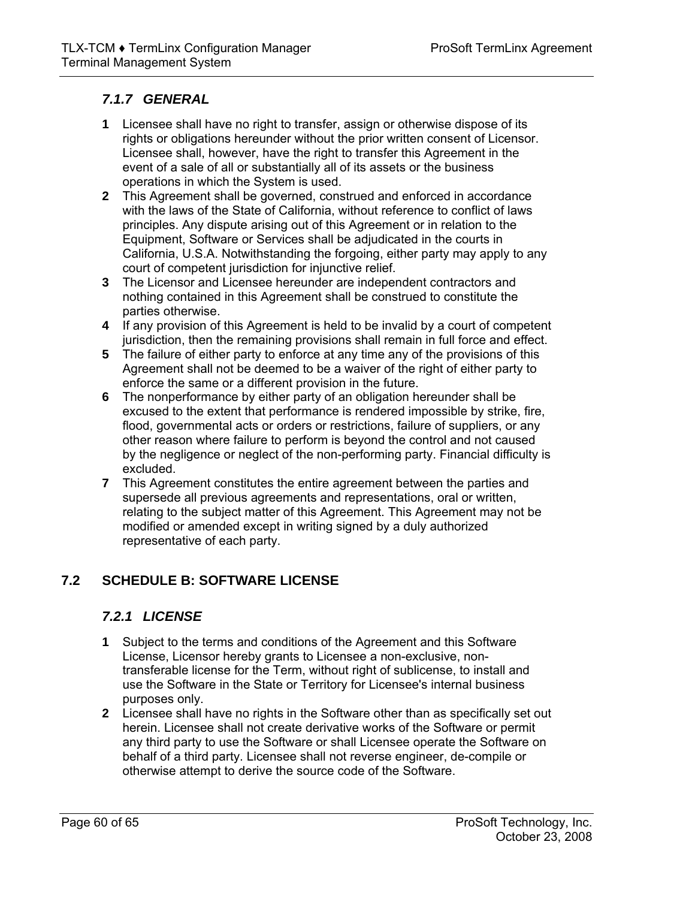### *7.1.7 GENERAL*

**1** Licensee shall have no right to transfer, assign or otherwise dispose of its rights or obligations hereunder without the prior written consent of Licensor. Licensee shall, however, have the right to transfer this Agreement in the event of a sale of all or substantially all of its assets or the business operations in which the System is used.

**2** This Agreement shall be governed, construed and enforced in accordance with the laws of the State of California, without reference to conflict of laws principles. Any dispute arising out of this Agreement or in relation to the Equipment, Software or Services shall be adjudicated in the courts in California, U.S.A. Notwithstanding the forgoing, either party may apply to any court of competent jurisdiction for injunctive relief.

**3** The Licensor and Licensee hereunder are independent contractors and nothing contained in this Agreement shall be construed to constitute the parties otherwise.

**4** If any provision of this Agreement is held to be invalid by a court of competent jurisdiction, then the remaining provisions shall remain in full force and effect.

**5** The failure of either party to enforce at any time any of the provisions of this Agreement shall not be deemed to be a waiver of the right of either party to enforce the same or a different provision in the future.

**6** The nonperformance by either party of an obligation hereunder shall be excused to the extent that performance is rendered impossible by strike, fire, flood, governmental acts or orders or restrictions, failure of suppliers, or any other reason where failure to perform is beyond the control and not caused by the negligence or neglect of the non-performing party. Financial difficulty is excluded.

**7** This Agreement constitutes the entire agreement between the parties and supersede all previous agreements and representations, oral or written, relating to the subject matter of this Agreement. This Agreement may not be modified or amended except in writing signed by a duly authorized representative of each party.

## 7.2 SCHEDULE B: SOFTWARE LICENSE

### *7.2.1 LICENSE*

**1** Subject to the terms and conditions of the Agreement and this Software License, Licensor hereby grants to Licensee a non-exclusive, non-transferable license for the Term, without right of sublicense, to install and use the Software in the State or Territory for Licensee's internal business purposes only.

**2** Licensee shall have no rights in the Software other than as specifically set out herein. Licensee shall not create derivative works of the Software or permit any third party to use the Software or shall Licensee operate the Software on behalf of a third party. Licensee shall not reverse engineer, de-compile or otherwise attempt to derive the source code of the Software.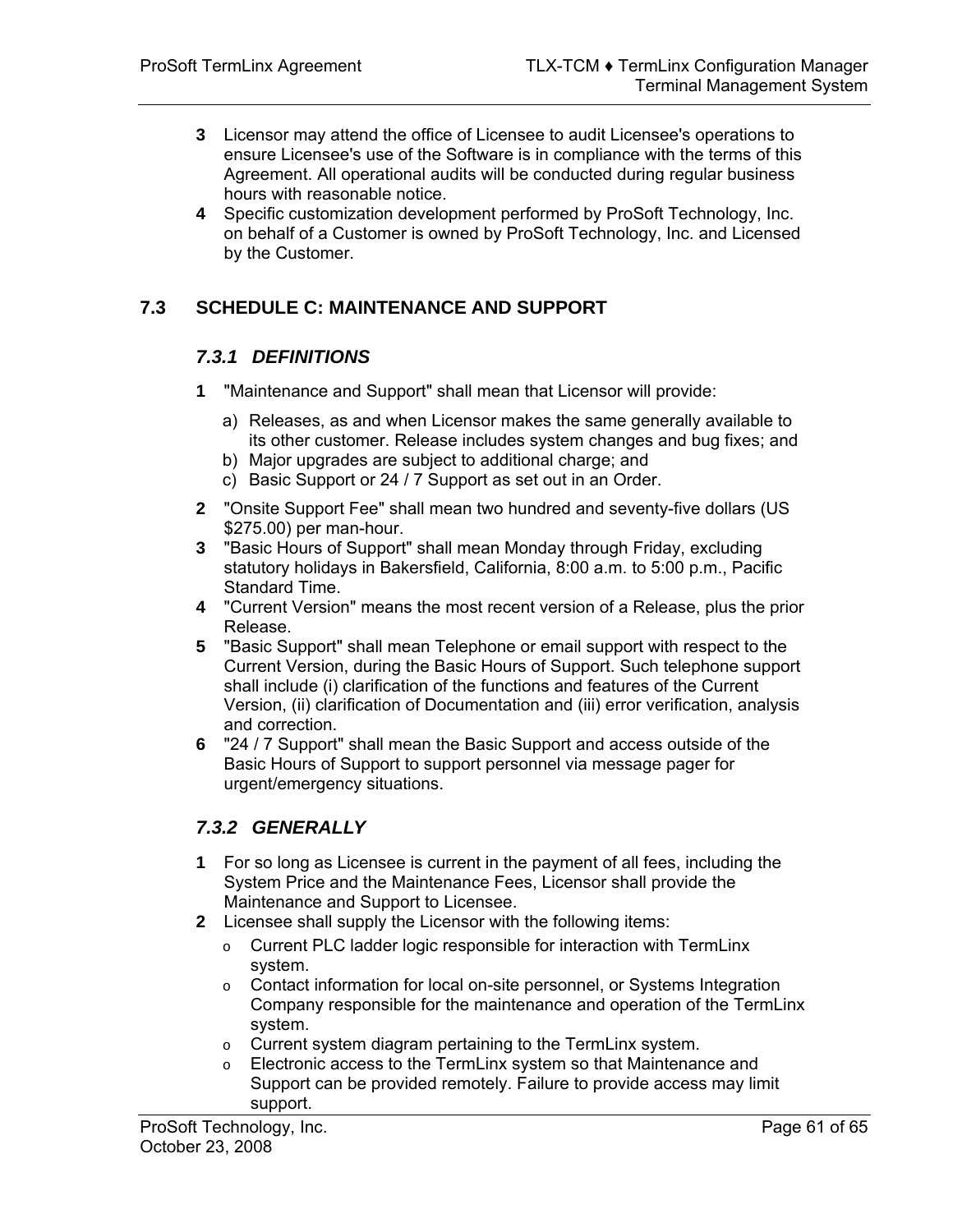**3** Licensor may attend the office of Licensee to audit Licensee's operations to ensure Licensee's use of the Software is in compliance with the terms of this Agreement. All operational audits will be conducted during regular business hours with reasonable notice.

**4** Specific customization development performed by ProSoft Technology, Inc. on behalf of a Customer is owned by ProSoft Technology, Inc. and Licensed by the Customer.

## 7.3 SCHEDULE C: MAINTENANCE AND SUPPORT

### *7.3.1 DEFINITIONS*

**1** "Maintenance and Support" shall mean that Licensor will provide:

a) Releases, as and when Licensor makes the same generally available to its other customer. Release includes system changes and bug fixes; and
b) Major upgrades are subject to additional charge; and
c) Basic Support or 24 / 7 Support as set out in an Order.

**2** "Onsite Support Fee" shall mean two hundred and seventy-five dollars (US $275.00) per man-hour.

**3** "Basic Hours of Support" shall mean Monday through Friday, excluding statutory holidays in Bakersfield, California, 8:00 a.m. to 5:00 p.m., Pacific Standard Time.

**4** "Current Version" means the most recent version of a Release, plus the prior Release.

**5** "Basic Support" shall mean Telephone or email support with respect to the Current Version, during the Basic Hours of Support. Such telephone support shall include (i) clarification of the functions and features of the Current Version, (ii) clarification of Documentation and (iii) error verification, analysis and correction.

**6** "24 / 7 Support" shall mean the Basic Support and access outside of the Basic Hours of Support to support personnel via message pager for urgent/emergency situations.

### *7.3.2 GENERALLY*

**1** For so long as Licensee is current in the payment of all fees, including the System Price and the Maintenance Fees, Licensor shall provide the Maintenance and Support to Licensee.

**2** Licensee shall supply the Licensor with the following items:

- Current PLC ladder logic responsible for interaction with TermLinx system.
- Contact information for local on-site personnel, or Systems Integration Company responsible for the maintenance and operation of the TermLinx system.
- Current system diagram pertaining to the TermLinx system.
- Electronic access to the TermLinx system so that Maintenance and Support can be provided remotely. Failure to provide access may limit support.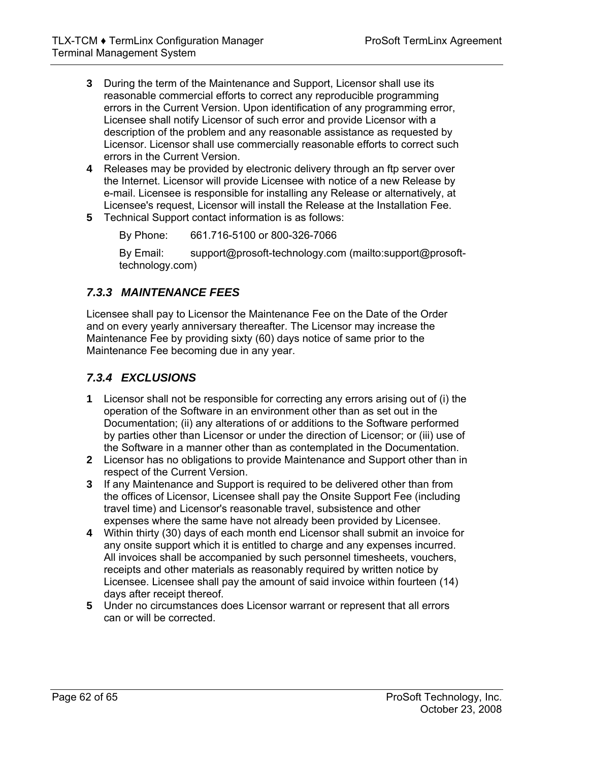**3** During the term of the Maintenance and Support, Licensor shall use its reasonable commercial efforts to correct any reproducible programming errors in the Current Version. Upon identification of any programming error, Licensee shall notify Licensor of such error and provide Licensor with a description of the problem and any reasonable assistance as requested by Licensor. Licensor shall use commercially reasonable efforts to correct such errors in the Current Version.

**4** Releases may be provided by electronic delivery through an ftp server over the Internet. Licensor will provide Licensee with notice of a new Release by e-mail. Licensee is responsible for installing any Release or alternatively, at Licensee's request, Licensor will install the Release at the Installation Fee.

**5** Technical Support contact information is as follows:

By Phone: 661.716-5100 or 800-326-7066

By Email: support@prosoft-technology.com (mailto:support@prosoft-technology.com)

### *7.3.3 MAINTENANCE FEES*

Licensee shall pay to Licensor the Maintenance Fee on the Date of the Order and on every yearly anniversary thereafter. The Licensor may increase the Maintenance Fee by providing sixty (60) days notice of same prior to the Maintenance Fee becoming due in any year.

### *7.3.4 EXCLUSIONS*

**1** Licensor shall not be responsible for correcting any errors arising out of (i) the operation of the Software in an environment other than as set out in the Documentation; (ii) any alterations of or additions to the Software performed by parties other than Licensor or under the direction of Licensor; or (iii) use of the Software in a manner other than as contemplated in the Documentation.

**2** Licensor has no obligations to provide Maintenance and Support other than in respect of the Current Version.

**3** If any Maintenance and Support is required to be delivered other than from the offices of Licensor, Licensee shall pay the Onsite Support Fee (including travel time) and Licensor's reasonable travel, subsistence and other expenses where the same have not already been provided by Licensee.

**4** Within thirty (30) days of each month end Licensor shall submit an invoice for any onsite support which it is entitled to charge and any expenses incurred. All invoices shall be accompanied by such personnel timesheets, vouchers, receipts and other materials as reasonably required by written notice by Licensee. Licensee shall pay the amount of said invoice within fourteen (14) days after receipt thereof.

**5** Under no circumstances does Licensor warrant or represent that all errors can or will be corrected.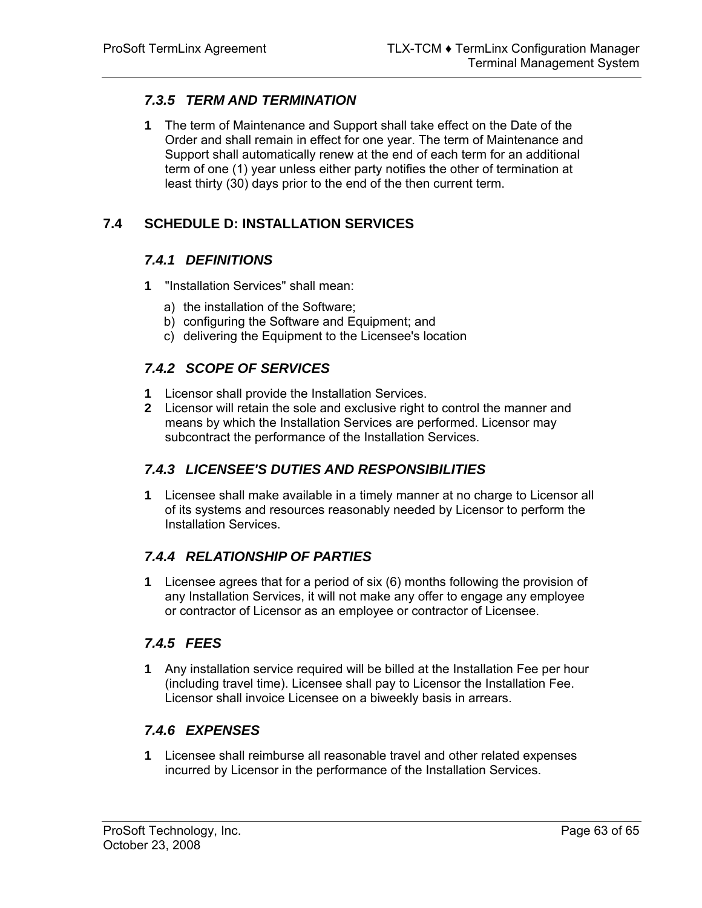### *7.3.5 TERM AND TERMINATION*

**1** The term of Maintenance and Support shall take effect on the Date of the Order and shall remain in effect for one year. The term of Maintenance and Support shall automatically renew at the end of each term for an additional term of one (1) year unless either party notifies the other of termination at least thirty (30) days prior to the end of the then current term.

## 7.4 SCHEDULE D: INSTALLATION SERVICES

### *7.4.1 DEFINITIONS*

**1** "Installation Services" shall mean:

a) the installation of the Software;
b) configuring the Software and Equipment; and
c) delivering the Equipment to the Licensee's location

### *7.4.2 SCOPE OF SERVICES*

**1** Licensor shall provide the Installation Services.

**2** Licensor will retain the sole and exclusive right to control the manner and means by which the Installation Services are performed. Licensor may subcontract the performance of the Installation Services.

### *7.4.3 LICENSEE'S DUTIES AND RESPONSIBILITIES*

**1** Licensee shall make available in a timely manner at no charge to Licensor all of its systems and resources reasonably needed by Licensor to perform the Installation Services.

### *7.4.4 RELATIONSHIP OF PARTIES*

**1** Licensee agrees that for a period of six (6) months following the provision of any Installation Services, it will not make any offer to engage any employee or contractor of Licensor as an employee or contractor of Licensee.

### *7.4.5 FEES*

**1** Any installation service required will be billed at the Installation Fee per hour (including travel time). Licensee shall pay to Licensor the Installation Fee. Licensor shall invoice Licensee on a biweekly basis in arrears.

### *7.4.6 EXPENSES*

**1** Licensee shall reimburse all reasonable travel and other related expenses incurred by Licensor in the performance of the Installation Services.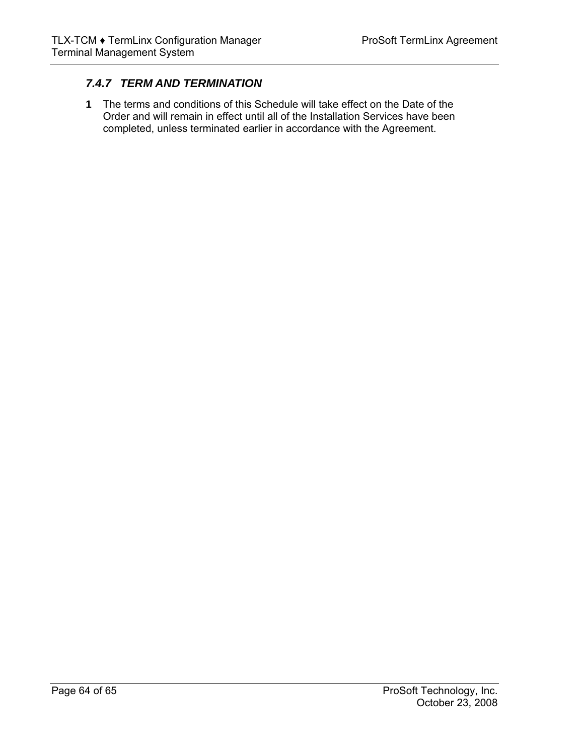### *7.4.7 TERM AND TERMINATION*

**1** The terms and conditions of this Schedule will take effect on the Date of the Order and will remain in effect until all of the Installation Services have been completed, unless terminated earlier in accordance with the Agreement.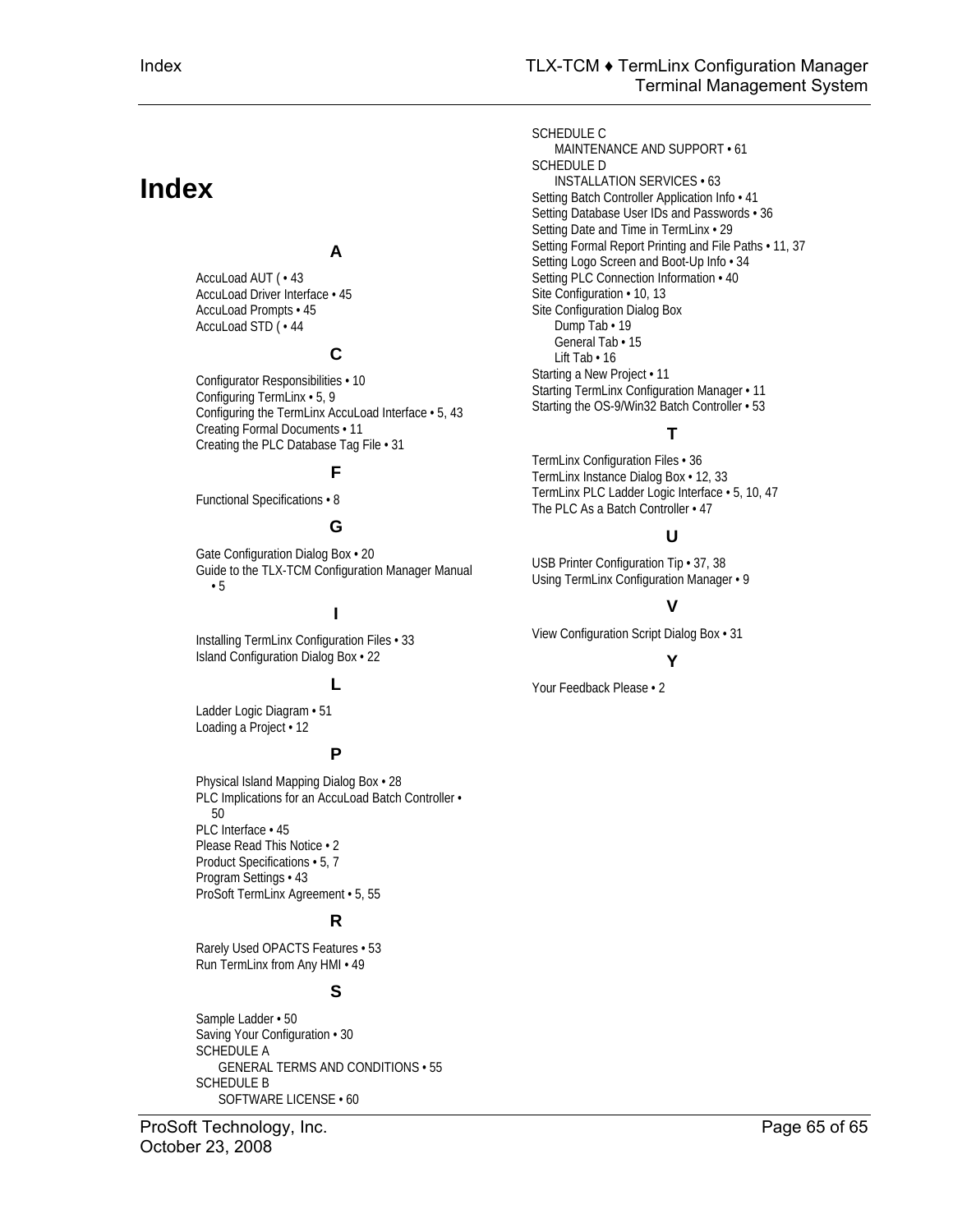# Index

## A

AccuLoad AUT ( • 43
AccuLoad Driver Interface • 45
AccuLoad Prompts • 45
AccuLoad STD ( • 44

## C

Configurator Responsibilities • 10
Configuring TermLinx • 5, 9
Configuring the TermLinx AccuLoad Interface • 5, 43
Creating Formal Documents • 11
Creating the PLC Database Tag File • 31

## F

Functional Specifications • 8

## G

Gate Configuration Dialog Box • 20
Guide to the TLX-TCM Configuration Manager Manual • 5

## I

Installing TermLinx Configuration Files • 33
Island Configuration Dialog Box • 22

## L

Ladder Logic Diagram • 51
Loading a Project • 12

## P

Physical Island Mapping Dialog Box • 28
PLC Implications for an AccuLoad Batch Controller • 50
PLC Interface • 45
Please Read This Notice • 2
Product Specifications • 5, 7
Program Settings • 43
ProSoft TermLinx Agreement • 5, 55

## R

Rarely Used OPACTS Features • 53
Run TermLinx from Any HMI • 49

## S

Sample Ladder • 50
Saving Your Configuration • 30
SCHEDULE A
  GENERAL TERMS AND CONDITIONS • 55
SCHEDULE B
  SOFTWARE LICENSE • 60
SCHEDULE C
  MAINTENANCE AND SUPPORT • 61
SCHEDULE D
  INSTALLATION SERVICES • 63
Setting Batch Controller Application Info • 41
Setting Database User IDs and Passwords • 36
Setting Date and Time in TermLinx • 29
Setting Formal Report Printing and File Paths • 11, 37
Setting Logo Screen and Boot-Up Info • 34
Setting PLC Connection Information • 40
Site Configuration • 10, 13
Site Configuration Dialog Box
  Dump Tab • 19
  General Tab • 15
  Lift Tab • 16
Starting a New Project • 11
Starting TermLinx Configuration Manager • 11
Starting the OS-9/Win32 Batch Controller • 53

## T

TermLinx Configuration Files • 36
TermLinx Instance Dialog Box • 12, 33
TermLinx PLC Ladder Logic Interface • 5, 10, 47
The PLC As a Batch Controller • 47

## U

USB Printer Configuration Tip • 37, 38
Using TermLinx Configuration Manager • 9

## V

View Configuration Script Dialog Box • 31

## Y

Your Feedback Please • 2